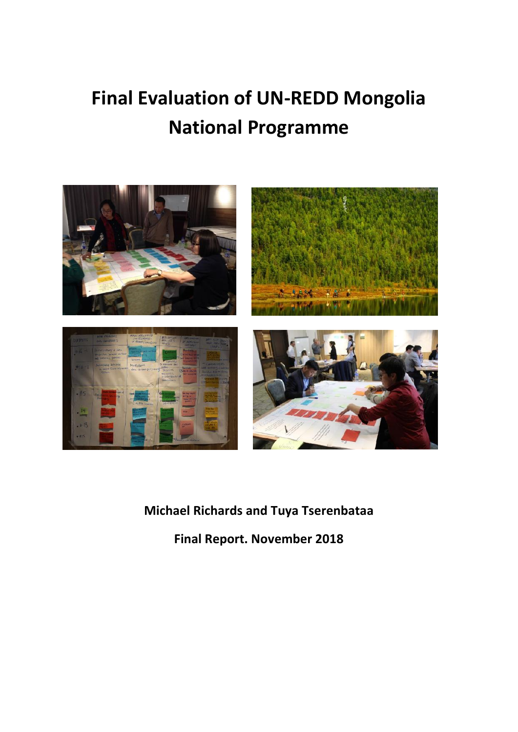# Final Evaluation of UN-REDD Mongolia National Programme

**Michael Richards and Tuya Tserenbataa**

**Final Report. November 2018**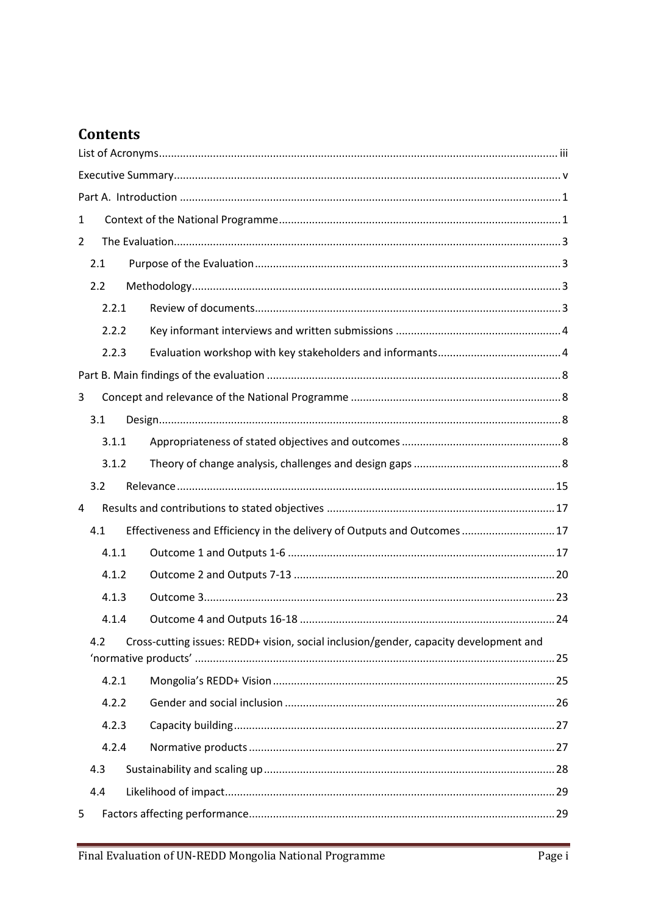## Contents

List of Acronyms ..... iii

Executive Summary ..... v

Part A. Introduction ..... 1

1 Context of the National Programme ..... 1

2 The Evaluation ..... 3

- 2.1 Purpose of the Evaluation ..... 3
- 2.2 Methodology ..... 3
  - 2.2.1 Review of documents ..... 3
  - 2.2.2 Key informant interviews and written submissions ..... 4
  - 2.2.3 Evaluation workshop with key stakeholders and informants ..... 4

Part B. Main findings of the evaluation ..... 8

3 Concept and relevance of the National Programme ..... 8

- 3.1 Design ..... 8
  - 3.1.1 Appropriateness of stated objectives and outcomes ..... 8
  - 3.1.2 Theory of change analysis, challenges and design gaps ..... 8
- 3.2 Relevance ..... 15

4 Results and contributions to stated objectives ..... 17

- 4.1 Effectiveness and Efficiency in the delivery of Outputs and Outcomes ..... 17
  - 4.1.1 Outcome 1 and Outputs 1-6 ..... 17
  - 4.1.2 Outcome 2 and Outputs 7-13 ..... 20
  - 4.1.3 Outcome 3 ..... 23
  - 4.1.4 Outcome 4 and Outputs 16-18 ..... 24
- 4.2 Cross-cutting issues: REDD+ vision, social inclusion/gender, capacity development and 'normative products' ..... 25
  - 4.2.1 Mongolia's REDD+ Vision ..... 25
  - 4.2.2 Gender and social inclusion ..... 26
  - 4.2.3 Capacity building ..... 27
  - 4.2.4 Normative products ..... 27
- 4.3 Sustainability and scaling up ..... 28
- 4.4 Likelihood of impact ..... 29

5 Factors affecting performance ..... 29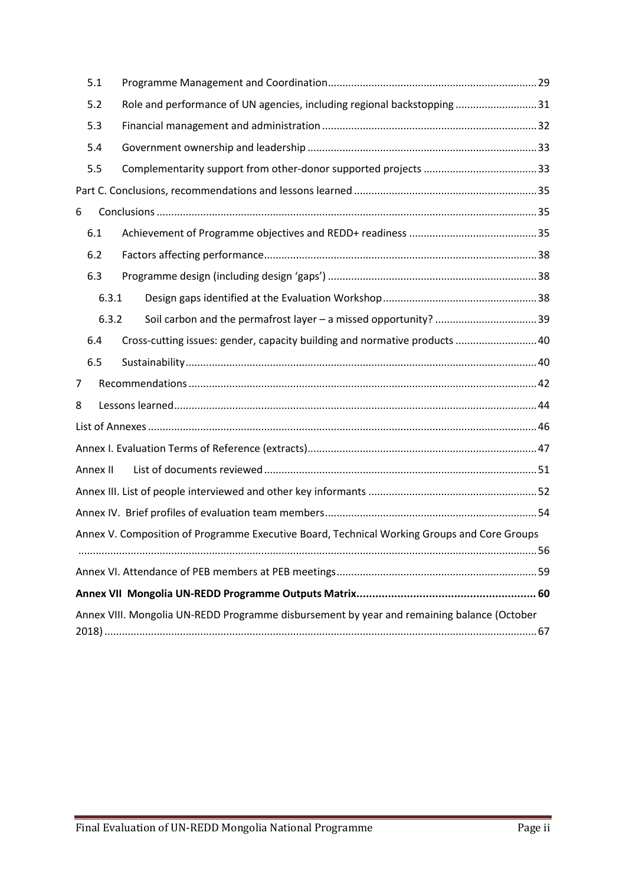5.1 Programme Management and Coordination ........ 29

5.2 Role and performance of UN agencies, including regional backstopping ........ 31

5.3 Financial management and administration ........ 32

5.4 Government ownership and leadership ........ 33

5.5 Complementarity support from other-donor supported projects ........ 33

Part C. Conclusions, recommendations and lessons learned ........ 35

6 Conclusions ........ 35

6.1 Achievement of Programme objectives and REDD+ readiness ........ 35

6.2 Factors affecting performance ........ 38

6.3 Programme design (including design 'gaps') ........ 38

6.3.1 Design gaps identified at the Evaluation Workshop ........ 38

6.3.2 Soil carbon and the permafrost layer – a missed opportunity? ........ 39

6.4 Cross-cutting issues: gender, capacity building and normative products ........ 40

6.5 Sustainability ........ 40

7 Recommendations ........ 42

8 Lessons learned ........ 44

List of Annexes ........ 46

Annex I. Evaluation Terms of Reference (extracts) ........ 47

Annex II List of documents reviewed ........ 51

Annex III. List of people interviewed and other key informants ........ 52

Annex IV. Brief profiles of evaluation team members ........ 54

Annex V. Composition of Programme Executive Board, Technical Working Groups and Core Groups ........ 56

Annex VI. Attendance of PEB members at PEB meetings ........ 59

**Annex VII Mongolia UN-REDD Programme Outputs Matrix ........ 60**

Annex VIII. Mongolia UN-REDD Programme disbursement by year and remaining balance (October 2018) ........ 67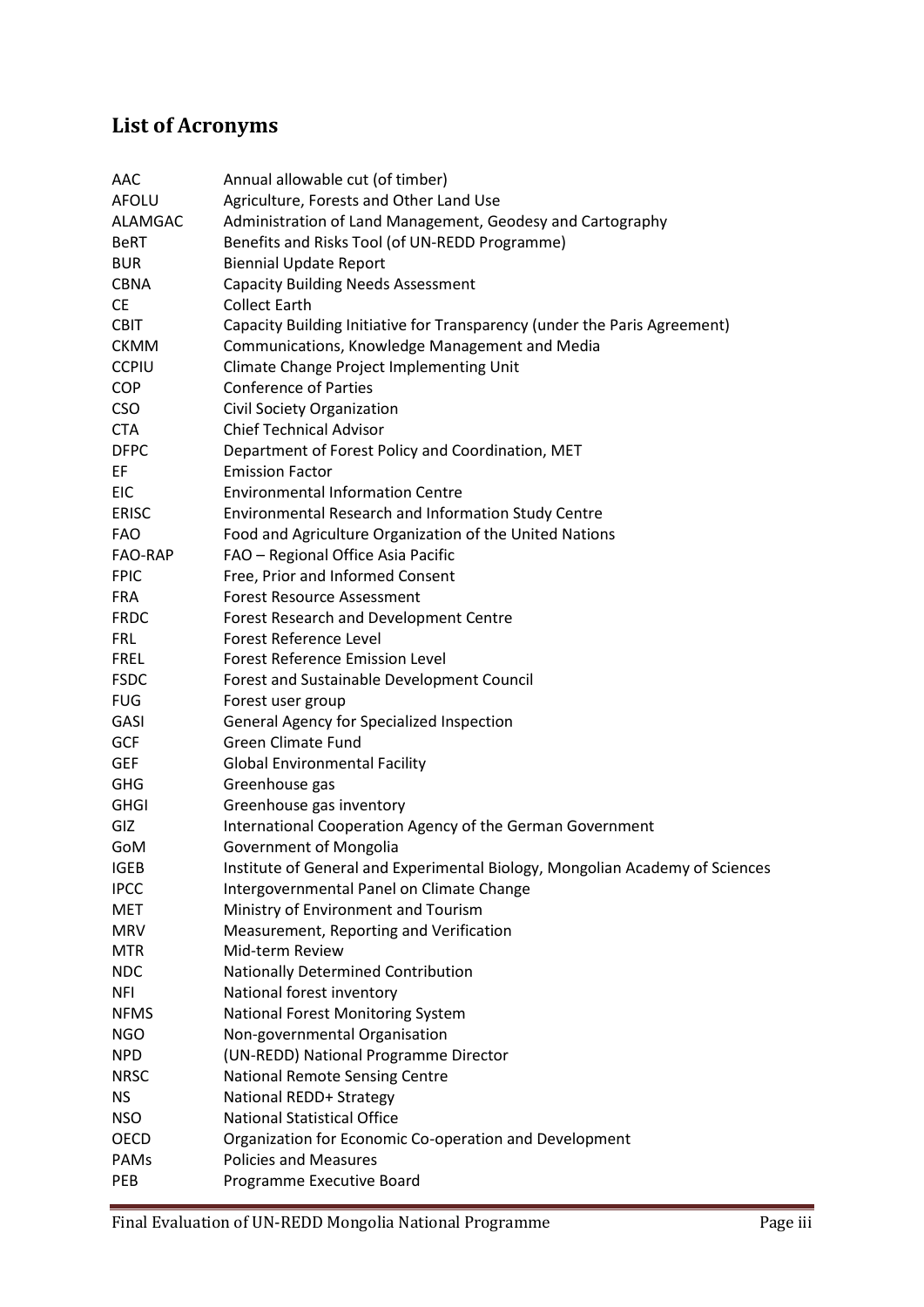## List of Acronyms

| | |
|---|---|
| AAC | Annual allowable cut (of timber) |
| AFOLU | Agriculture, Forests and Other Land Use |
| ALAMGAC | Administration of Land Management, Geodesy and Cartography |
| BeRT | Benefits and Risks Tool (of UN-REDD Programme) |
| BUR | Biennial Update Report |
| CBNA | Capacity Building Needs Assessment |
| CE | Collect Earth |
| CBIT | Capacity Building Initiative for Transparency (under the Paris Agreement) |
| CKMM | Communications, Knowledge Management and Media |
| CCPIU | Climate Change Project Implementing Unit |
| COP | Conference of Parties |
| CSO | Civil Society Organization |
| CTA | Chief Technical Advisor |
| DFPC | Department of Forest Policy and Coordination, MET |
| EF | Emission Factor |
| EIC | Environmental Information Centre |
| ERISC | Environmental Research and Information Study Centre |
| FAO | Food and Agriculture Organization of the United Nations |
| FAO-RAP | FAO – Regional Office Asia Pacific |
| FPIC | Free, Prior and Informed Consent |
| FRA | Forest Resource Assessment |
| FRDC | Forest Research and Development Centre |
| FRL | Forest Reference Level |
| FREL | Forest Reference Emission Level |
| FSDC | Forest and Sustainable Development Council |
| FUG | Forest user group |
| GASI | General Agency for Specialized Inspection |
| GCF | Green Climate Fund |
| GEF | Global Environmental Facility |
| GHG | Greenhouse gas |
| GHGI | Greenhouse gas inventory |
| GIZ | International Cooperation Agency of the German Government |
| GoM | Government of Mongolia |
| IGEB | Institute of General and Experimental Biology, Mongolian Academy of Sciences |
| IPCC | Intergovernmental Panel on Climate Change |
| MET | Ministry of Environment and Tourism |
| MRV | Measurement, Reporting and Verification |
| MTR | Mid-term Review |
| NDC | Nationally Determined Contribution |
| NFI | National forest inventory |
| NFMS | National Forest Monitoring System |
| NGO | Non-governmental Organisation |
| NPD | (UN-REDD) National Programme Director |
| NRSC | National Remote Sensing Centre |
| NS | National REDD+ Strategy |
| NSO | National Statistical Office |
| OECD | Organization for Economic Co-operation and Development |
| PAMs | Policies and Measures |
| PEB | Programme Executive Board |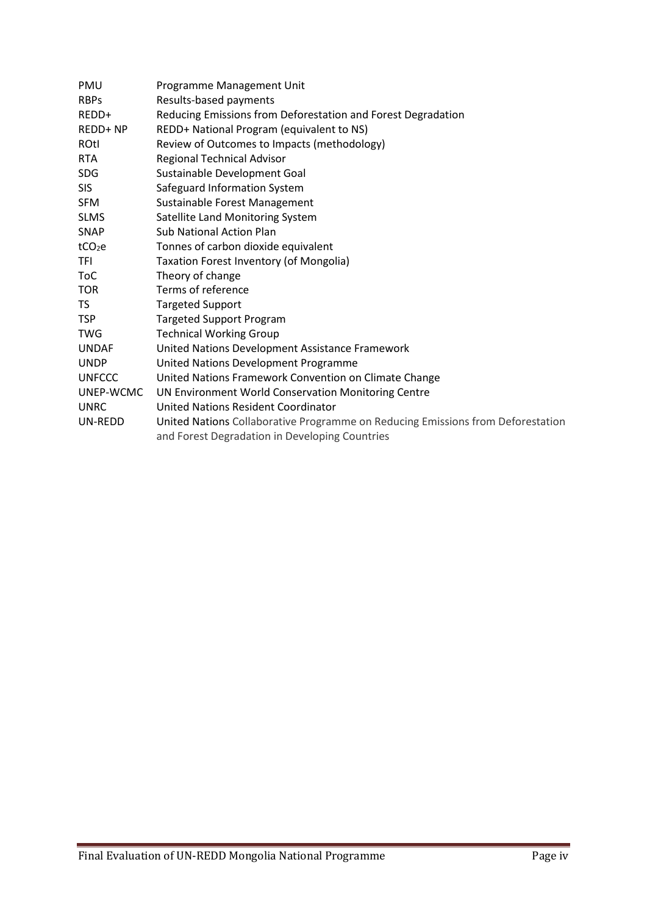| | |
|---|---|
| PMU | Programme Management Unit |
| RBPs | Results-based payments |
| REDD+ | Reducing Emissions from Deforestation and Forest Degradation |
| REDD+ NP | REDD+ National Program (equivalent to NS) |
| ROtI | Review of Outcomes to Impacts (methodology) |
| RTA | Regional Technical Advisor |
| SDG | Sustainable Development Goal |
| SIS | Safeguard Information System |
| SFM | Sustainable Forest Management |
| SLMS | Satellite Land Monitoring System |
| SNAP | Sub National Action Plan |
| $tCO_2e$ | Tonnes of carbon dioxide equivalent |
| TFI | Taxation Forest Inventory (of Mongolia) |
| ToC | Theory of change |
| TOR | Terms of reference |
| TS | Targeted Support |
| TSP | Targeted Support Program |
| TWG | Technical Working Group |
| UNDAF | United Nations Development Assistance Framework |
| UNDP | United Nations Development Programme |
| UNFCCC | United Nations Framework Convention on Climate Change |
| UNEP-WCMC | UN Environment World Conservation Monitoring Centre |
| UNRC | United Nations Resident Coordinator |
| UN-REDD | United Nations Collaborative Programme on Reducing Emissions from Deforestation and Forest Degradation in Developing Countries |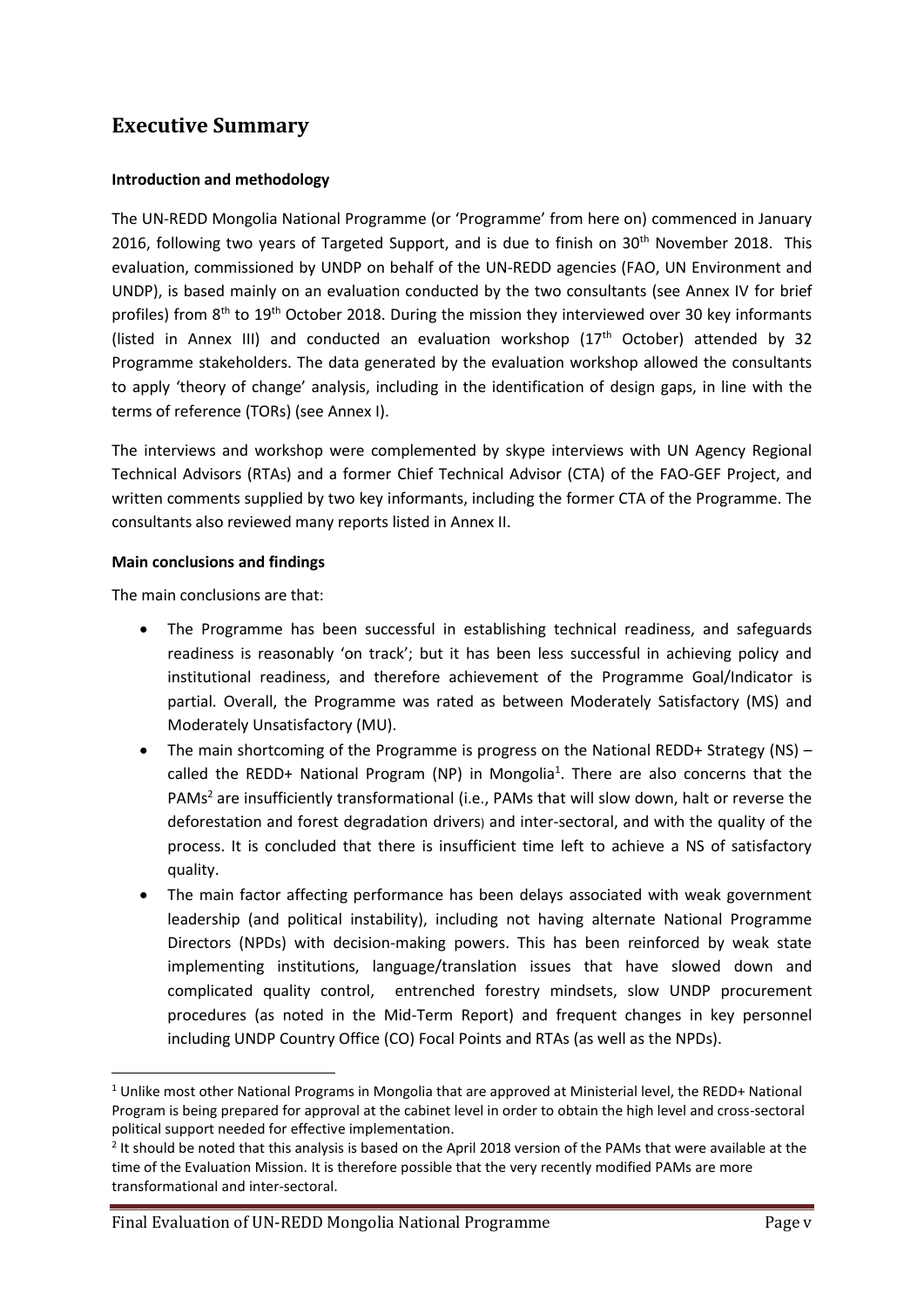# Executive Summary

**Introduction and methodology**

The UN-REDD Mongolia National Programme (or 'Programme' from here on) commenced in January 2016, following two years of Targeted Support, and is due to finish on 30th November 2018. This evaluation, commissioned by UNDP on behalf of the UN-REDD agencies (FAO, UN Environment and UNDP), is based mainly on an evaluation conducted by the two consultants (see Annex IV for brief profiles) from 8th to 19th October 2018. During the mission they interviewed over 30 key informants (listed in Annex III) and conducted an evaluation workshop (17th October) attended by 32 Programme stakeholders. The data generated by the evaluation workshop allowed the consultants to apply 'theory of change' analysis, including in the identification of design gaps, in line with the terms of reference (TORs) (see Annex I).

The interviews and workshop were complemented by skype interviews with UN Agency Regional Technical Advisors (RTAs) and a former Chief Technical Advisor (CTA) of the FAO-GEF Project, and written comments supplied by two key informants, including the former CTA of the Programme. The consultants also reviewed many reports listed in Annex II.

**Main conclusions and findings**

The main conclusions are that:

- The Programme has been successful in establishing technical readiness, and safeguards readiness is reasonably 'on track'; but it has been less successful in achieving policy and institutional readiness, and therefore achievement of the Programme Goal/Indicator is partial. Overall, the Programme was rated as between Moderately Satisfactory (MS) and Moderately Unsatisfactory (MU).
- The main shortcoming of the Programme is progress on the National REDD+ Strategy (NS) – called the REDD+ National Program (NP) in Mongolia[1]. There are also concerns that the PAMs[2] are insufficiently transformational (i.e., PAMs that will slow down, halt or reverse the deforestation and forest degradation drivers) and inter-sectoral, and with the quality of the process. It is concluded that there is insufficient time left to achieve a NS of satisfactory quality.
- The main factor affecting performance has been delays associated with weak government leadership (and political instability), including not having alternate National Programme Directors (NPDs) with decision-making powers. This has been reinforced by weak state implementing institutions, language/translation issues that have slowed down and complicated quality control, entrenched forestry mindsets, slow UNDP procurement procedures (as noted in the Mid-Term Report) and frequent changes in key personnel including UNDP Country Office (CO) Focal Points and RTAs (as well as the NPDs).

---

[1] Unlike most other National Programs in Mongolia that are approved at Ministerial level, the REDD+ National Program is being prepared for approval at the cabinet level in order to obtain the high level and cross-sectoral political support needed for effective implementation.

[2] It should be noted that this analysis is based on the April 2018 version of the PAMs that were available at the time of the Evaluation Mission. It is therefore possible that the very recently modified PAMs are more transformational and inter-sectoral.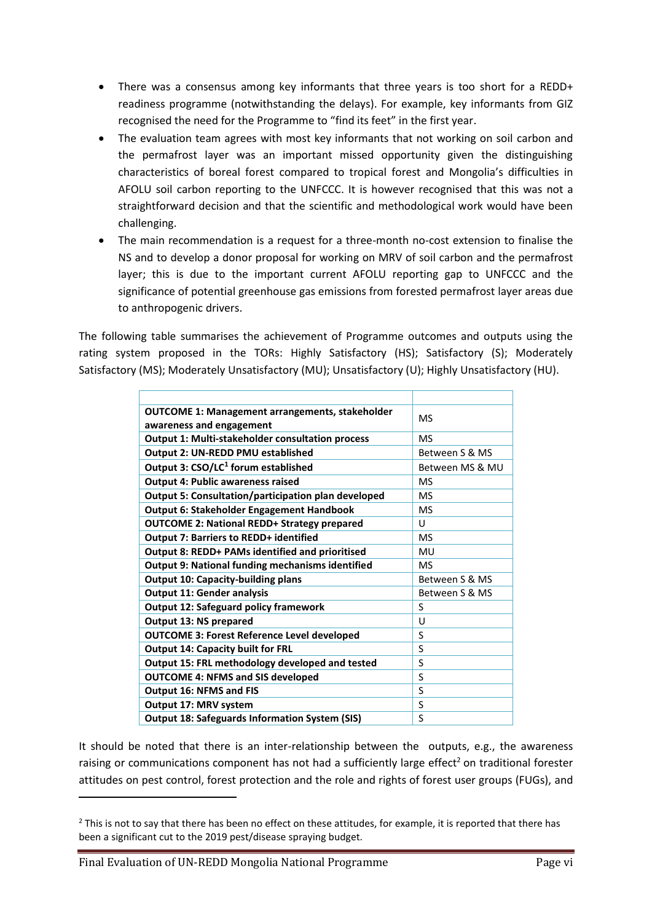- There was a consensus among key informants that three years is too short for a REDD+ readiness programme (notwithstanding the delays). For example, key informants from GIZ recognised the need for the Programme to "find its feet" in the first year.
- The evaluation team agrees with most key informants that not working on soil carbon and the permafrost layer was an important missed opportunity given the distinguishing characteristics of boreal forest compared to tropical forest and Mongolia's difficulties in AFOLU soil carbon reporting to the UNFCCC. It is however recognised that this was not a straightforward decision and that the scientific and methodological work would have been challenging.
- The main recommendation is a request for a three-month no-cost extension to finalise the NS and to develop a donor proposal for working on MRV of soil carbon and the permafrost layer; this is due to the important current AFOLU reporting gap to UNFCCC and the significance of potential greenhouse gas emissions from forested permafrost layer areas due to anthropogenic drivers.

The following table summarises the achievement of Programme outcomes and outputs using the rating system proposed in the TORs: Highly Satisfactory (HS); Satisfactory (S); Moderately Satisfactory (MS); Moderately Unsatisfactory (MU); Unsatisfactory (U); Highly Unsatisfactory (HU).

| | |
|---|---|
| **OUTCOME 1: Management arrangements, stakeholder awareness and engagement** | MS |
| **Output 1: Multi-stakeholder consultation process** | MS |
| **Output 2: UN-REDD PMU established** | Between S & MS |
| **Output 3: CSO/LC[1] forum established** | Between MS & MU |
| **Output 4: Public awareness raised** | MS |
| **Output 5: Consultation/participation plan developed** | MS |
| **Output 6: Stakeholder Engagement Handbook** | MS |
| **OUTCOME 2: National REDD+ Strategy prepared** | U |
| **Output 7: Barriers to REDD+ identified** | MS |
| **Output 8: REDD+ PAMs identified and prioritised** | MU |
| **Output 9: National funding mechanisms identified** | MS |
| **Output 10: Capacity-building plans** | Between S & MS |
| **Output 11: Gender analysis** | Between S & MS |
| **Output 12: Safeguard policy framework** | S |
| **Output 13: NS prepared** | U |
| **OUTCOME 3: Forest Reference Level developed** | S |
| **Output 14: Capacity built for FRL** | S |
| **Output 15: FRL methodology developed and tested** | S |
| **OUTCOME 4: NFMS and SIS developed** | S |
| **Output 16: NFMS and FIS** | S |
| **Output 17: MRV system** | S |
| **Output 18: Safeguards Information System (SIS)** | S |

It should be noted that there is an inter-relationship between the outputs, e.g., the awareness raising or communications component has not had a sufficiently large effect[2] on traditional forester attitudes on pest control, forest protection and the role and rights of forest user groups (FUGs), and

[2] This is not to say that there has been no effect on these attitudes, for example, it is reported that there has been a significant cut to the 2019 pest/disease spraying budget.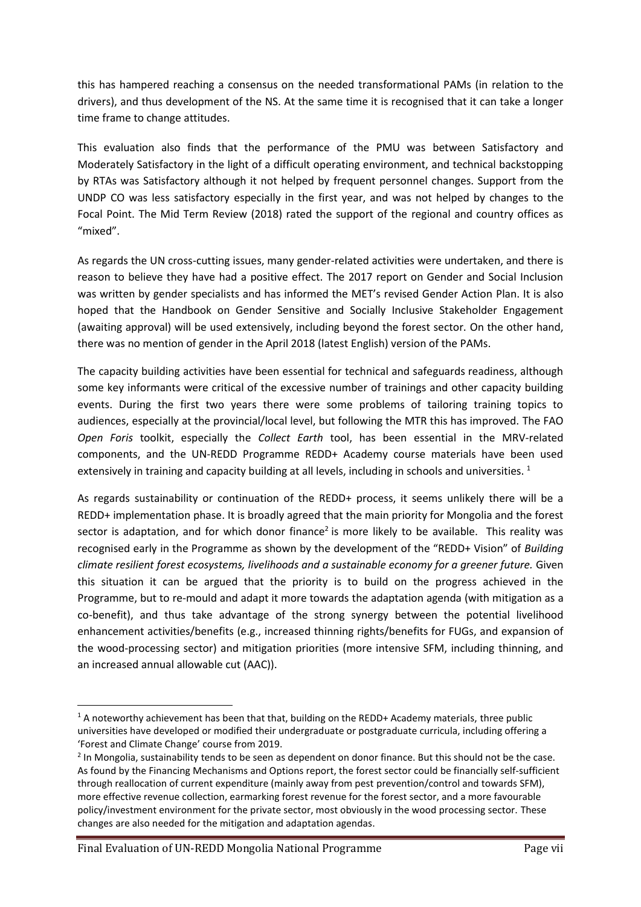this has hampered reaching a consensus on the needed transformational PAMs (in relation to the drivers), and thus development of the NS. At the same time it is recognised that it can take a longer time frame to change attitudes.

This evaluation also finds that the performance of the PMU was between Satisfactory and Moderately Satisfactory in the light of a difficult operating environment, and technical backstopping by RTAs was Satisfactory although it not helped by frequent personnel changes. Support from the UNDP CO was less satisfactory especially in the first year, and was not helped by changes to the Focal Point. The Mid Term Review (2018) rated the support of the regional and country offices as "mixed".

As regards the UN cross-cutting issues, many gender-related activities were undertaken, and there is reason to believe they have had a positive effect. The 2017 report on Gender and Social Inclusion was written by gender specialists and has informed the MET's revised Gender Action Plan. It is also hoped that the Handbook on Gender Sensitive and Socially Inclusive Stakeholder Engagement (awaiting approval) will be used extensively, including beyond the forest sector. On the other hand, there was no mention of gender in the April 2018 (latest English) version of the PAMs.

The capacity building activities have been essential for technical and safeguards readiness, although some key informants were critical of the excessive number of trainings and other capacity building events. During the first two years there were some problems of tailoring training topics to audiences, especially at the provincial/local level, but following the MTR this has improved. The FAO *Open Foris* toolkit, especially the *Collect Earth* tool, has been essential in the MRV-related components, and the UN-REDD Programme REDD+ Academy course materials have been used extensively in training and capacity building at all levels, including in schools and universities. [1]

As regards sustainability or continuation of the REDD+ process, it seems unlikely there will be a REDD+ implementation phase. It is broadly agreed that the main priority for Mongolia and the forest sector is adaptation, and for which donor finance[2] is more likely to be available. This reality was recognised early in the Programme as shown by the development of the "REDD+ Vision" of *Building climate resilient forest ecosystems, livelihoods and a sustainable economy for a greener future.* Given this situation it can be argued that the priority is to build on the progress achieved in the Programme, but to re-mould and adapt it more towards the adaptation agenda (with mitigation as a co-benefit), and thus take advantage of the strong synergy between the potential livelihood enhancement activities/benefits (e.g., increased thinning rights/benefits for FUGs, and expansion of the wood-processing sector) and mitigation priorities (more intensive SFM, including thinning, and an increased annual allowable cut (AAC)).

---

[1] A noteworthy achievement has been that that, building on the REDD+ Academy materials, three public universities have developed or modified their undergraduate or postgraduate curricula, including offering a 'Forest and Climate Change' course from 2019.

[2] In Mongolia, sustainability tends to be seen as dependent on donor finance. But this should not be the case. As found by the Financing Mechanisms and Options report, the forest sector could be financially self-sufficient through reallocation of current expenditure (mainly away from pest prevention/control and towards SFM), more effective revenue collection, earmarking forest revenue for the forest sector, and a more favourable policy/investment environment for the private sector, most obviously in the wood processing sector. These changes are also needed for the mitigation and adaptation agendas.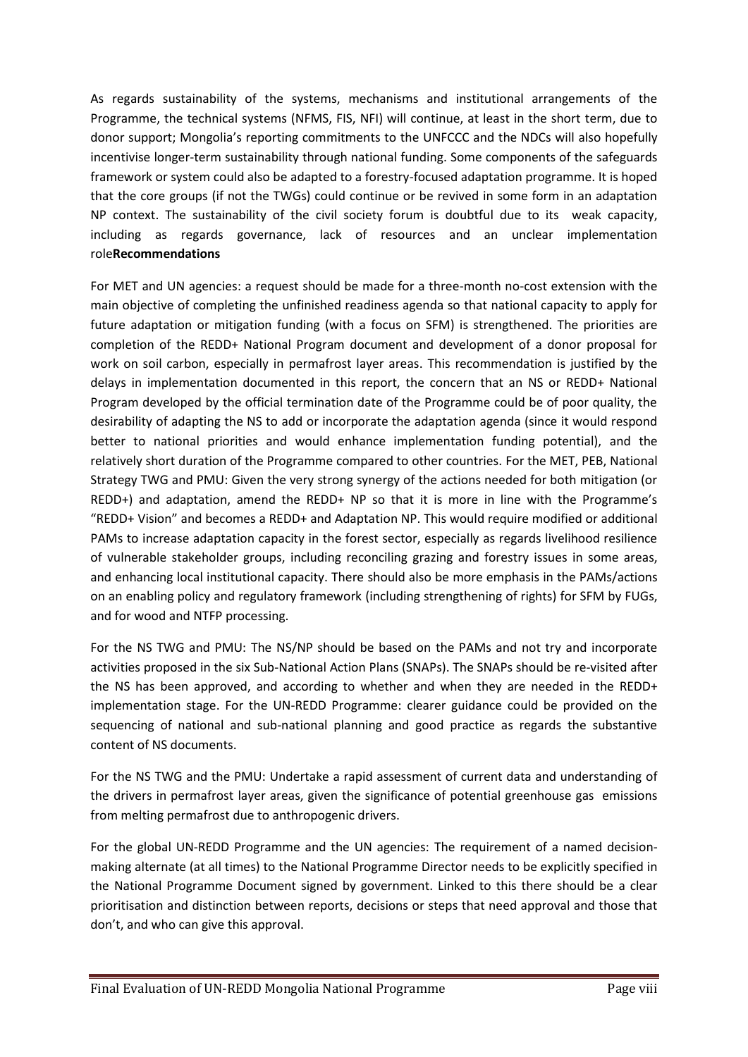As regards sustainability of the systems, mechanisms and institutional arrangements of the Programme, the technical systems (NFMS, FIS, NFI) will continue, at least in the short term, due to donor support; Mongolia's reporting commitments to the UNFCCC and the NDCs will also hopefully incentivise longer-term sustainability through national funding. Some components of the safeguards framework or system could also be adapted to a forestry-focused adaptation programme. It is hoped that the core groups (if not the TWGs) could continue or be revived in some form in an adaptation NP context. The sustainability of the civil society forum is doubtful due to its weak capacity, including as regards governance, lack of resources and an unclear implementation role**Recommendations**

For MET and UN agencies: a request should be made for a three-month no-cost extension with the main objective of completing the unfinished readiness agenda so that national capacity to apply for future adaptation or mitigation funding (with a focus on SFM) is strengthened. The priorities are completion of the REDD+ National Program document and development of a donor proposal for work on soil carbon, especially in permafrost layer areas. This recommendation is justified by the delays in implementation documented in this report, the concern that an NS or REDD+ National Program developed by the official termination date of the Programme could be of poor quality, the desirability of adapting the NS to add or incorporate the adaptation agenda (since it would respond better to national priorities and would enhance implementation funding potential), and the relatively short duration of the Programme compared to other countries. For the MET, PEB, National Strategy TWG and PMU: Given the very strong synergy of the actions needed for both mitigation (or REDD+) and adaptation, amend the REDD+ NP so that it is more in line with the Programme's "REDD+ Vision" and becomes a REDD+ and Adaptation NP. This would require modified or additional PAMs to increase adaptation capacity in the forest sector, especially as regards livelihood resilience of vulnerable stakeholder groups, including reconciling grazing and forestry issues in some areas, and enhancing local institutional capacity. There should also be more emphasis in the PAMs/actions on an enabling policy and regulatory framework (including strengthening of rights) for SFM by FUGs, and for wood and NTFP processing.

For the NS TWG and PMU: The NS/NP should be based on the PAMs and not try and incorporate activities proposed in the six Sub-National Action Plans (SNAPs). The SNAPs should be re-visited after the NS has been approved, and according to whether and when they are needed in the REDD+ implementation stage. For the UN-REDD Programme: clearer guidance could be provided on the sequencing of national and sub-national planning and good practice as regards the substantive content of NS documents.

For the NS TWG and the PMU: Undertake a rapid assessment of current data and understanding of the drivers in permafrost layer areas, given the significance of potential greenhouse gas emissions from melting permafrost due to anthropogenic drivers.

For the global UN-REDD Programme and the UN agencies: The requirement of a named decision-making alternate (at all times) to the National Programme Director needs to be explicitly specified in the National Programme Document signed by government. Linked to this there should be a clear prioritisation and distinction between reports, decisions or steps that need approval and those that don't, and who can give this approval.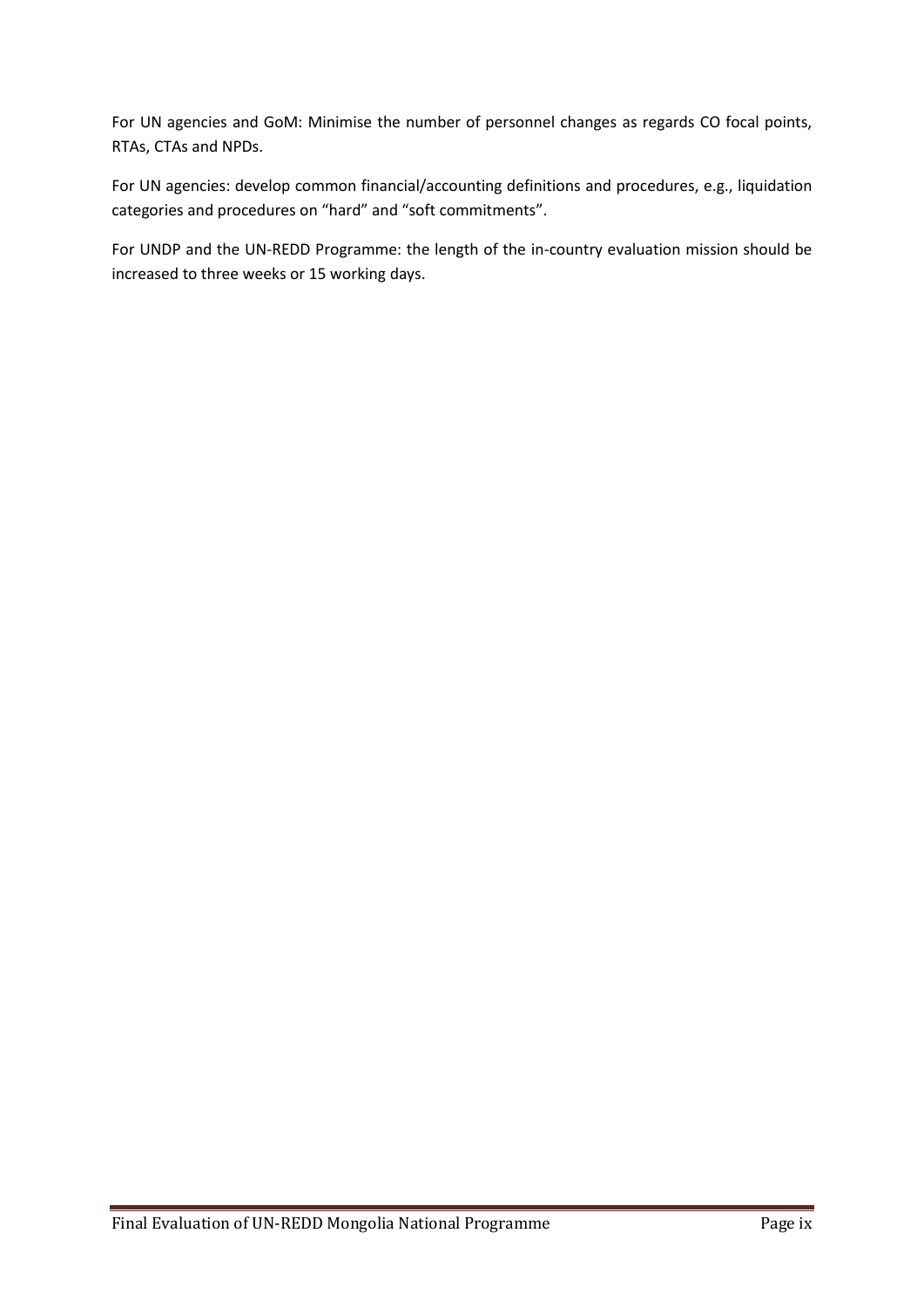For UN agencies and GoM: Minimise the number of personnel changes as regards CO focal points, RTAs, CTAs and NPDs.

For UN agencies: develop common financial/accounting definitions and procedures, e.g., liquidation categories and procedures on "hard" and "soft commitments".

For UNDP and the UN-REDD Programme: the length of the in-country evaluation mission should be increased to three weeks or 15 working days.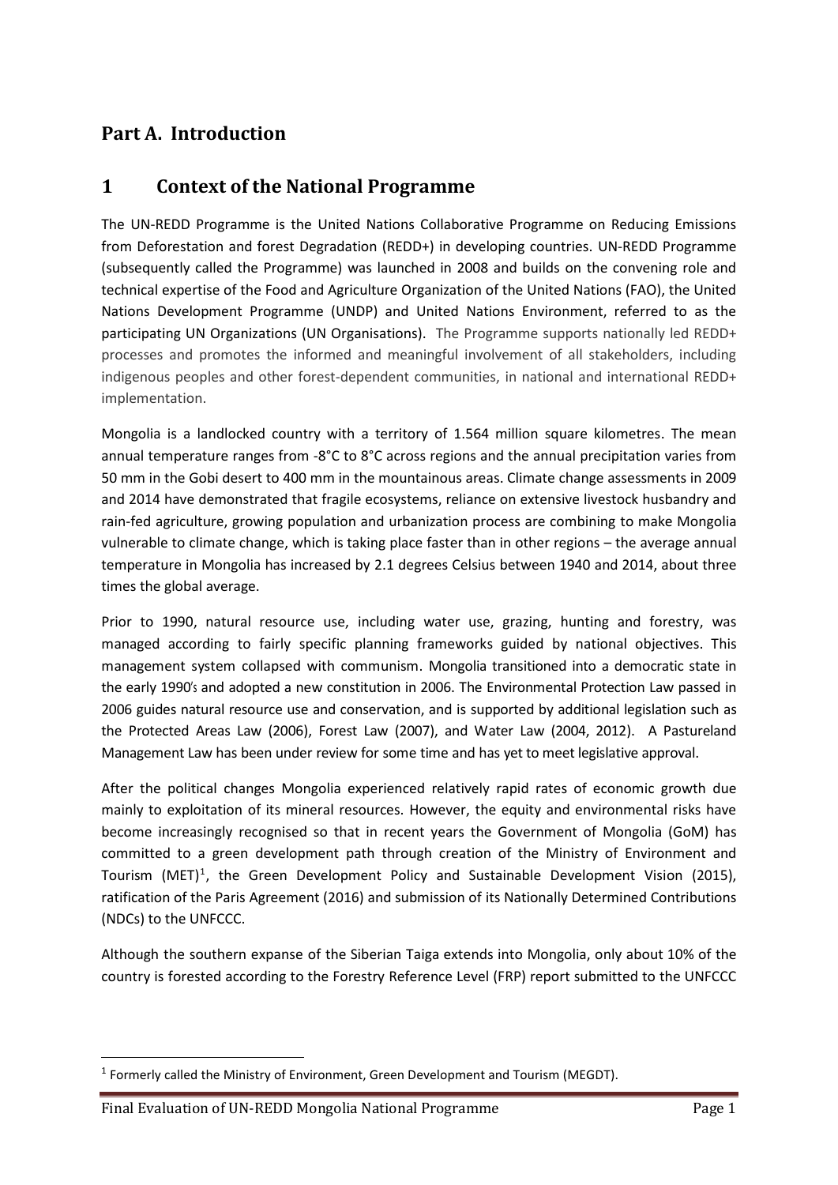# Part A. Introduction

## 1 Context of the National Programme

The UN-REDD Programme is the United Nations Collaborative Programme on Reducing Emissions from Deforestation and forest Degradation (REDD+) in developing countries. UN-REDD Programme (subsequently called the Programme) was launched in 2008 and builds on the convening role and technical expertise of the Food and Agriculture Organization of the United Nations (FAO), the United Nations Development Programme (UNDP) and United Nations Environment, referred to as the participating UN Organizations (UN Organisations). The Programme supports nationally led REDD+ processes and promotes the informed and meaningful involvement of all stakeholders, including indigenous peoples and other forest-dependent communities, in national and international REDD+ implementation.

Mongolia is a landlocked country with a territory of 1.564 million square kilometres. The mean annual temperature ranges from -8°C to 8°C across regions and the annual precipitation varies from 50 mm in the Gobi desert to 400 mm in the mountainous areas. Climate change assessments in 2009 and 2014 have demonstrated that fragile ecosystems, reliance on extensive livestock husbandry and rain-fed agriculture, growing population and urbanization process are combining to make Mongolia vulnerable to climate change, which is taking place faster than in other regions – the average annual temperature in Mongolia has increased by 2.1 degrees Celsius between 1940 and 2014, about three times the global average.

Prior to 1990, natural resource use, including water use, grazing, hunting and forestry, was managed according to fairly specific planning frameworks guided by national objectives. This management system collapsed with communism. Mongolia transitioned into a democratic state in the early 1990's and adopted a new constitution in 2006. The Environmental Protection Law passed in 2006 guides natural resource use and conservation, and is supported by additional legislation such as the Protected Areas Law (2006), Forest Law (2007), and Water Law (2004, 2012). A Pastureland Management Law has been under review for some time and has yet to meet legislative approval.

After the political changes Mongolia experienced relatively rapid rates of economic growth due mainly to exploitation of its mineral resources. However, the equity and environmental risks have become increasingly recognised so that in recent years the Government of Mongolia (GoM) has committed to a green development path through creation of the Ministry of Environment and Tourism (MET)[1], the Green Development Policy and Sustainable Development Vision (2015), ratification of the Paris Agreement (2016) and submission of its Nationally Determined Contributions (NDCs) to the UNFCCC.

Although the southern expanse of the Siberian Taiga extends into Mongolia, only about 10% of the country is forested according to the Forestry Reference Level (FRP) report submitted to the UNFCCC

[1] Formerly called the Ministry of Environment, Green Development and Tourism (MEGDT).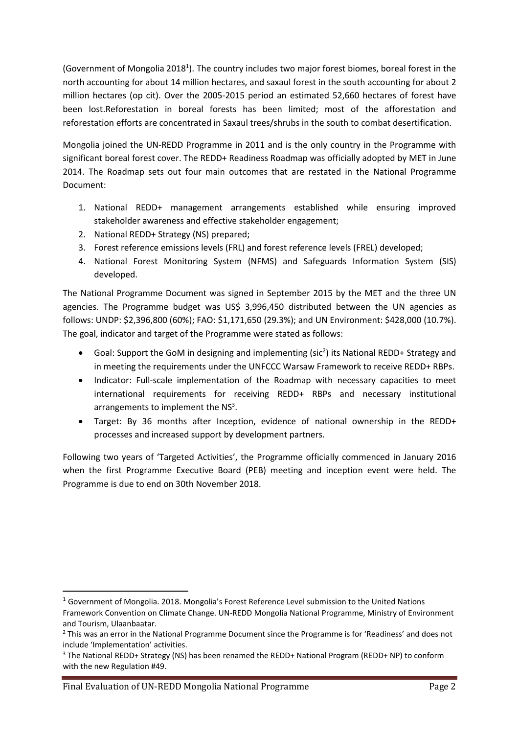(Government of Mongolia 2018[1]). The country includes two major forest biomes, boreal forest in the north accounting for about 14 million hectares, and saxaul forest in the south accounting for about 2 million hectares (op cit). Over the 2005-2015 period an estimated 52,660 hectares of forest have been lost.Reforestation in boreal forests has been limited; most of the afforestation and reforestation efforts are concentrated in Saxaul trees/shrubs in the south to combat desertification.

Mongolia joined the UN-REDD Programme in 2011 and is the only country in the Programme with significant boreal forest cover. The REDD+ Readiness Roadmap was officially adopted by MET in June 2014. The Roadmap sets out four main outcomes that are restated in the National Programme Document:

1. National REDD+ management arrangements established while ensuring improved stakeholder awareness and effective stakeholder engagement;
2. National REDD+ Strategy (NS) prepared;
3. Forest reference emissions levels (FRL) and forest reference levels (FREL) developed;
4. National Forest Monitoring System (NFMS) and Safeguards Information System (SIS) developed.

The National Programme Document was signed in September 2015 by the MET and the three UN agencies. The Programme budget was US$ 3,996,450 distributed between the UN agencies as follows: UNDP: $2,396,800 (60%); FAO: $1,171,650 (29.3%); and UN Environment: $428,000 (10.7%). The goal, indicator and target of the Programme were stated as follows:

- Goal: Support the GoM in designing and implementing (sic[2]) its National REDD+ Strategy and in meeting the requirements under the UNFCCC Warsaw Framework to receive REDD+ RBPs.
- Indicator: Full-scale implementation of the Roadmap with necessary capacities to meet international requirements for receiving REDD+ RBPs and necessary institutional arrangements to implement the NS[3].
- Target: By 36 months after Inception, evidence of national ownership in the REDD+ processes and increased support by development partners.

Following two years of 'Targeted Activities', the Programme officially commenced in January 2016 when the first Programme Executive Board (PEB) meeting and inception event were held. The Programme is due to end on 30th November 2018.

---

[1] Government of Mongolia. 2018. Mongolia's Forest Reference Level submission to the United Nations Framework Convention on Climate Change. UN-REDD Mongolia National Programme, Ministry of Environment and Tourism, Ulaanbaatar.

[2] This was an error in the National Programme Document since the Programme is for 'Readiness' and does not include 'Implementation' activities.

[3] The National REDD+ Strategy (NS) has been renamed the REDD+ National Program (REDD+ NP) to conform with the new Regulation #49.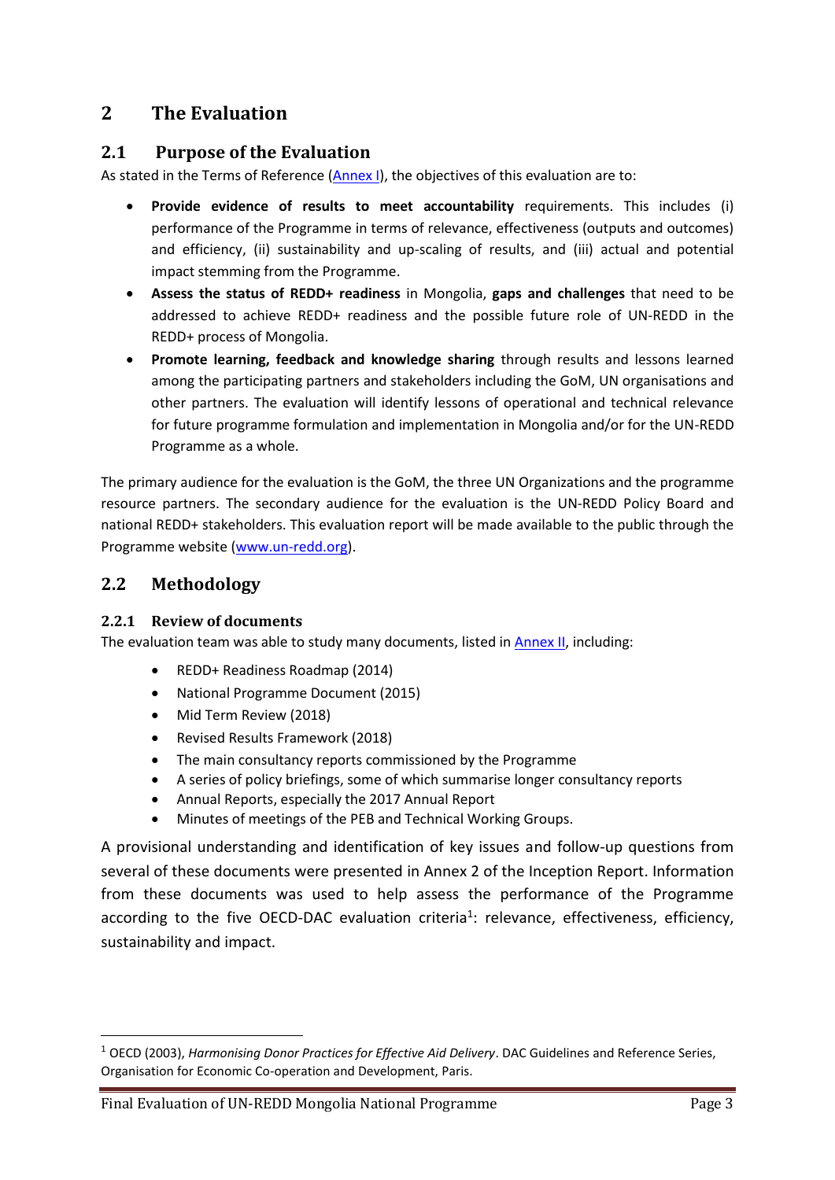# 2 The Evaluation

## 2.1 Purpose of the Evaluation

As stated in the Terms of Reference (Annex I), the objectives of this evaluation are to:

- **Provide evidence of results to meet accountability** requirements. This includes (i) performance of the Programme in terms of relevance, effectiveness (outputs and outcomes) and efficiency, (ii) sustainability and up-scaling of results, and (iii) actual and potential impact stemming from the Programme.
- **Assess the status of REDD+ readiness** in Mongolia, **gaps and challenges** that need to be addressed to achieve REDD+ readiness and the possible future role of UN-REDD in the REDD+ process of Mongolia.
- **Promote learning, feedback and knowledge sharing** through results and lessons learned among the participating partners and stakeholders including the GoM, UN organisations and other partners. The evaluation will identify lessons of operational and technical relevance for future programme formulation and implementation in Mongolia and/or for the UN-REDD Programme as a whole.

The primary audience for the evaluation is the GoM, the three UN Organizations and the programme resource partners. The secondary audience for the evaluation is the UN-REDD Policy Board and national REDD+ stakeholders. This evaluation report will be made available to the public through the Programme website (www.un-redd.org).

## 2.2 Methodology

### 2.2.1 Review of documents

The evaluation team was able to study many documents, listed in Annex II, including:

- REDD+ Readiness Roadmap (2014)
- National Programme Document (2015)
- Mid Term Review (2018)
- Revised Results Framework (2018)
- The main consultancy reports commissioned by the Programme
- A series of policy briefings, some of which summarise longer consultancy reports
- Annual Reports, especially the 2017 Annual Report
- Minutes of meetings of the PEB and Technical Working Groups.

A provisional understanding and identification of key issues and follow-up questions from several of these documents were presented in Annex 2 of the Inception Report. Information from these documents was used to help assess the performance of the Programme according to the five OECD-DAC evaluation criteria[1]: relevance, effectiveness, efficiency, sustainability and impact.

[1] OECD (2003), *Harmonising Donor Practices for Effective Aid Delivery*. DAC Guidelines and Reference Series, Organisation for Economic Co-operation and Development, Paris.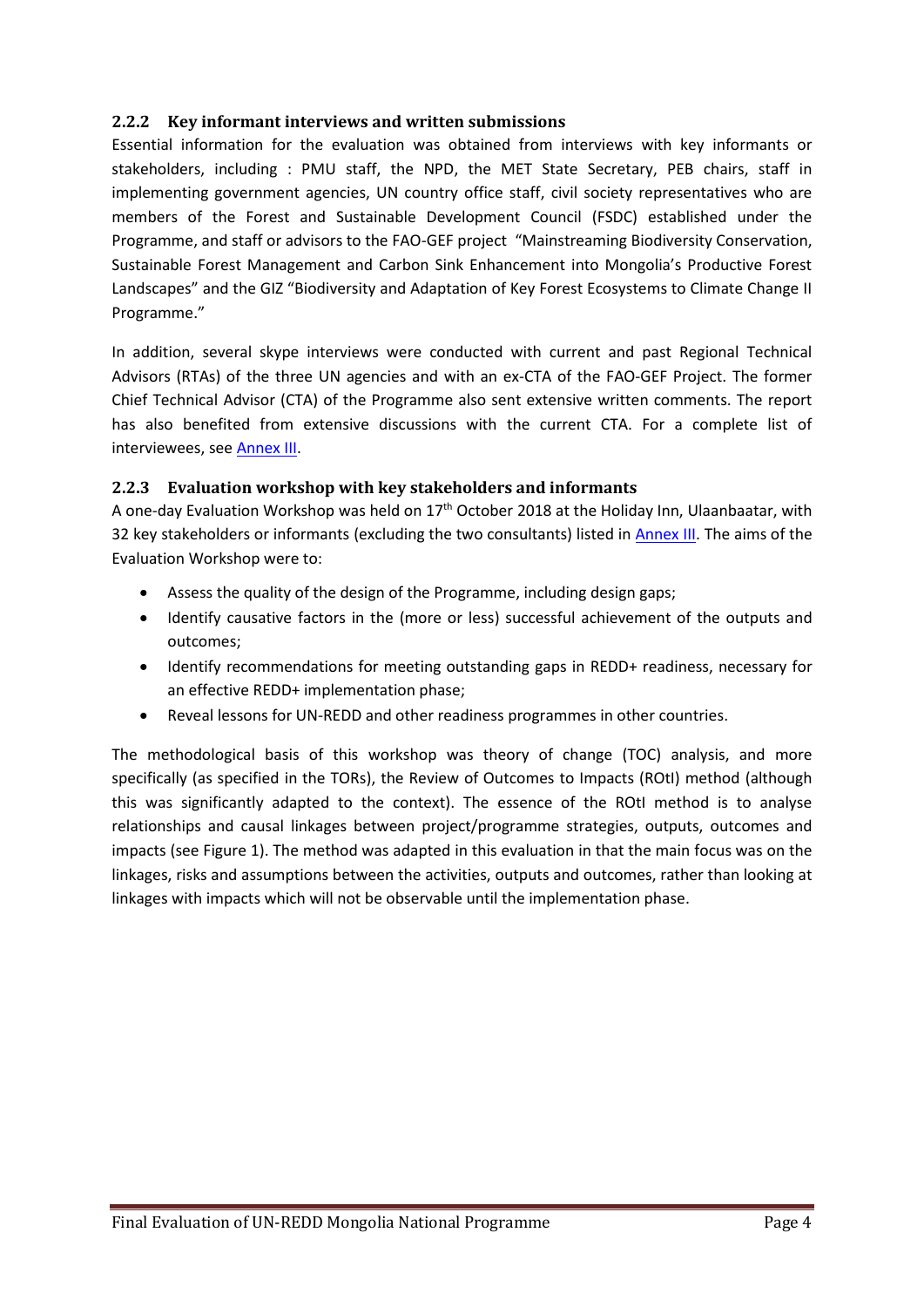### 2.2.2 Key informant interviews and written submissions

Essential information for the evaluation was obtained from interviews with key informants or stakeholders, including : PMU staff, the NPD, the MET State Secretary, PEB chairs, staff in implementing government agencies, UN country office staff, civil society representatives who are members of the Forest and Sustainable Development Council (FSDC) established under the Programme, and staff or advisors to the FAO-GEF project "Mainstreaming Biodiversity Conservation, Sustainable Forest Management and Carbon Sink Enhancement into Mongolia's Productive Forest Landscapes" and the GIZ "Biodiversity and Adaptation of Key Forest Ecosystems to Climate Change II Programme."

In addition, several skype interviews were conducted with current and past Regional Technical Advisors (RTAs) of the three UN agencies and with an ex-CTA of the FAO-GEF Project. The former Chief Technical Advisor (CTA) of the Programme also sent extensive written comments. The report has also benefited from extensive discussions with the current CTA. For a complete list of interviewees, see Annex III.

### 2.2.3 Evaluation workshop with key stakeholders and informants

A one-day Evaluation Workshop was held on 17th October 2018 at the Holiday Inn, Ulaanbaatar, with 32 key stakeholders or informants (excluding the two consultants) listed in Annex III. The aims of the Evaluation Workshop were to:

- Assess the quality of the design of the Programme, including design gaps;
- Identify causative factors in the (more or less) successful achievement of the outputs and outcomes;
- Identify recommendations for meeting outstanding gaps in REDD+ readiness, necessary for an effective REDD+ implementation phase;
- Reveal lessons for UN-REDD and other readiness programmes in other countries.

The methodological basis of this workshop was theory of change (TOC) analysis, and more specifically (as specified in the TORs), the Review of Outcomes to Impacts (ROtI) method (although this was significantly adapted to the context). The essence of the ROtI method is to analyse relationships and causal linkages between project/programme strategies, outputs, outcomes and impacts (see Figure 1). The method was adapted in this evaluation in that the main focus was on the linkages, risks and assumptions between the activities, outputs and outcomes, rather than looking at linkages with impacts which will not be observable until the implementation phase.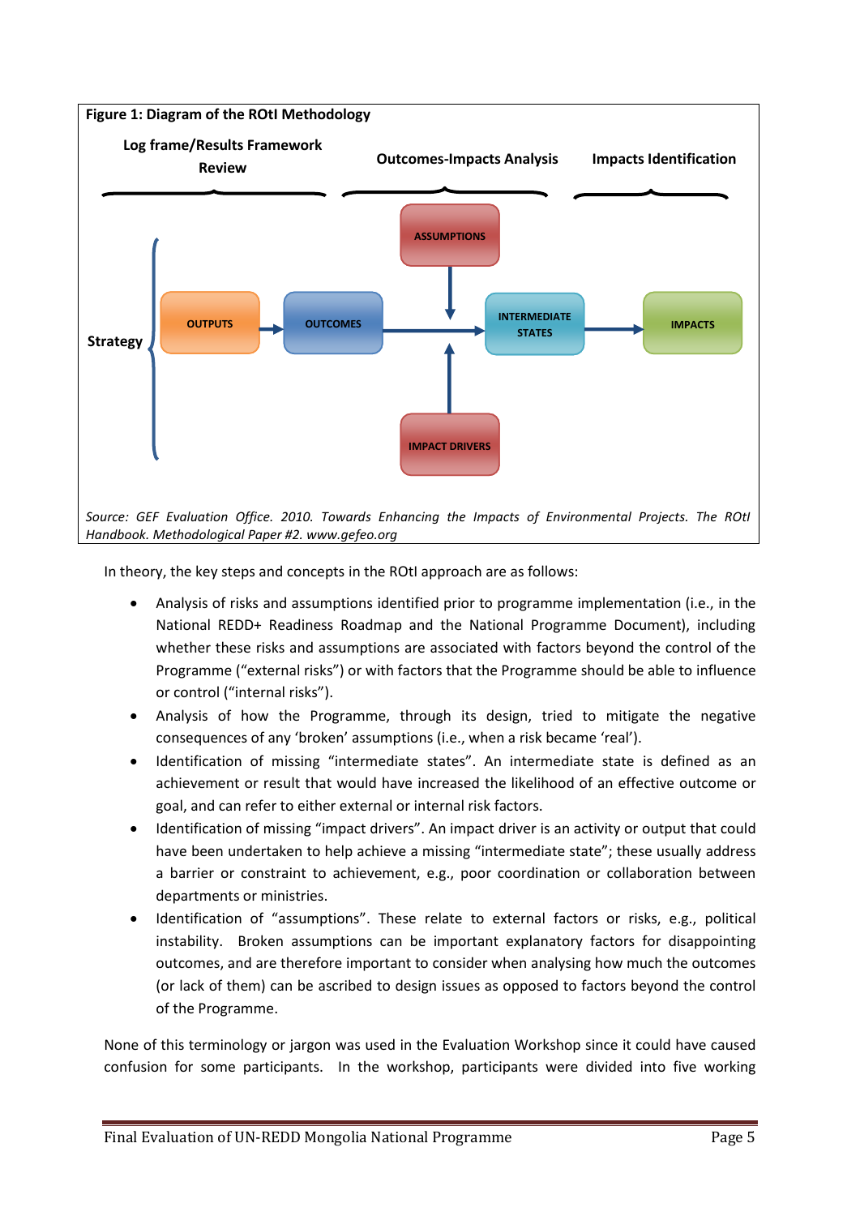**Figure 1: Diagram of the ROtI Methodology**

Log frame/Results Framework Review | Outcomes-Impacts Analysis | Impacts Identification

Strategy: OUTPUTS → OUTCOMES → INTERMEDIATE STATES → IMPACTS; ASSUMPTIONS and IMPACT DRIVERS → INTERMEDIATE STATES

*Source: GEF Evaluation Office. 2010. Towards Enhancing the Impacts of Environmental Projects. The ROtI Handbook. Methodological Paper #2. www.gefeo.org*

In theory, the key steps and concepts in the ROtI approach are as follows:

- Analysis of risks and assumptions identified prior to programme implementation (i.e., in the National REDD+ Readiness Roadmap and the National Programme Document), including whether these risks and assumptions are associated with factors beyond the control of the Programme ("external risks") or with factors that the Programme should be able to influence or control ("internal risks").
- Analysis of how the Programme, through its design, tried to mitigate the negative consequences of any 'broken' assumptions (i.e., when a risk became 'real').
- Identification of missing "intermediate states". An intermediate state is defined as an achievement or result that would have increased the likelihood of an effective outcome or goal, and can refer to either external or internal risk factors.
- Identification of missing "impact drivers". An impact driver is an activity or output that could have been undertaken to help achieve a missing "intermediate state"; these usually address a barrier or constraint to achievement, e.g., poor coordination or collaboration between departments or ministries.
- Identification of "assumptions". These relate to external factors or risks, e.g., political instability. Broken assumptions can be important explanatory factors for disappointing outcomes, and are therefore important to consider when analysing how much the outcomes (or lack of them) can be ascribed to design issues as opposed to factors beyond the control of the Programme.

None of this terminology or jargon was used in the Evaluation Workshop since it could have caused confusion for some participants. In the workshop, participants were divided into five working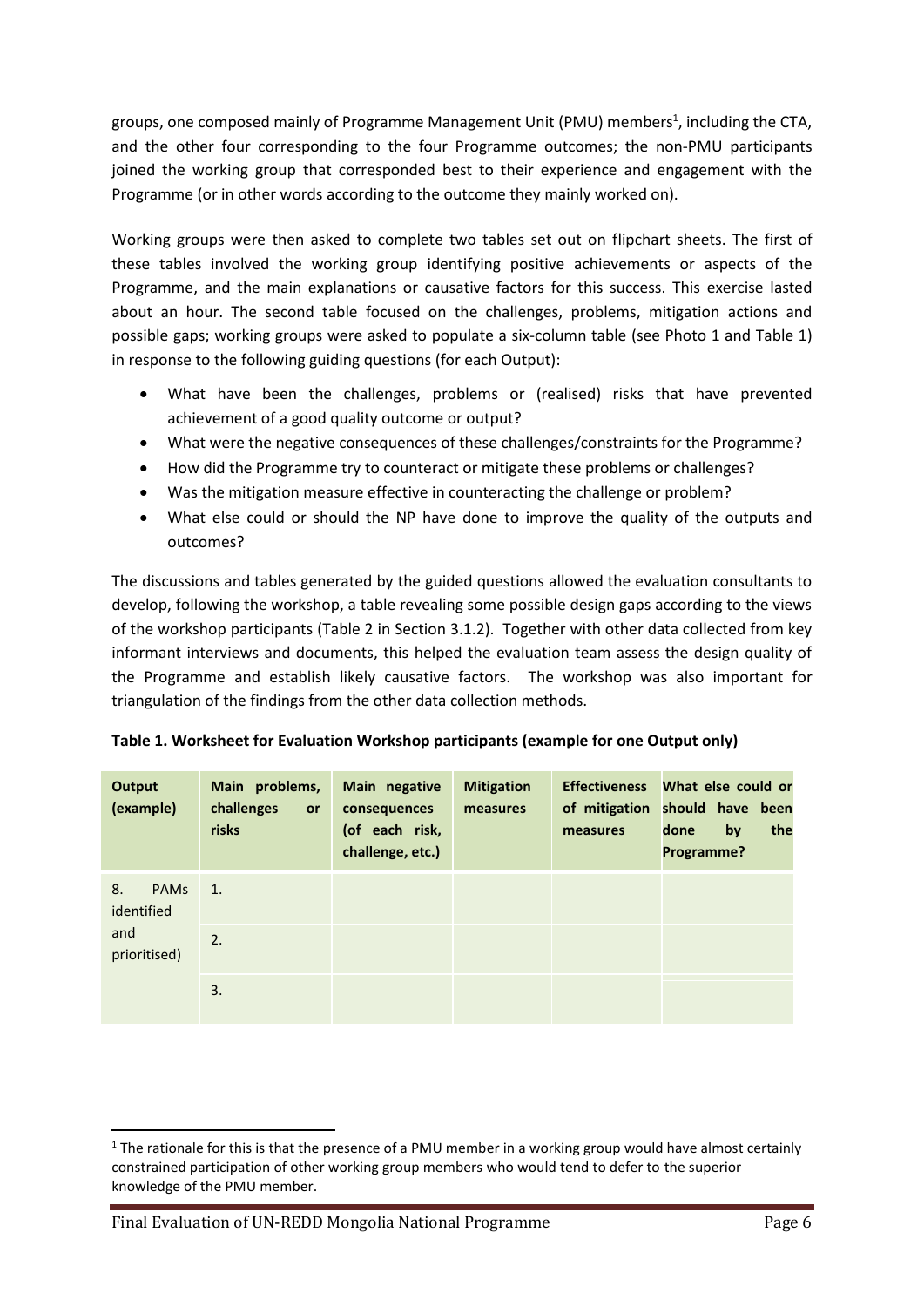groups, one composed mainly of Programme Management Unit (PMU) members[1], including the CTA, and the other four corresponding to the four Programme outcomes; the non-PMU participants joined the working group that corresponded best to their experience and engagement with the Programme (or in other words according to the outcome they mainly worked on).

Working groups were then asked to complete two tables set out on flipchart sheets. The first of these tables involved the working group identifying positive achievements or aspects of the Programme, and the main explanations or causative factors for this success. This exercise lasted about an hour. The second table focused on the challenges, problems, mitigation actions and possible gaps; working groups were asked to populate a six-column table (see Photo 1 and Table 1) in response to the following guiding questions (for each Output):

- What have been the challenges, problems or (realised) risks that have prevented achievement of a good quality outcome or output?
- What were the negative consequences of these challenges/constraints for the Programme?
- How did the Programme try to counteract or mitigate these problems or challenges?
- Was the mitigation measure effective in counteracting the challenge or problem?
- What else could or should the NP have done to improve the quality of the outputs and outcomes?

The discussions and tables generated by the guided questions allowed the evaluation consultants to develop, following the workshop, a table revealing some possible design gaps according to the views of the workshop participants (Table 2 in Section 3.1.2). Together with other data collected from key informant interviews and documents, this helped the evaluation team assess the design quality of the Programme and establish likely causative factors. The workshop was also important for triangulation of the findings from the other data collection methods.

**Table 1. Worksheet for Evaluation Workshop participants (example for one Output only)**

| Output (example) | Main problems, challenges or risks | Main negative consequences (of each risk, challenge, etc.) | Mitigation measures | Effectiveness of mitigation measures | What else could or should have been done by the Programme? |
|---|---|---|---|---|---|
| 8. PAMs identified and prioritised) | 1. | | | | |
| | 2. | | | | |
| | 3. | | | | |

[1] The rationale for this is that the presence of a PMU member in a working group would have almost certainly constrained participation of other working group members who would tend to defer to the superior knowledge of the PMU member.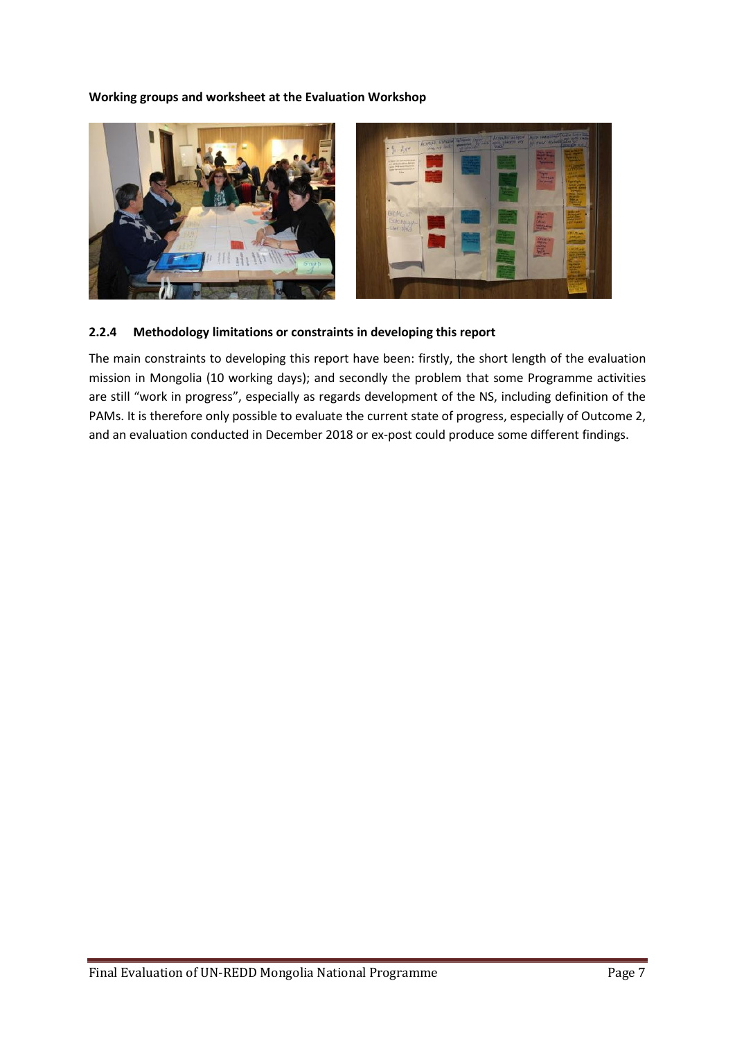**Working groups and worksheet at the Evaluation Workshop**

#### 2.2.4 Methodology limitations or constraints in developing this report

The main constraints to developing this report have been: firstly, the short length of the evaluation mission in Mongolia (10 working days); and secondly the problem that some Programme activities are still "work in progress", especially as regards development of the NS, including definition of the PAMs. It is therefore only possible to evaluate the current state of progress, especially of Outcome 2, and an evaluation conducted in December 2018 or ex-post could produce some different findings.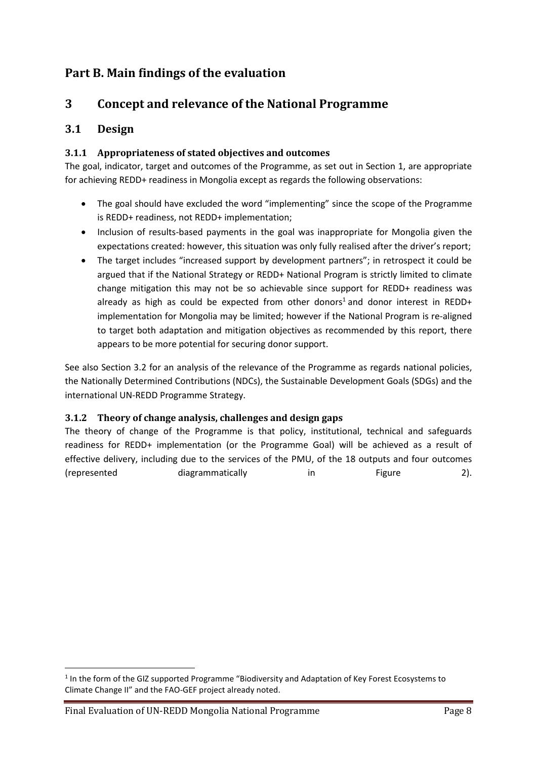# Part B. Main findings of the evaluation

## 3 Concept and relevance of the National Programme

### 3.1 Design

#### 3.1.1 Appropriateness of stated objectives and outcomes

The goal, indicator, target and outcomes of the Programme, as set out in Section 1, are appropriate for achieving REDD+ readiness in Mongolia except as regards the following observations:

- The goal should have excluded the word "implementing" since the scope of the Programme is REDD+ readiness, not REDD+ implementation;
- Inclusion of results-based payments in the goal was inappropriate for Mongolia given the expectations created: however, this situation was only fully realised after the driver's report;
- The target includes "increased support by development partners"; in retrospect it could be argued that if the National Strategy or REDD+ National Program is strictly limited to climate change mitigation this may not be so achievable since support for REDD+ readiness was already as high as could be expected from other donors[1] and donor interest in REDD+ implementation for Mongolia may be limited; however if the National Program is re-aligned to target both adaptation and mitigation objectives as recommended by this report, there appears to be more potential for securing donor support.

See also Section 3.2 for an analysis of the relevance of the Programme as regards national policies, the Nationally Determined Contributions (NDCs), the Sustainable Development Goals (SDGs) and the international UN-REDD Programme Strategy.

#### 3.1.2 Theory of change analysis, challenges and design gaps

The theory of change of the Programme is that policy, institutional, technical and safeguards readiness for REDD+ implementation (or the Programme Goal) will be achieved as a result of effective delivery, including due to the services of the PMU, of the 18 outputs and four outcomes (represented diagrammatically in Figure 2).

[1] In the form of the GIZ supported Programme "Biodiversity and Adaptation of Key Forest Ecosystems to Climate Change II" and the FAO-GEF project already noted.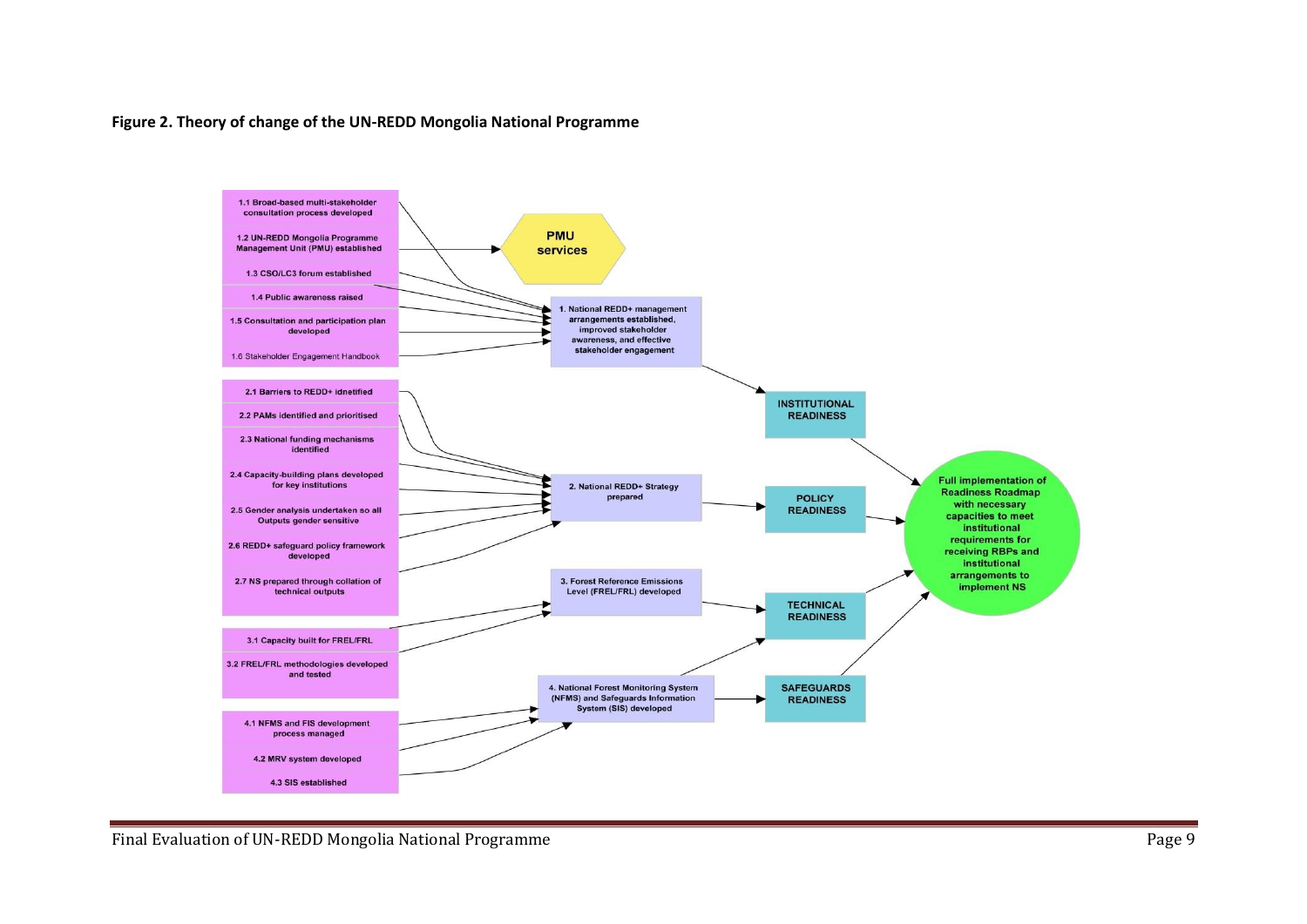**Figure 2. Theory of change of the UN-REDD Mongolia National Programme**

1.1 Broad-based multi-stakeholder consultation process developed

1.2 UN-REDD Mongolia Programme Management Unit (PMU) established

1.3 CSO/LC3 forum established

1.4 Public awareness raised

1.5 Consultation and participation plan developed

1.6 Stakeholder Engagement Handbook

PMU services

1. National REDD+ management arrangements established, improved stakeholder awareness, and effective stakeholder engagement

2.1 Barriers to REDD+ idnetified

2.2 PAMs identified and prioritised

2.3 National funding mechanisms identified

2.4 Capacity-building plans developed for key institutions

2.5 Gender analysis undertaken so all Outputs gender sensitive

2.6 REDD+ safeguard policy framework developed

2.7 NS prepared through collation of technical outputs

2. National REDD+ Strategy prepared

3.1 Capacity built for FREL/FRL

3.2 FREL/FRL methodologies developed and tested

3. Forest Reference Emissions Level (FREL/FRL) developed

4.1 NFMS and FIS development process managed

4.2 MRV system developed

4.3 SIS established

4. National Forest Monitoring System (NFMS) and Safeguards Information System (SIS) developed

INSTITUTIONAL READINESS

POLICY READINESS

TECHNICAL READINESS

SAFEGUARDS READINESS

Full implementation of Readiness Roadmap with necessary capacities to meet institutional requirements for receiving RBPs and institutional arrangements to implement NS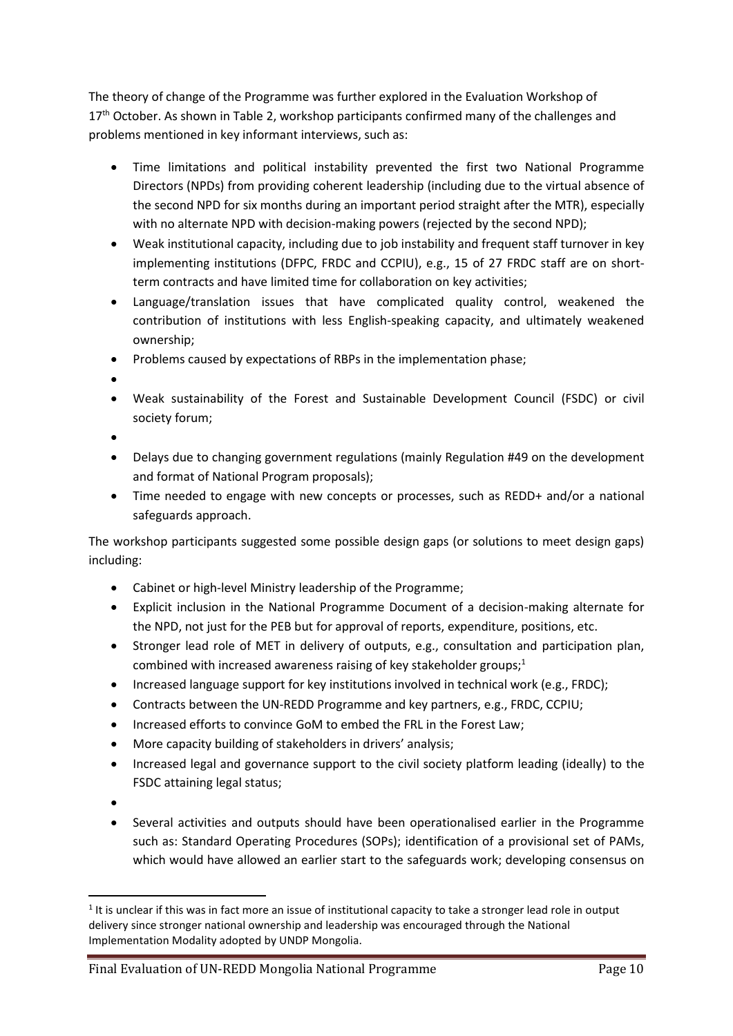The theory of change of the Programme was further explored in the Evaluation Workshop of 17th October. As shown in Table 2, workshop participants confirmed many of the challenges and problems mentioned in key informant interviews, such as:

- Time limitations and political instability prevented the first two National Programme Directors (NPDs) from providing coherent leadership (including due to the virtual absence of the second NPD for six months during an important period straight after the MTR), especially with no alternate NPD with decision-making powers (rejected by the second NPD);
- Weak institutional capacity, including due to job instability and frequent staff turnover in key implementing institutions (DFPC, FRDC and CCPIU), e.g., 15 of 27 FRDC staff are on short-term contracts and have limited time for collaboration on key activities;
- Language/translation issues that have complicated quality control, weakened the contribution of institutions with less English-speaking capacity, and ultimately weakened ownership;
- Problems caused by expectations of RBPs in the implementation phase;
- 
- Weak sustainability of the Forest and Sustainable Development Council (FSDC) or civil society forum;
- 
- Delays due to changing government regulations (mainly Regulation #49 on the development and format of National Program proposals);
- Time needed to engage with new concepts or processes, such as REDD+ and/or a national safeguards approach.

The workshop participants suggested some possible design gaps (or solutions to meet design gaps) including:

- Cabinet or high-level Ministry leadership of the Programme;
- Explicit inclusion in the National Programme Document of a decision-making alternate for the NPD, not just for the PEB but for approval of reports, expenditure, positions, etc.
- Stronger lead role of MET in delivery of outputs, e.g., consultation and participation plan, combined with increased awareness raising of key stakeholder groups;[1]
- Increased language support for key institutions involved in technical work (e.g., FRDC);
- Contracts between the UN-REDD Programme and key partners, e.g., FRDC, CCPIU;
- Increased efforts to convince GoM to embed the FRL in the Forest Law;
- More capacity building of stakeholders in drivers' analysis;
- Increased legal and governance support to the civil society platform leading (ideally) to the FSDC attaining legal status;
- 
- Several activities and outputs should have been operationalised earlier in the Programme such as: Standard Operating Procedures (SOPs); identification of a provisional set of PAMs, which would have allowed an earlier start to the safeguards work; developing consensus on

[1] It is unclear if this was in fact more an issue of institutional capacity to take a stronger lead role in output delivery since stronger national ownership and leadership was encouraged through the National Implementation Modality adopted by UNDP Mongolia.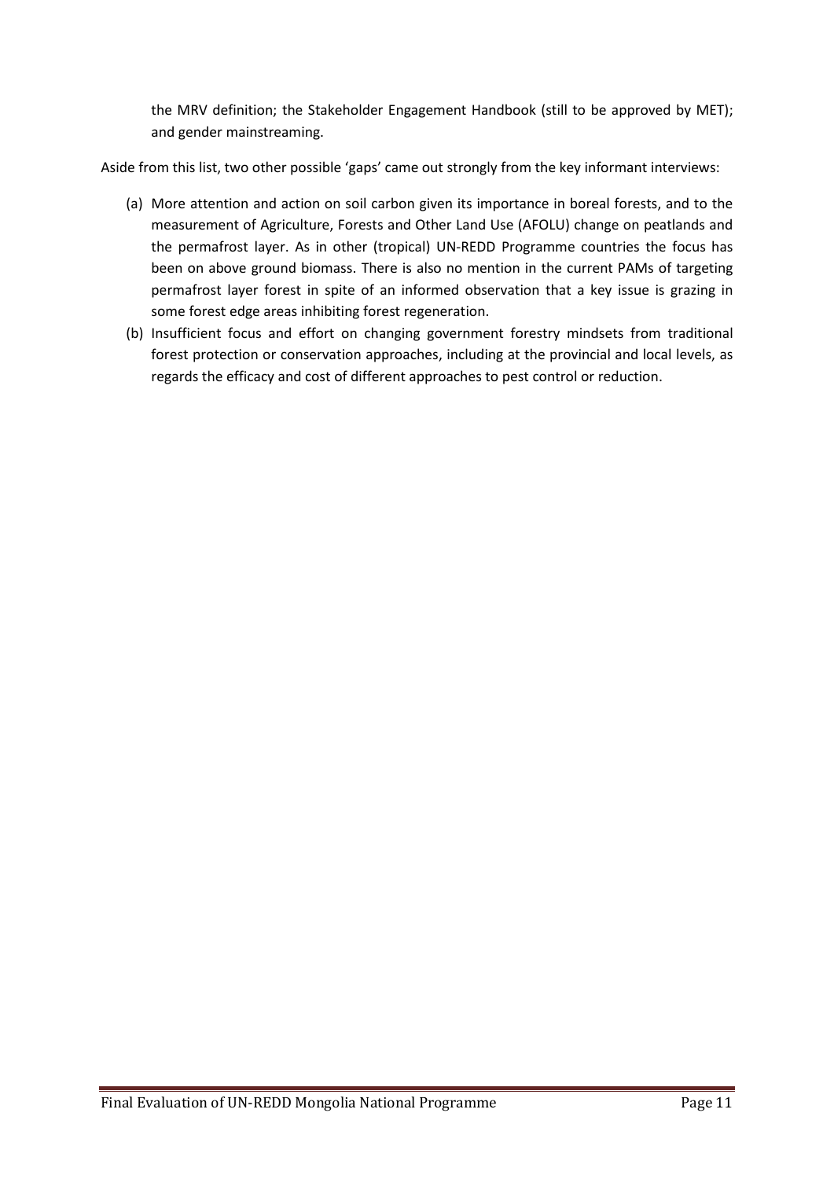the MRV definition; the Stakeholder Engagement Handbook (still to be approved by MET); and gender mainstreaming.

Aside from this list, two other possible 'gaps' came out strongly from the key informant interviews:

(a) More attention and action on soil carbon given its importance in boreal forests, and to the measurement of Agriculture, Forests and Other Land Use (AFOLU) change on peatlands and the permafrost layer. As in other (tropical) UN-REDD Programme countries the focus has been on above ground biomass. There is also no mention in the current PAMs of targeting permafrost layer forest in spite of an informed observation that a key issue is grazing in some forest edge areas inhibiting forest regeneration.

(b) Insufficient focus and effort on changing government forestry mindsets from traditional forest protection or conservation approaches, including at the provincial and local levels, as regards the efficacy and cost of different approaches to pest control or reduction.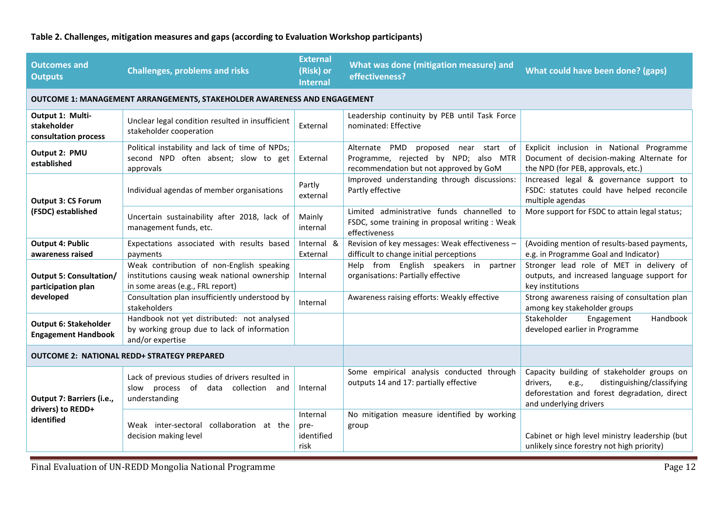**Table 2. Challenges, mitigation measures and gaps (according to Evaluation Workshop participants)**

| Outcomes and Outputs | Challenges, problems and risks | External (Risk) or Internal | What was done (mitigation measure) and effectiveness? | What could have been done? (gaps) |
|---|---|---|---|---|
| **OUTCOME 1: MANAGEMENT ARRANGEMENTS, STAKEHOLDER AWARENESS AND ENGAGEMENT** | | | | |
| **Output 1: Multi-stakeholder consultation process** | Unclear legal condition resulted in insufficient stakeholder cooperation | External | Leadership continuity by PEB until Task Force nominated: Effective | |
| **Output 2: PMU established** | Political instability and lack of time of NPDs; second NPD often absent; slow to get approvals | External | Alternate PMD proposed near start of Programme, rejected by NPD; also MTR recommendation but not approved by GoM | Explicit inclusion in National Programme Document of decision-making Alternate for the NPD (for PEB, approvals, etc.) |
| **Output 3: CS Forum (FSDC) established** | Individual agendas of member organisations | Partly external | Improved understanding through discussions: Partly effective | Increased legal & governance support to FSDC: statutes could have helped reconcile multiple agendas |
| | Uncertain sustainability after 2018, lack of management funds, etc. | Mainly internal | Limited administrative funds channelled to FSDC, some training in proposal writing : Weak effectiveness | More support for FSDC to attain legal status; |
| **Output 4: Public awareness raised** | Expectations associated with results based payments | Internal & External | Revision of key messages: Weak effectiveness – difficult to change initial perceptions | (Avoiding mention of results-based payments, e.g. in Programme Goal and Indicator) |
| **Output 5: Consultation/ participation plan developed** | Weak contribution of non-English speaking institutions causing weak national ownership in some areas (e.g., FRL report) | Internal | Help from English speakers in partner organisations: Partially effective | Stronger lead role of MET in delivery of outputs, and increased language support for key institutions |
| | Consultation plan insufficiently understood by stakeholders | Internal | Awareness raising efforts: Weakly effective | Strong awareness raising of consultation plan among key stakeholder groups |
| **Output 6: Stakeholder Engagement Handbook** | Handbook not yet distributed: not analysed by working group due to lack of information and/or expertise | | | Stakeholder Engagement Handbook developed earlier in Programme |
| **OUTCOME 2: NATIONAL REDD+ STRATEGY PREPARED** | | | | |
| **Output 7: Barriers (i.e., drivers) to REDD+ identified** | Lack of previous studies of drivers resulted in slow process of data collection and understanding | Internal | Some empirical analysis conducted through outputs 14 and 17: partially effective | Capacity building of stakeholder groups on drivers, e.g., distinguishing/classifying deforestation and forest degradation, direct and underlying drivers |
| | Weak inter-sectoral collaboration at the decision making level | Internal pre-identified risk | No mitigation measure identified by working group | Cabinet or high level ministry leadership (but unlikely since forestry not high priority) |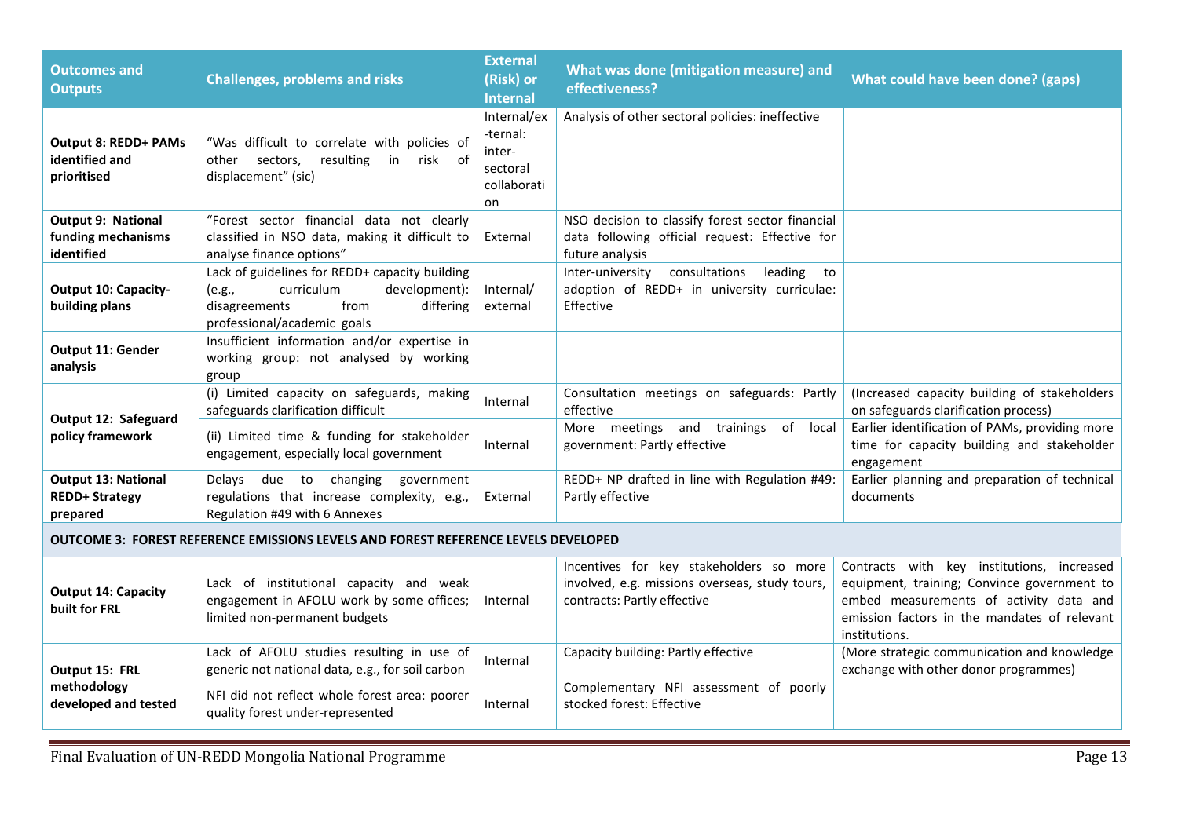| Outcomes and Outputs | Challenges, problems and risks | External (Risk) or Internal | What was done (mitigation measure) and effectiveness? | What could have been done? (gaps) |
|---|---|---|---|---|
| **Output 8: REDD+ PAMs identified and prioritised** | "Was difficult to correlate with policies of other sectors, resulting in risk of displacement" (sic) | Internal/ex-ternal: inter-sectoral collaboration | Analysis of other sectoral policies: ineffective | |
| **Output 9: National funding mechanisms identified** | "Forest sector financial data not clearly classified in NSO data, making it difficult to analyse finance options" | External | NSO decision to classify forest sector financial data following official request: Effective for future analysis | |
| **Output 10: Capacity-building plans** | Lack of guidelines for REDD+ capacity building (e.g., curriculum development): disagreements from differing professional/academic goals | Internal/ external | Inter-university consultations leading to adoption of REDD+ in university curriculae: Effective | |
| **Output 11: Gender analysis** | Insufficient information and/or expertise in working group: not analysed by working group | | | |
| **Output 12: Safeguard policy framework** | (i) Limited capacity on safeguards, making safeguards clarification difficult | Internal | Consultation meetings on safeguards: Partly effective | (Increased capacity building of stakeholders on safeguards clarification process) |
| | (ii) Limited time & funding for stakeholder engagement, especially local government | Internal | More meetings and trainings of local government: Partly effective | Earlier identification of PAMs, providing more time for capacity building and stakeholder engagement |
| **Output 13: National REDD+ Strategy prepared** | Delays due to changing government regulations that increase complexity, e.g., Regulation #49 with 6 Annexes | External | REDD+ NP drafted in line with Regulation #49: Partly effective | Earlier planning and preparation of technical documents |
| **OUTCOME 3: FOREST REFERENCE EMISSIONS LEVELS AND FOREST REFERENCE LEVELS DEVELOPED** | | | | |
| **Output 14: Capacity built for FRL** | Lack of institutional capacity and weak engagement in AFOLU work by some offices; limited non-permanent budgets | Internal | Incentives for key stakeholders so more involved, e.g. missions overseas, study tours, contracts: Partly effective | Contracts with key institutions, increased equipment, training; Convince government to embed measurements of activity data and emission factors in the mandates of relevant institutions. |
| **Output 15: FRL methodology developed and tested** | Lack of AFOLU studies resulting in use of generic not national data, e.g., for soil carbon | Internal | Capacity building: Partly effective | (More strategic communication and knowledge exchange with other donor programmes) |
| | NFI did not reflect whole forest area: poorer quality forest under-represented | Internal | Complementary NFI assessment of poorly stocked forest: Effective | |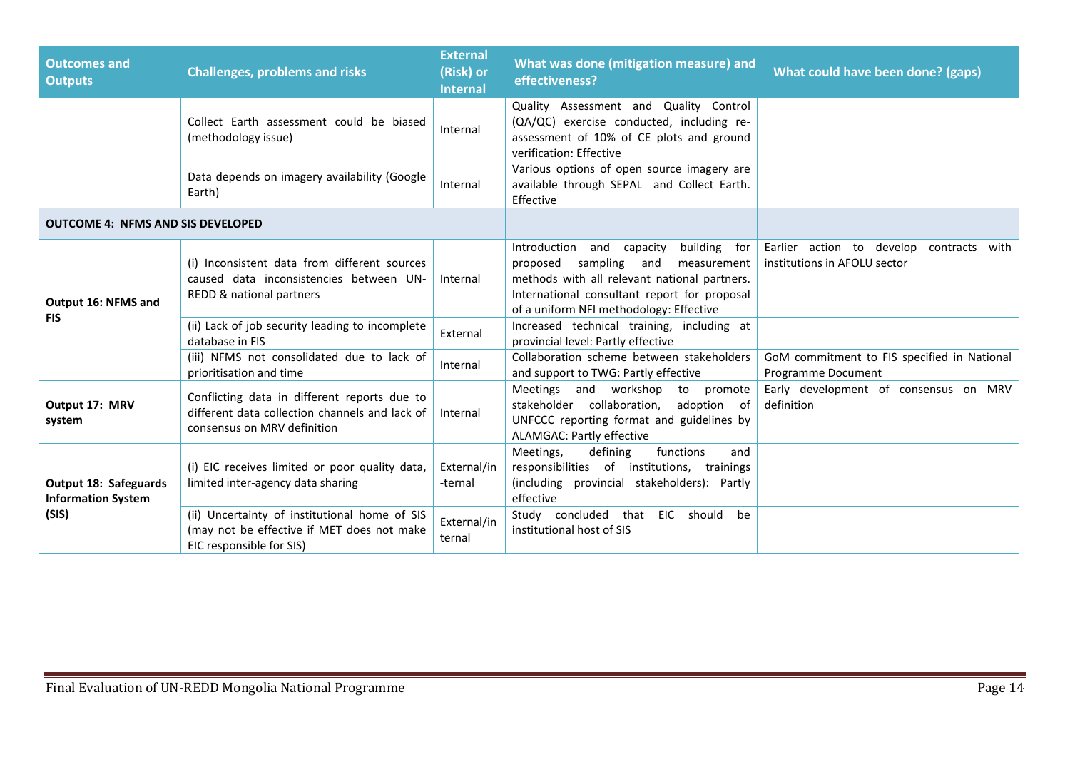| Outcomes and Outputs | Challenges, problems and risks | External (Risk) or Internal | What was done (mitigation measure) and effectiveness? | What could have been done? (gaps) |
|---|---|---|---|---|
| | Collect Earth assessment could be biased (methodology issue) | Internal | Quality Assessment and Quality Control (QA/QC) exercise conducted, including re-assessment of 10% of CE plots and ground verification: Effective | |
| | Data depends on imagery availability (Google Earth) | Internal | Various options of open source imagery are available through SEPAL and Collect Earth. Effective | |
| **OUTCOME 4: NFMS AND SIS DEVELOPED** | | | | |
| **Output 16: NFMS and FIS** | (i) Inconsistent data from different sources caused data inconsistencies between UN-REDD & national partners | Internal | Introduction and capacity building for proposed sampling and measurement methods with all relevant national partners. International consultant report for proposal of a uniform NFI methodology: Effective | Earlier action to develop contracts with institutions in AFOLU sector |
| | (ii) Lack of job security leading to incomplete database in FIS | External | Increased technical training, including at provincial level: Partly effective | |
| | (iii) NFMS not consolidated due to lack of prioritisation and time | Internal | Collaboration scheme between stakeholders and support to TWG: Partly effective | GoM commitment to FIS specified in National Programme Document |
| **Output 17: MRV system** | Conflicting data in different reports due to different data collection channels and lack of consensus on MRV definition | Internal | Meetings and workshop to promote stakeholder collaboration, adoption of UNFCCC reporting format and guidelines by ALAMGAC: Partly effective | Early development of consensus on MRV definition |
| **Output 18: Safeguards Information System (SIS)** | (i) EIC receives limited or poor quality data, limited inter-agency data sharing | External/in-ternal | Meetings, defining functions and responsibilities of institutions, trainings (including provincial stakeholders): Partly effective | |
| | (ii) Uncertainty of institutional home of SIS (may not be effective if MET does not make EIC responsible for SIS) | External/internal | Study concluded that EIC should be institutional host of SIS | |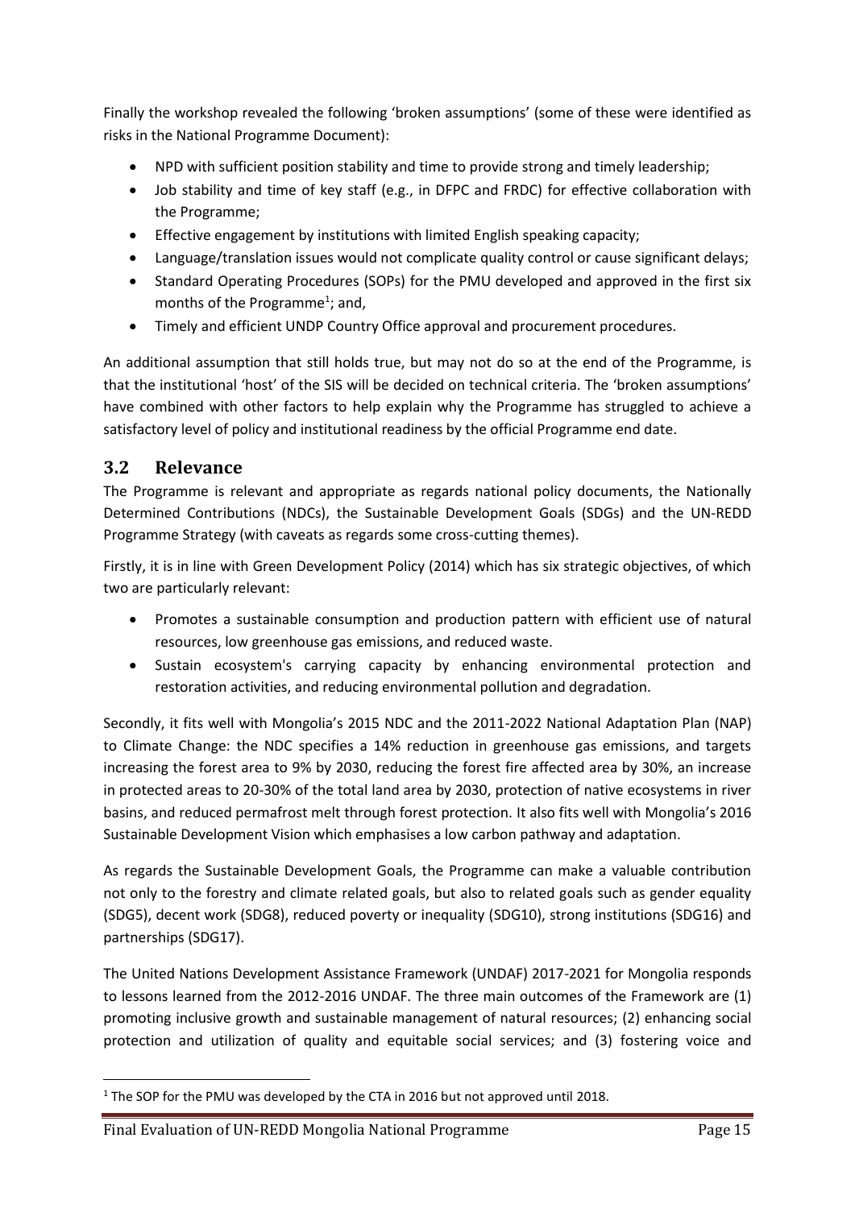Finally the workshop revealed the following 'broken assumptions' (some of these were identified as risks in the National Programme Document):

- NPD with sufficient position stability and time to provide strong and timely leadership;
- Job stability and time of key staff (e.g., in DFPC and FRDC) for effective collaboration with the Programme;
- Effective engagement by institutions with limited English speaking capacity;
- Language/translation issues would not complicate quality control or cause significant delays;
- Standard Operating Procedures (SOPs) for the PMU developed and approved in the first six months of the Programme[1]; and,
- Timely and efficient UNDP Country Office approval and procurement procedures.

An additional assumption that still holds true, but may not do so at the end of the Programme, is that the institutional 'host' of the SIS will be decided on technical criteria. The 'broken assumptions' have combined with other factors to help explain why the Programme has struggled to achieve a satisfactory level of policy and institutional readiness by the official Programme end date.

## 3.2 Relevance

The Programme is relevant and appropriate as regards national policy documents, the Nationally Determined Contributions (NDCs), the Sustainable Development Goals (SDGs) and the UN-REDD Programme Strategy (with caveats as regards some cross-cutting themes).

Firstly, it is in line with Green Development Policy (2014) which has six strategic objectives, of which two are particularly relevant:

- Promotes a sustainable consumption and production pattern with efficient use of natural resources, low greenhouse gas emissions, and reduced waste.
- Sustain ecosystem's carrying capacity by enhancing environmental protection and restoration activities, and reducing environmental pollution and degradation.

Secondly, it fits well with Mongolia's 2015 NDC and the 2011-2022 National Adaptation Plan (NAP) to Climate Change: the NDC specifies a 14% reduction in greenhouse gas emissions, and targets increasing the forest area to 9% by 2030, reducing the forest fire affected area by 30%, an increase in protected areas to 20-30% of the total land area by 2030, protection of native ecosystems in river basins, and reduced permafrost melt through forest protection. It also fits well with Mongolia's 2016 Sustainable Development Vision which emphasises a low carbon pathway and adaptation.

As regards the Sustainable Development Goals, the Programme can make a valuable contribution not only to the forestry and climate related goals, but also to related goals such as gender equality (SDG5), decent work (SDG8), reduced poverty or inequality (SDG10), strong institutions (SDG16) and partnerships (SDG17).

The United Nations Development Assistance Framework (UNDAF) 2017-2021 for Mongolia responds to lessons learned from the 2012-2016 UNDAF. The three main outcomes of the Framework are (1) promoting inclusive growth and sustainable management of natural resources; (2) enhancing social protection and utilization of quality and equitable social services; and (3) fostering voice and

[1] The SOP for the PMU was developed by the CTA in 2016 but not approved until 2018.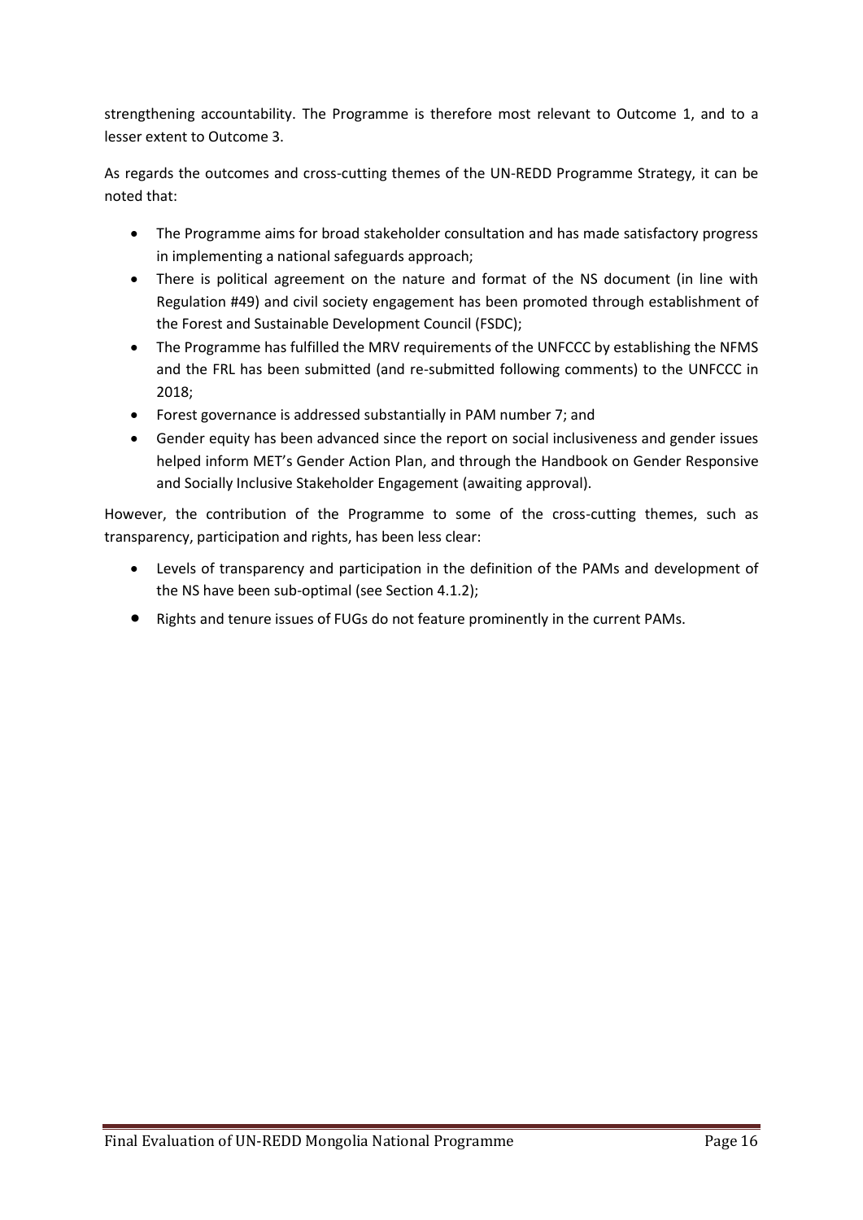strengthening accountability. The Programme is therefore most relevant to Outcome 1, and to a lesser extent to Outcome 3.

As regards the outcomes and cross-cutting themes of the UN-REDD Programme Strategy, it can be noted that:

- The Programme aims for broad stakeholder consultation and has made satisfactory progress in implementing a national safeguards approach;
- There is political agreement on the nature and format of the NS document (in line with Regulation #49) and civil society engagement has been promoted through establishment of the Forest and Sustainable Development Council (FSDC);
- The Programme has fulfilled the MRV requirements of the UNFCCC by establishing the NFMS and the FRL has been submitted (and re-submitted following comments) to the UNFCCC in 2018;
- Forest governance is addressed substantially in PAM number 7; and
- Gender equity has been advanced since the report on social inclusiveness and gender issues helped inform MET's Gender Action Plan, and through the Handbook on Gender Responsive and Socially Inclusive Stakeholder Engagement (awaiting approval).

However, the contribution of the Programme to some of the cross-cutting themes, such as transparency, participation and rights, has been less clear:

- Levels of transparency and participation in the definition of the PAMs and development of the NS have been sub-optimal (see Section 4.1.2);
- Rights and tenure issues of FUGs do not feature prominently in the current PAMs.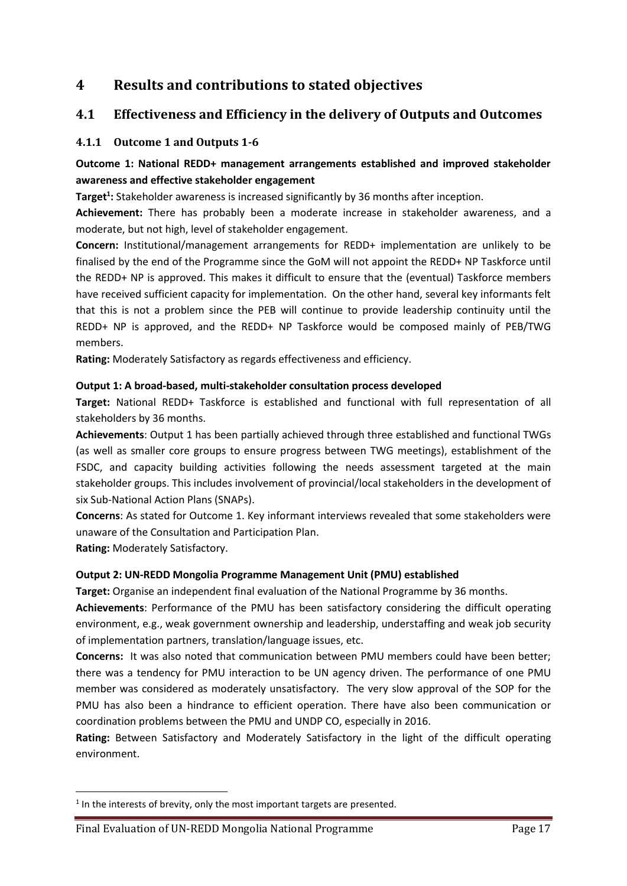# 4 Results and contributions to stated objectives

## 4.1 Effectiveness and Efficiency in the delivery of Outputs and Outcomes

### 4.1.1 Outcome 1 and Outputs 1-6

**Outcome 1: National REDD+ management arrangements established and improved stakeholder awareness and effective stakeholder engagement**

**Target[1]:** Stakeholder awareness is increased significantly by 36 months after inception.

**Achievement:** There has probably been a moderate increase in stakeholder awareness, and a moderate, but not high, level of stakeholder engagement.

**Concern:** Institutional/management arrangements for REDD+ implementation are unlikely to be finalised by the end of the Programme since the GoM will not appoint the REDD+ NP Taskforce until the REDD+ NP is approved. This makes it difficult to ensure that the (eventual) Taskforce members have received sufficient capacity for implementation. On the other hand, several key informants felt that this is not a problem since the PEB will continue to provide leadership continuity until the REDD+ NP is approved, and the REDD+ NP Taskforce would be composed mainly of PEB/TWG members.

**Rating:** Moderately Satisfactory as regards effectiveness and efficiency.

**Output 1: A broad-based, multi-stakeholder consultation process developed**

**Target:** National REDD+ Taskforce is established and functional with full representation of all stakeholders by 36 months.

**Achievements**: Output 1 has been partially achieved through three established and functional TWGs (as well as smaller core groups to ensure progress between TWG meetings), establishment of the FSDC, and capacity building activities following the needs assessment targeted at the main stakeholder groups. This includes involvement of provincial/local stakeholders in the development of six Sub-National Action Plans (SNAPs).

**Concerns**: As stated for Outcome 1. Key informant interviews revealed that some stakeholders were unaware of the Consultation and Participation Plan.

**Rating:** Moderately Satisfactory.

**Output 2: UN-REDD Mongolia Programme Management Unit (PMU) established**

**Target:** Organise an independent final evaluation of the National Programme by 36 months.

**Achievements**: Performance of the PMU has been satisfactory considering the difficult operating environment, e.g., weak government ownership and leadership, understaffing and weak job security of implementation partners, translation/language issues, etc.

**Concerns:** It was also noted that communication between PMU members could have been better; there was a tendency for PMU interaction to be UN agency driven. The performance of one PMU member was considered as moderately unsatisfactory. The very slow approval of the SOP for the PMU has also been a hindrance to efficient operation. There have also been communication or coordination problems between the PMU and UNDP CO, especially in 2016.

**Rating:** Between Satisfactory and Moderately Satisfactory in the light of the difficult operating environment.

[1] In the interests of brevity, only the most important targets are presented.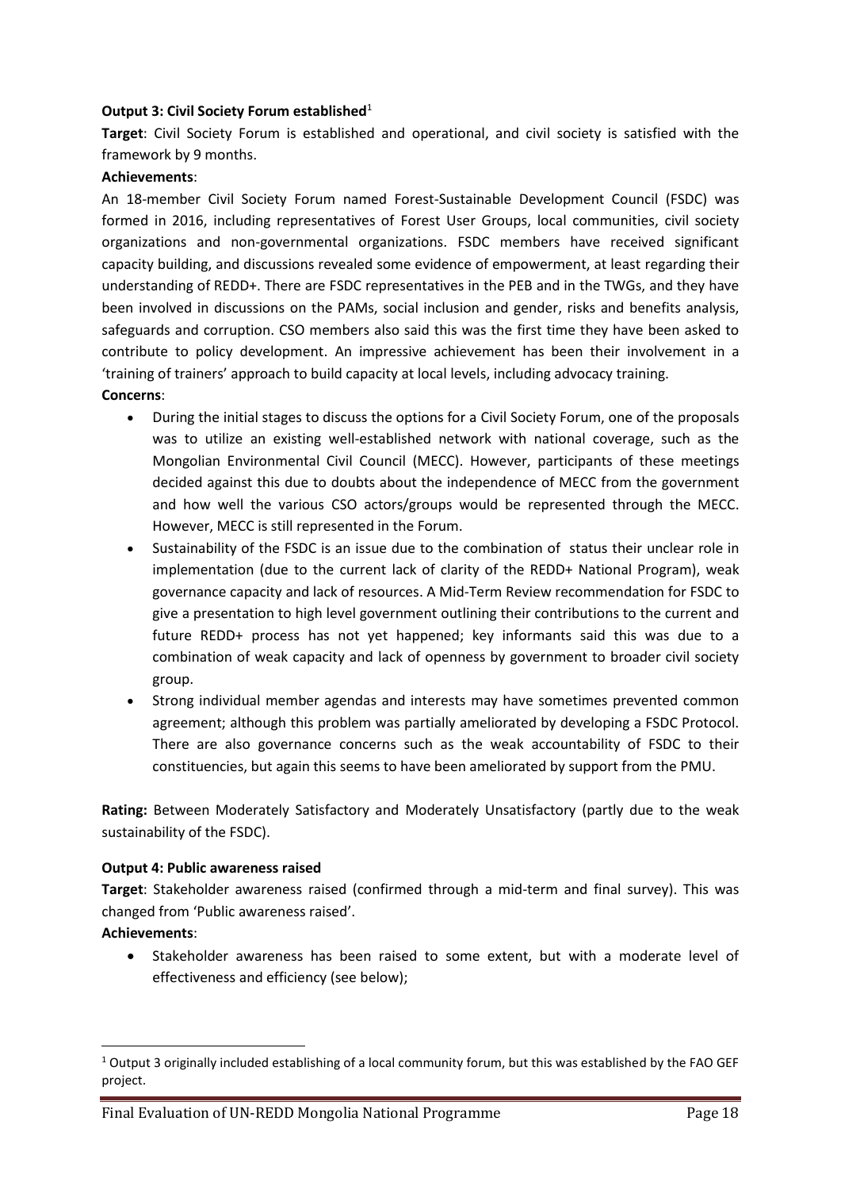**Output 3: Civil Society Forum established**[1]

**Target**: Civil Society Forum is established and operational, and civil society is satisfied with the framework by 9 months.

**Achievements**:

An 18-member Civil Society Forum named Forest-Sustainable Development Council (FSDC) was formed in 2016, including representatives of Forest User Groups, local communities, civil society organizations and non-governmental organizations. FSDC members have received significant capacity building, and discussions revealed some evidence of empowerment, at least regarding their understanding of REDD+. There are FSDC representatives in the PEB and in the TWGs, and they have been involved in discussions on the PAMs, social inclusion and gender, risks and benefits analysis, safeguards and corruption. CSO members also said this was the first time they have been asked to contribute to policy development. An impressive achievement has been their involvement in a 'training of trainers' approach to build capacity at local levels, including advocacy training.

**Concerns**:

- During the initial stages to discuss the options for a Civil Society Forum, one of the proposals was to utilize an existing well-established network with national coverage, such as the Mongolian Environmental Civil Council (MECC). However, participants of these meetings decided against this due to doubts about the independence of MECC from the government and how well the various CSO actors/groups would be represented through the MECC. However, MECC is still represented in the Forum.
- Sustainability of the FSDC is an issue due to the combination of status their unclear role in implementation (due to the current lack of clarity of the REDD+ National Program), weak governance capacity and lack of resources. A Mid-Term Review recommendation for FSDC to give a presentation to high level government outlining their contributions to the current and future REDD+ process has not yet happened; key informants said this was due to a combination of weak capacity and lack of openness by government to broader civil society group.
- Strong individual member agendas and interests may have sometimes prevented common agreement; although this problem was partially ameliorated by developing a FSDC Protocol. There are also governance concerns such as the weak accountability of FSDC to their constituencies, but again this seems to have been ameliorated by support from the PMU.

**Rating:** Between Moderately Satisfactory and Moderately Unsatisfactory (partly due to the weak sustainability of the FSDC).

**Output 4: Public awareness raised**

**Target**: Stakeholder awareness raised (confirmed through a mid-term and final survey). This was changed from 'Public awareness raised'.

**Achievements**:

- Stakeholder awareness has been raised to some extent, but with a moderate level of effectiveness and efficiency (see below);

[1] Output 3 originally included establishing of a local community forum, but this was established by the FAO GEF project.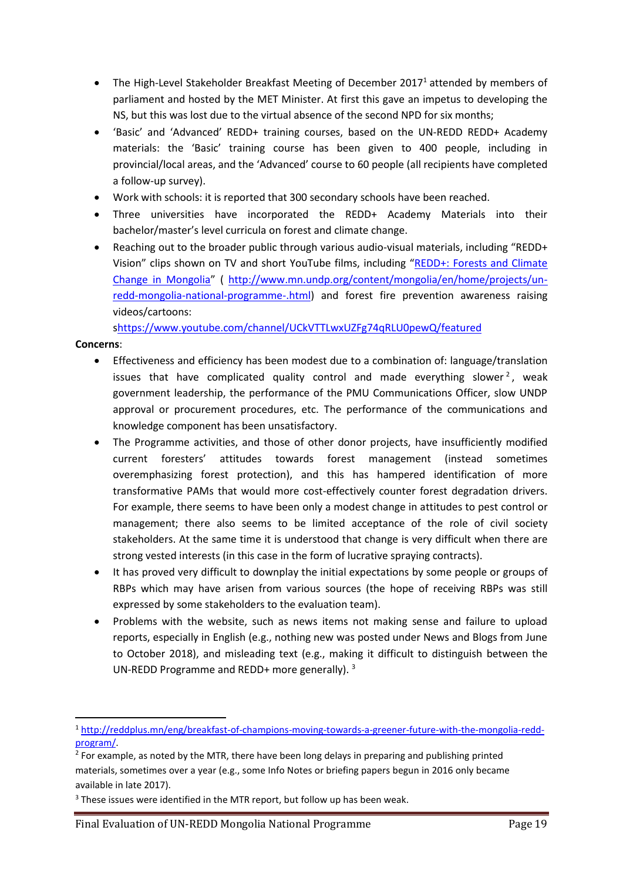- The High-Level Stakeholder Breakfast Meeting of December 2017[1] attended by members of parliament and hosted by the MET Minister. At first this gave an impetus to developing the NS, but this was lost due to the virtual absence of the second NPD for six months;
- 'Basic' and 'Advanced' REDD+ training courses, based on the UN-REDD REDD+ Academy materials: the 'Basic' training course has been given to 400 people, including in provincial/local areas, and the 'Advanced' course to 60 people (all recipients have completed a follow-up survey).
- Work with schools: it is reported that 300 secondary schools have been reached.
- Three universities have incorporated the REDD+ Academy Materials into their bachelor/master's level curricula on forest and climate change.
- Reaching out to the broader public through various audio-visual materials, including "REDD+ Vision" clips shown on TV and short YouTube films, including "[REDD+: Forests and Climate Change in Mongolia](http://www.mn.undp.org/content/mongolia/en/home/projects/un-redd-mongolia-national-programme-.html)" ( http://www.mn.undp.org/content/mongolia/en/home/projects/un-redd-mongolia-national-programme-.html) and forest fire prevention awareness raising videos/cartoons:

  shttps://www.youtube.com/channel/UCkVTTLwxUZFg74qRLU0pewQ/featured

**Concerns**:

- Effectiveness and efficiency has been modest due to a combination of: language/translation issues that have complicated quality control and made everything slower[2], weak government leadership, the performance of the PMU Communications Officer, slow UNDP approval or procurement procedures, etc. The performance of the communications and knowledge component has been unsatisfactory.
- The Programme activities, and those of other donor projects, have insufficiently modified current foresters' attitudes towards forest management (instead sometimes overemphasizing forest protection), and this has hampered identification of more transformative PAMs that would more cost-effectively counter forest degradation drivers. For example, there seems to have been only a modest change in attitudes to pest control or management; there also seems to be limited acceptance of the role of civil society stakeholders. At the same time it is understood that change is very difficult when there are strong vested interests (in this case in the form of lucrative spraying contracts).
- It has proved very difficult to downplay the initial expectations by some people or groups of RBPs which may have arisen from various sources (the hope of receiving RBPs was still expressed by some stakeholders to the evaluation team).
- Problems with the website, such as news items not making sense and failure to upload reports, especially in English (e.g., nothing new was posted under News and Blogs from June to October 2018), and misleading text (e.g., making it difficult to distinguish between the UN-REDD Programme and REDD+ more generally). [3]

---

[1] http://reddplus.mn/eng/breakfast-of-champions-moving-towards-a-greener-future-with-the-mongolia-redd-program/.

[2] For example, as noted by the MTR, there have been long delays in preparing and publishing printed materials, sometimes over a year (e.g., some Info Notes or briefing papers begun in 2016 only became available in late 2017).

[3] These issues were identified in the MTR report, but follow up has been weak.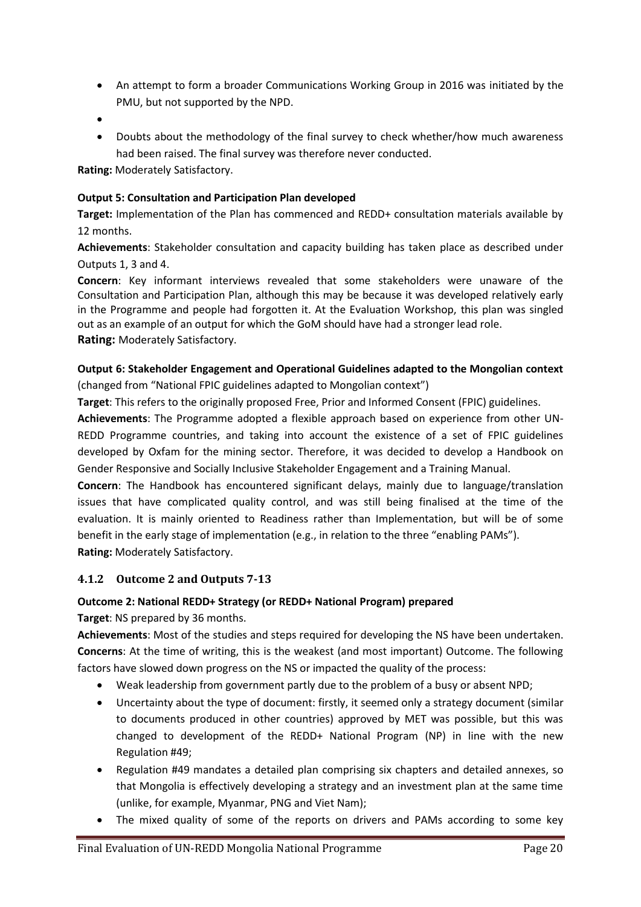- An attempt to form a broader Communications Working Group in 2016 was initiated by the PMU, but not supported by the NPD.
- 
- Doubts about the methodology of the final survey to check whether/how much awareness had been raised. The final survey was therefore never conducted.

**Rating:** Moderately Satisfactory.

**Output 5: Consultation and Participation Plan developed**

**Target:** Implementation of the Plan has commenced and REDD+ consultation materials available by 12 months.

**Achievements**: Stakeholder consultation and capacity building has taken place as described under Outputs 1, 3 and 4.

**Concern**: Key informant interviews revealed that some stakeholders were unaware of the Consultation and Participation Plan, although this may be because it was developed relatively early in the Programme and people had forgotten it. At the Evaluation Workshop, this plan was singled out as an example of an output for which the GoM should have had a stronger lead role.

**Rating:** Moderately Satisfactory.

**Output 6: Stakeholder Engagement and Operational Guidelines adapted to the Mongolian context** (changed from "National FPIC guidelines adapted to Mongolian context")

**Target**: This refers to the originally proposed Free, Prior and Informed Consent (FPIC) guidelines.

**Achievements**: The Programme adopted a flexible approach based on experience from other UN-REDD Programme countries, and taking into account the existence of a set of FPIC guidelines developed by Oxfam for the mining sector. Therefore, it was decided to develop a Handbook on Gender Responsive and Socially Inclusive Stakeholder Engagement and a Training Manual.

**Concern**: The Handbook has encountered significant delays, mainly due to language/translation issues that have complicated quality control, and was still being finalised at the time of the evaluation. It is mainly oriented to Readiness rather than Implementation, but will be of some benefit in the early stage of implementation (e.g., in relation to the three "enabling PAMs").

**Rating:** Moderately Satisfactory.

### 4.1.2 Outcome 2 and Outputs 7-13

**Outcome 2: National REDD+ Strategy (or REDD+ National Program) prepared**

**Target**: NS prepared by 36 months.

**Achievements**: Most of the studies and steps required for developing the NS have been undertaken.

**Concerns**: At the time of writing, this is the weakest (and most important) Outcome. The following factors have slowed down progress on the NS or impacted the quality of the process:

- Weak leadership from government partly due to the problem of a busy or absent NPD;
- Uncertainty about the type of document: firstly, it seemed only a strategy document (similar to documents produced in other countries) approved by MET was possible, but this was changed to development of the REDD+ National Program (NP) in line with the new Regulation #49;
- Regulation #49 mandates a detailed plan comprising six chapters and detailed annexes, so that Mongolia is effectively developing a strategy and an investment plan at the same time (unlike, for example, Myanmar, PNG and Viet Nam);
- The mixed quality of some of the reports on drivers and PAMs according to some key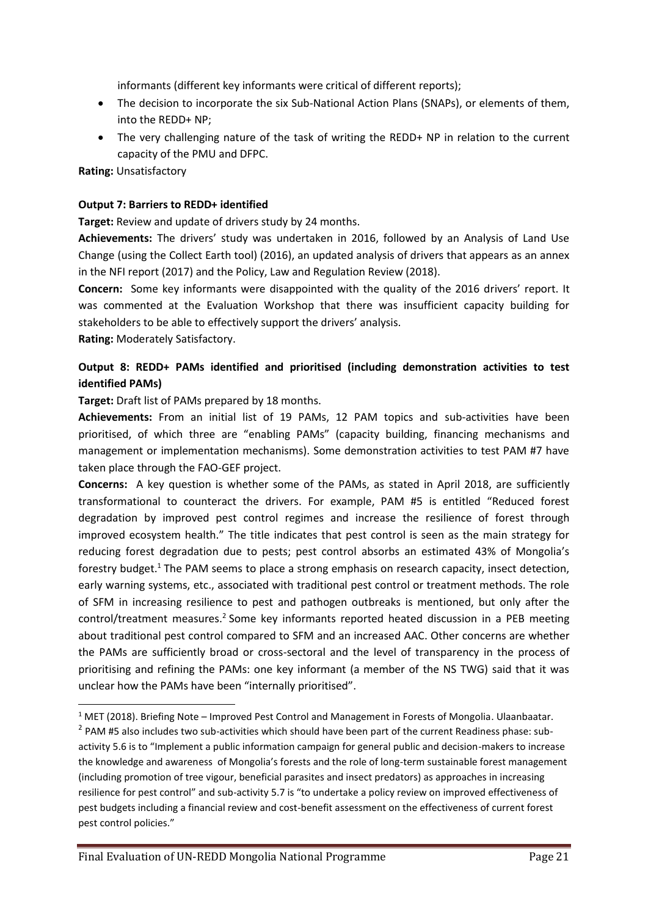informants (different key informants were critical of different reports);

- The decision to incorporate the six Sub-National Action Plans (SNAPs), or elements of them, into the REDD+ NP;
- The very challenging nature of the task of writing the REDD+ NP in relation to the current capacity of the PMU and DFPC.

**Rating:** Unsatisfactory

**Output 7: Barriers to REDD+ identified**

**Target:** Review and update of drivers study by 24 months.

**Achievements:** The drivers' study was undertaken in 2016, followed by an Analysis of Land Use Change (using the Collect Earth tool) (2016), an updated analysis of drivers that appears as an annex in the NFI report (2017) and the Policy, Law and Regulation Review (2018).

**Concern:** Some key informants were disappointed with the quality of the 2016 drivers' report. It was commented at the Evaluation Workshop that there was insufficient capacity building for stakeholders to be able to effectively support the drivers' analysis.

**Rating:** Moderately Satisfactory.

**Output 8: REDD+ PAMs identified and prioritised (including demonstration activities to test identified PAMs)**

**Target:** Draft list of PAMs prepared by 18 months.

**Achievements:** From an initial list of 19 PAMs, 12 PAM topics and sub-activities have been prioritised, of which three are "enabling PAMs" (capacity building, financing mechanisms and management or implementation mechanisms). Some demonstration activities to test PAM #7 have taken place through the FAO-GEF project.

**Concerns:** A key question is whether some of the PAMs, as stated in April 2018, are sufficiently transformational to counteract the drivers. For example, PAM #5 is entitled "Reduced forest degradation by improved pest control regimes and increase the resilience of forest through improved ecosystem health." The title indicates that pest control is seen as the main strategy for reducing forest degradation due to pests; pest control absorbs an estimated 43% of Mongolia's forestry budget.[1] The PAM seems to place a strong emphasis on research capacity, insect detection, early warning systems, etc., associated with traditional pest control or treatment methods. The role of SFM in increasing resilience to pest and pathogen outbreaks is mentioned, but only after the control/treatment measures.[2] Some key informants reported heated discussion in a PEB meeting about traditional pest control compared to SFM and an increased AAC. Other concerns are whether the PAMs are sufficiently broad or cross-sectoral and the level of transparency in the process of prioritising and refining the PAMs: one key informant (a member of the NS TWG) said that it was unclear how the PAMs have been "internally prioritised".

---

[1] MET (2018). Briefing Note – Improved Pest Control and Management in Forests of Mongolia. Ulaanbaatar.

[2] PAM #5 also includes two sub-activities which should have been part of the current Readiness phase: sub-activity 5.6 is to "Implement a public information campaign for general public and decision-makers to increase the knowledge and awareness of Mongolia's forests and the role of long-term sustainable forest management (including promotion of tree vigour, beneficial parasites and insect predators) as approaches in increasing resilience for pest control" and sub-activity 5.7 is "to undertake a policy review on improved effectiveness of pest budgets including a financial review and cost-benefit assessment on the effectiveness of current forest pest control policies."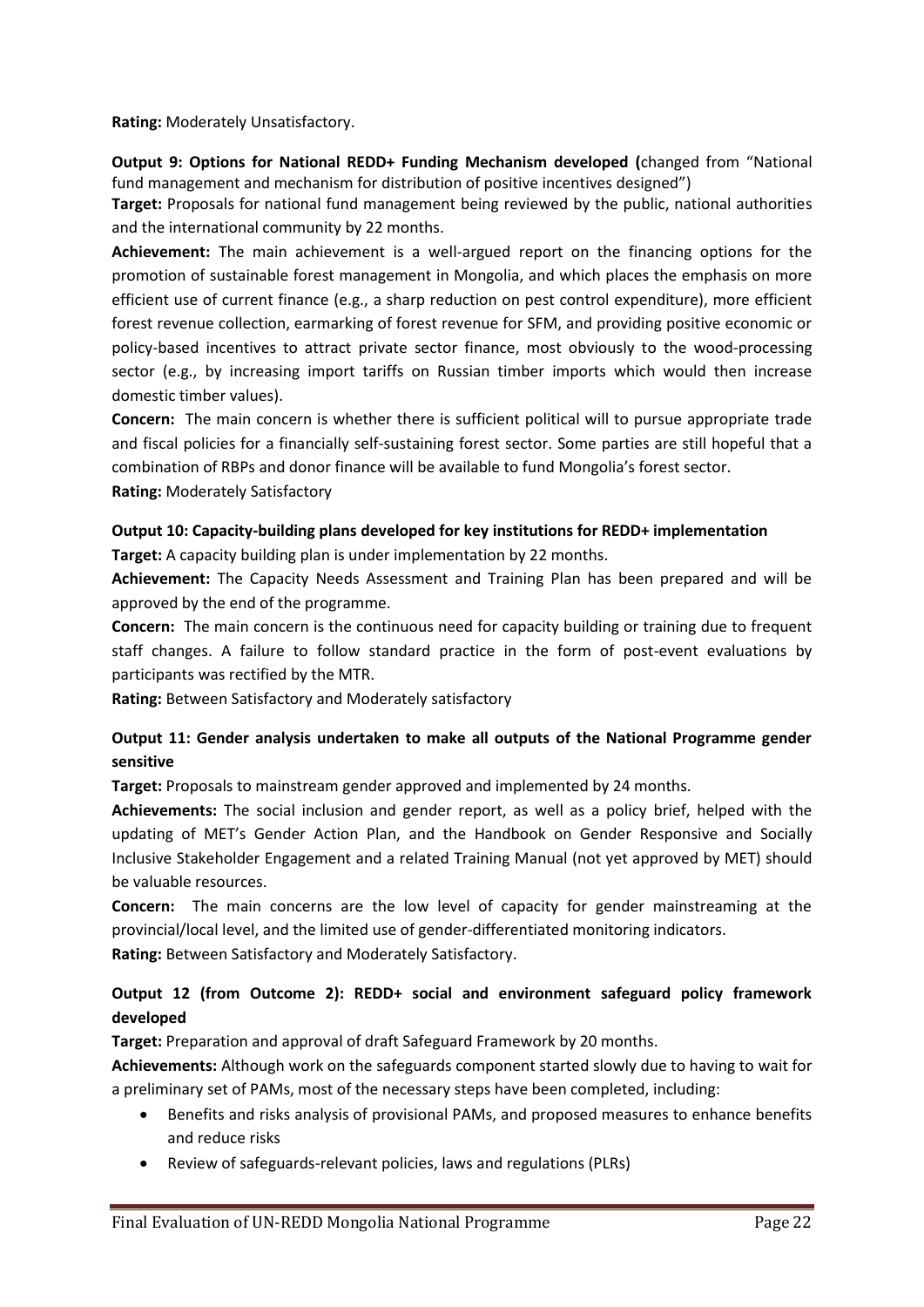**Rating:** Moderately Unsatisfactory.

**Output 9: Options for National REDD+ Funding Mechanism developed (**changed from "National fund management and mechanism for distribution of positive incentives designed")

**Target:** Proposals for national fund management being reviewed by the public, national authorities and the international community by 22 months.

**Achievement:** The main achievement is a well-argued report on the financing options for the promotion of sustainable forest management in Mongolia, and which places the emphasis on more efficient use of current finance (e.g., a sharp reduction on pest control expenditure), more efficient forest revenue collection, earmarking of forest revenue for SFM, and providing positive economic or policy-based incentives to attract private sector finance, most obviously to the wood-processing sector (e.g., by increasing import tariffs on Russian timber imports which would then increase domestic timber values).

**Concern:** The main concern is whether there is sufficient political will to pursue appropriate trade and fiscal policies for a financially self-sustaining forest sector. Some parties are still hopeful that a combination of RBPs and donor finance will be available to fund Mongolia's forest sector.

**Rating:** Moderately Satisfactory

**Output 10: Capacity-building plans developed for key institutions for REDD+ implementation**

**Target:** A capacity building plan is under implementation by 22 months.

**Achievement:** The Capacity Needs Assessment and Training Plan has been prepared and will be approved by the end of the programme.

**Concern:** The main concern is the continuous need for capacity building or training due to frequent staff changes. A failure to follow standard practice in the form of post-event evaluations by participants was rectified by the MTR.

**Rating:** Between Satisfactory and Moderately satisfactory

**Output 11: Gender analysis undertaken to make all outputs of the National Programme gender sensitive**

**Target:** Proposals to mainstream gender approved and implemented by 24 months.

**Achievements:** The social inclusion and gender report, as well as a policy brief, helped with the updating of MET's Gender Action Plan, and the Handbook on Gender Responsive and Socially Inclusive Stakeholder Engagement and a related Training Manual (not yet approved by MET) should be valuable resources.

**Concern:** The main concerns are the low level of capacity for gender mainstreaming at the provincial/local level, and the limited use of gender-differentiated monitoring indicators.

**Rating:** Between Satisfactory and Moderately Satisfactory.

**Output 12 (from Outcome 2): REDD+ social and environment safeguard policy framework developed**

**Target:** Preparation and approval of draft Safeguard Framework by 20 months.

**Achievements:** Although work on the safeguards component started slowly due to having to wait for a preliminary set of PAMs, most of the necessary steps have been completed, including:

- Benefits and risks analysis of provisional PAMs, and proposed measures to enhance benefits and reduce risks
- Review of safeguards-relevant policies, laws and regulations (PLRs)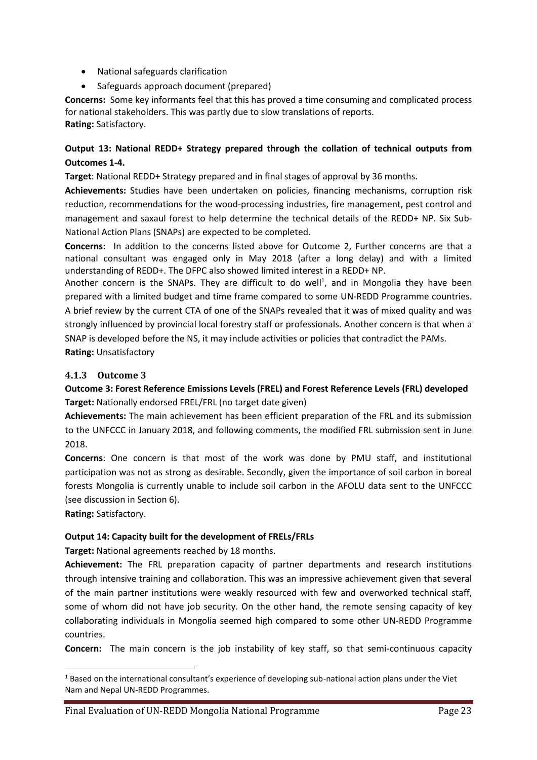- National safeguards clarification
- Safeguards approach document (prepared)

**Concerns:** Some key informants feel that this has proved a time consuming and complicated process for national stakeholders. This was partly due to slow translations of reports.
**Rating:** Satisfactory.

**Output 13: National REDD+ Strategy prepared through the collation of technical outputs from Outcomes 1-4.**

**Target**: National REDD+ Strategy prepared and in final stages of approval by 36 months.

**Achievements:** Studies have been undertaken on policies, financing mechanisms, corruption risk reduction, recommendations for the wood-processing industries, fire management, pest control and management and saxaul forest to help determine the technical details of the REDD+ NP. Six Sub-National Action Plans (SNAPs) are expected to be completed.

**Concerns:** In addition to the concerns listed above for Outcome 2, Further concerns are that a national consultant was engaged only in May 2018 (after a long delay) and with a limited understanding of REDD+. The DFPC also showed limited interest in a REDD+ NP.

Another concern is the SNAPs. They are difficult to do well[1], and in Mongolia they have been prepared with a limited budget and time frame compared to some UN-REDD Programme countries. A brief review by the current CTA of one of the SNAPs revealed that it was of mixed quality and was strongly influenced by provincial local forestry staff or professionals. Another concern is that when a SNAP is developed before the NS, it may include activities or policies that contradict the PAMs.

**Rating:** Unsatisfactory

### 4.1.3 Outcome 3

**Outcome 3: Forest Reference Emissions Levels (FREL) and Forest Reference Levels (FRL) developed**
**Target:** Nationally endorsed FREL/FRL (no target date given)

**Achievements:** The main achievement has been efficient preparation of the FRL and its submission to the UNFCCC in January 2018, and following comments, the modified FRL submission sent in June 2018.

**Concerns**: One concern is that most of the work was done by PMU staff, and institutional participation was not as strong as desirable. Secondly, given the importance of soil carbon in boreal forests Mongolia is currently unable to include soil carbon in the AFOLU data sent to the UNFCCC (see discussion in Section 6).

**Rating:** Satisfactory.

**Output 14: Capacity built for the development of FRELs/FRLs**

**Target:** National agreements reached by 18 months.

**Achievement:** The FRL preparation capacity of partner departments and research institutions through intensive training and collaboration. This was an impressive achievement given that several of the main partner institutions were weakly resourced with few and overworked technical staff, some of whom did not have job security. On the other hand, the remote sensing capacity of key collaborating individuals in Mongolia seemed high compared to some other UN-REDD Programme countries.

**Concern:** The main concern is the job instability of key staff, so that semi-continuous capacity

---

[1] Based on the international consultant's experience of developing sub-national action plans under the Viet Nam and Nepal UN-REDD Programmes.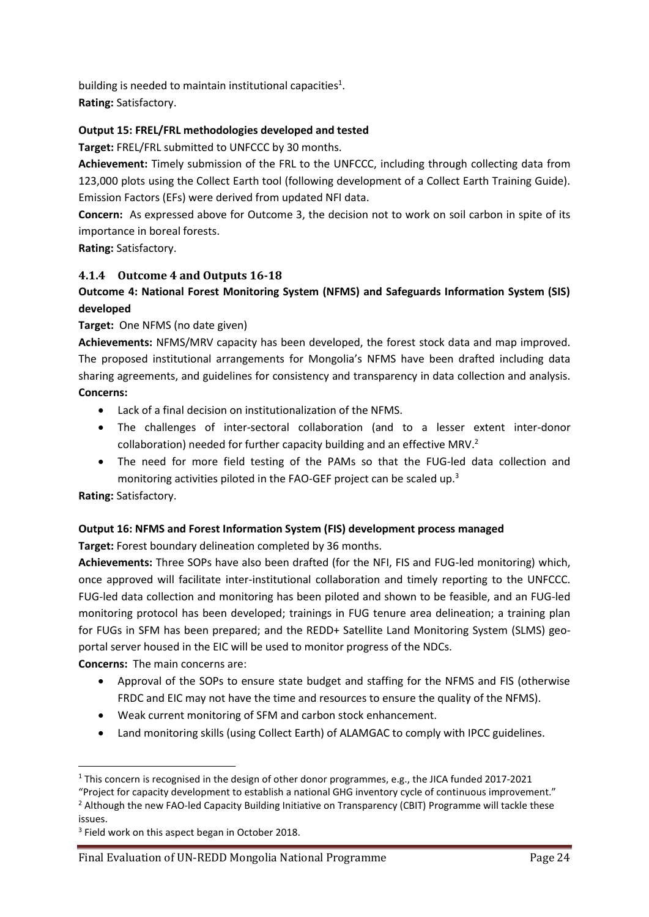building is needed to maintain institutional capacities[1].
**Rating:** Satisfactory.

**Output 15: FREL/FRL methodologies developed and tested**

**Target:** FREL/FRL submitted to UNFCCC by 30 months.

**Achievement:** Timely submission of the FRL to the UNFCCC, including through collecting data from 123,000 plots using the Collect Earth tool (following development of a Collect Earth Training Guide). Emission Factors (EFs) were derived from updated NFI data.

**Concern:** As expressed above for Outcome 3, the decision not to work on soil carbon in spite of its importance in boreal forests.

**Rating:** Satisfactory.

### 4.1.4 Outcome 4 and Outputs 16-18

**Outcome 4: National Forest Monitoring System (NFMS) and Safeguards Information System (SIS) developed**

**Target:** One NFMS (no date given)

**Achievements:** NFMS/MRV capacity has been developed, the forest stock data and map improved. The proposed institutional arrangements for Mongolia's NFMS have been drafted including data sharing agreements, and guidelines for consistency and transparency in data collection and analysis.

**Concerns:**

- Lack of a final decision on institutionalization of the NFMS.
- The challenges of inter-sectoral collaboration (and to a lesser extent inter-donor collaboration) needed for further capacity building and an effective MRV.[2]
- The need for more field testing of the PAMs so that the FUG-led data collection and monitoring activities piloted in the FAO-GEF project can be scaled up.[3]

**Rating:** Satisfactory.

**Output 16: NFMS and Forest Information System (FIS) development process managed**

**Target:** Forest boundary delineation completed by 36 months.

**Achievements:** Three SOPs have also been drafted (for the NFI, FIS and FUG-led monitoring) which, once approved will facilitate inter-institutional collaboration and timely reporting to the UNFCCC. FUG-led data collection and monitoring has been piloted and shown to be feasible, and an FUG-led monitoring protocol has been developed; trainings in FUG tenure area delineation; a training plan for FUGs in SFM has been prepared; and the REDD+ Satellite Land Monitoring System (SLMS) geo-portal server housed in the EIC will be used to monitor progress of the NDCs.

**Concerns:** The main concerns are:

- Approval of the SOPs to ensure state budget and staffing for the NFMS and FIS (otherwise FRDC and EIC may not have the time and resources to ensure the quality of the NFMS).
- Weak current monitoring of SFM and carbon stock enhancement.
- Land monitoring skills (using Collect Earth) of ALAMGAC to comply with IPCC guidelines.

---

[1] This concern is recognised in the design of other donor programmes, e.g., the JICA funded 2017-2021 "Project for capacity development to establish a national GHG inventory cycle of continuous improvement."

[2] Although the new FAO-led Capacity Building Initiative on Transparency (CBIT) Programme will tackle these issues.

[3] Field work on this aspect began in October 2018.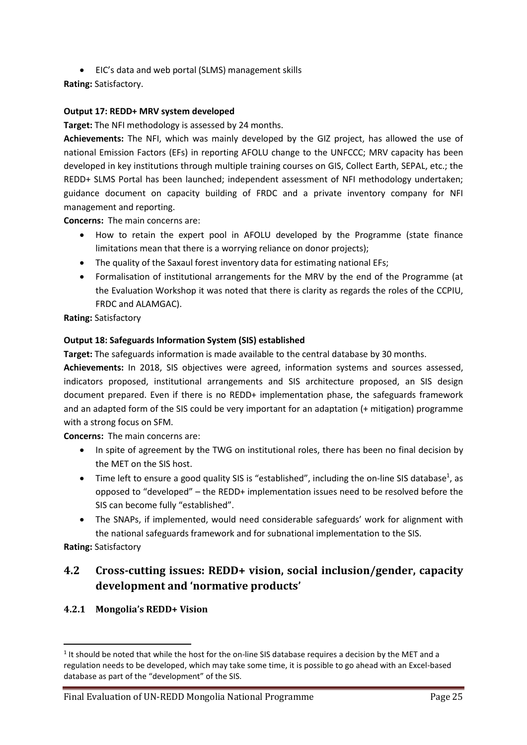- EIC's data and web portal (SLMS) management skills

**Rating:** Satisfactory.

**Output 17: REDD+ MRV system developed**

**Target:** The NFI methodology is assessed by 24 months.

**Achievements:** The NFI, which was mainly developed by the GIZ project, has allowed the use of national Emission Factors (EFs) in reporting AFOLU change to the UNFCCC; MRV capacity has been developed in key institutions through multiple training courses on GIS, Collect Earth, SEPAL, etc.; the REDD+ SLMS Portal has been launched; independent assessment of NFI methodology undertaken; guidance document on capacity building of FRDC and a private inventory company for NFI management and reporting.

**Concerns:** The main concerns are:

- How to retain the expert pool in AFOLU developed by the Programme (state finance limitations mean that there is a worrying reliance on donor projects);
- The quality of the Saxaul forest inventory data for estimating national EFs;
- Formalisation of institutional arrangements for the MRV by the end of the Programme (at the Evaluation Workshop it was noted that there is clarity as regards the roles of the CCPIU, FRDC and ALAMGAC).

**Rating:** Satisfactory

**Output 18: Safeguards Information System (SIS) established**

**Target:** The safeguards information is made available to the central database by 30 months.

**Achievements:** In 2018, SIS objectives were agreed, information systems and sources assessed, indicators proposed, institutional arrangements and SIS architecture proposed, an SIS design document prepared. Even if there is no REDD+ implementation phase, the safeguards framework and an adapted form of the SIS could be very important for an adaptation (+ mitigation) programme with a strong focus on SFM.

**Concerns:** The main concerns are:

- In spite of agreement by the TWG on institutional roles, there has been no final decision by the MET on the SIS host.
- Time left to ensure a good quality SIS is "established", including the on-line SIS database[1], as opposed to "developed" – the REDD+ implementation issues need to be resolved before the SIS can become fully "established".
- The SNAPs, if implemented, would need considerable safeguards' work for alignment with the national safeguards framework and for subnational implementation to the SIS.

**Rating:** Satisfactory

## 4.2 Cross-cutting issues: REDD+ vision, social inclusion/gender, capacity development and 'normative products'

### 4.2.1 Mongolia's REDD+ Vision

[1] It should be noted that while the host for the on-line SIS database requires a decision by the MET and a regulation needs to be developed, which may take some time, it is possible to go ahead with an Excel-based database as part of the "development" of the SIS.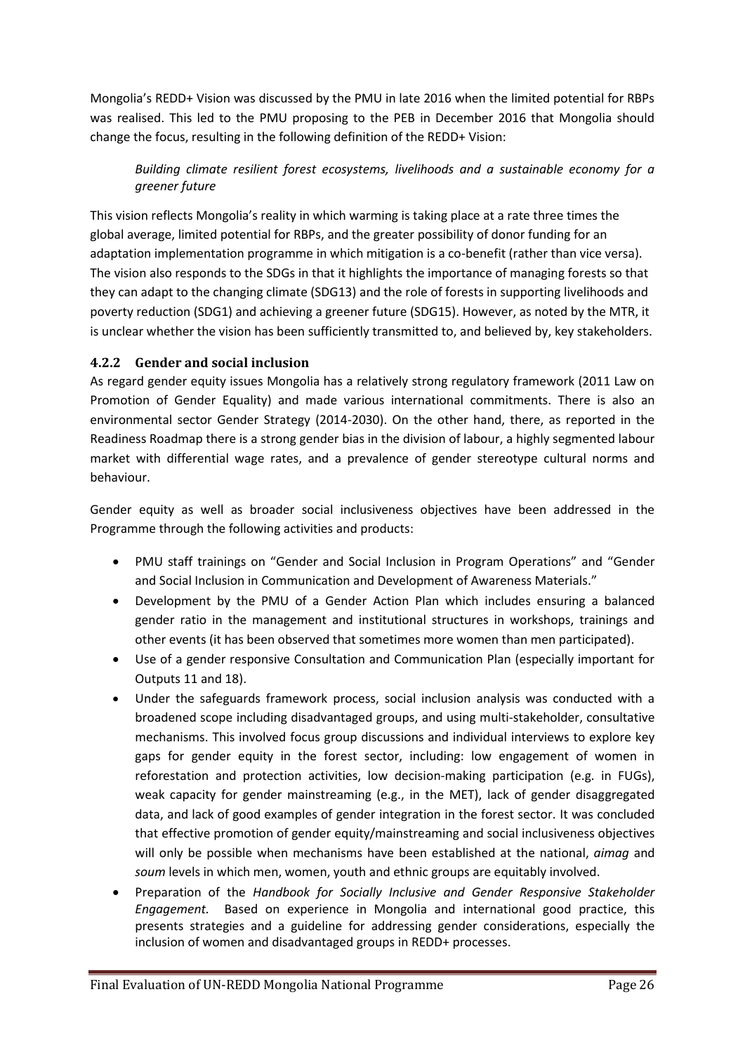Mongolia's REDD+ Vision was discussed by the PMU in late 2016 when the limited potential for RBPs was realised. This led to the PMU proposing to the PEB in December 2016 that Mongolia should change the focus, resulting in the following definition of the REDD+ Vision:

> *Building climate resilient forest ecosystems, livelihoods and a sustainable economy for a greener future*

This vision reflects Mongolia's reality in which warming is taking place at a rate three times the global average, limited potential for RBPs, and the greater possibility of donor funding for an adaptation implementation programme in which mitigation is a co-benefit (rather than vice versa). The vision also responds to the SDGs in that it highlights the importance of managing forests so that they can adapt to the changing climate (SDG13) and the role of forests in supporting livelihoods and poverty reduction (SDG1) and achieving a greener future (SDG15). However, as noted by the MTR, it is unclear whether the vision has been sufficiently transmitted to, and believed by, key stakeholders.

### 4.2.2 Gender and social inclusion

As regard gender equity issues Mongolia has a relatively strong regulatory framework (2011 Law on Promotion of Gender Equality) and made various international commitments. There is also an environmental sector Gender Strategy (2014-2030). On the other hand, there, as reported in the Readiness Roadmap there is a strong gender bias in the division of labour, a highly segmented labour market with differential wage rates, and a prevalence of gender stereotype cultural norms and behaviour.

Gender equity as well as broader social inclusiveness objectives have been addressed in the Programme through the following activities and products:

- PMU staff trainings on "Gender and Social Inclusion in Program Operations" and "Gender and Social Inclusion in Communication and Development of Awareness Materials."
- Development by the PMU of a Gender Action Plan which includes ensuring a balanced gender ratio in the management and institutional structures in workshops, trainings and other events (it has been observed that sometimes more women than men participated).
- Use of a gender responsive Consultation and Communication Plan (especially important for Outputs 11 and 18).
- Under the safeguards framework process, social inclusion analysis was conducted with a broadened scope including disadvantaged groups, and using multi-stakeholder, consultative mechanisms. This involved focus group discussions and individual interviews to explore key gaps for gender equity in the forest sector, including: low engagement of women in reforestation and protection activities, low decision-making participation (e.g. in FUGs), weak capacity for gender mainstreaming (e.g., in the MET), lack of gender disaggregated data, and lack of good examples of gender integration in the forest sector. It was concluded that effective promotion of gender equity/mainstreaming and social inclusiveness objectives will only be possible when mechanisms have been established at the national, *aimag* and *soum* levels in which men, women, youth and ethnic groups are equitably involved.
- Preparation of the *Handbook for Socially Inclusive and Gender Responsive Stakeholder Engagement.* Based on experience in Mongolia and international good practice, this presents strategies and a guideline for addressing gender considerations, especially the inclusion of women and disadvantaged groups in REDD+ processes.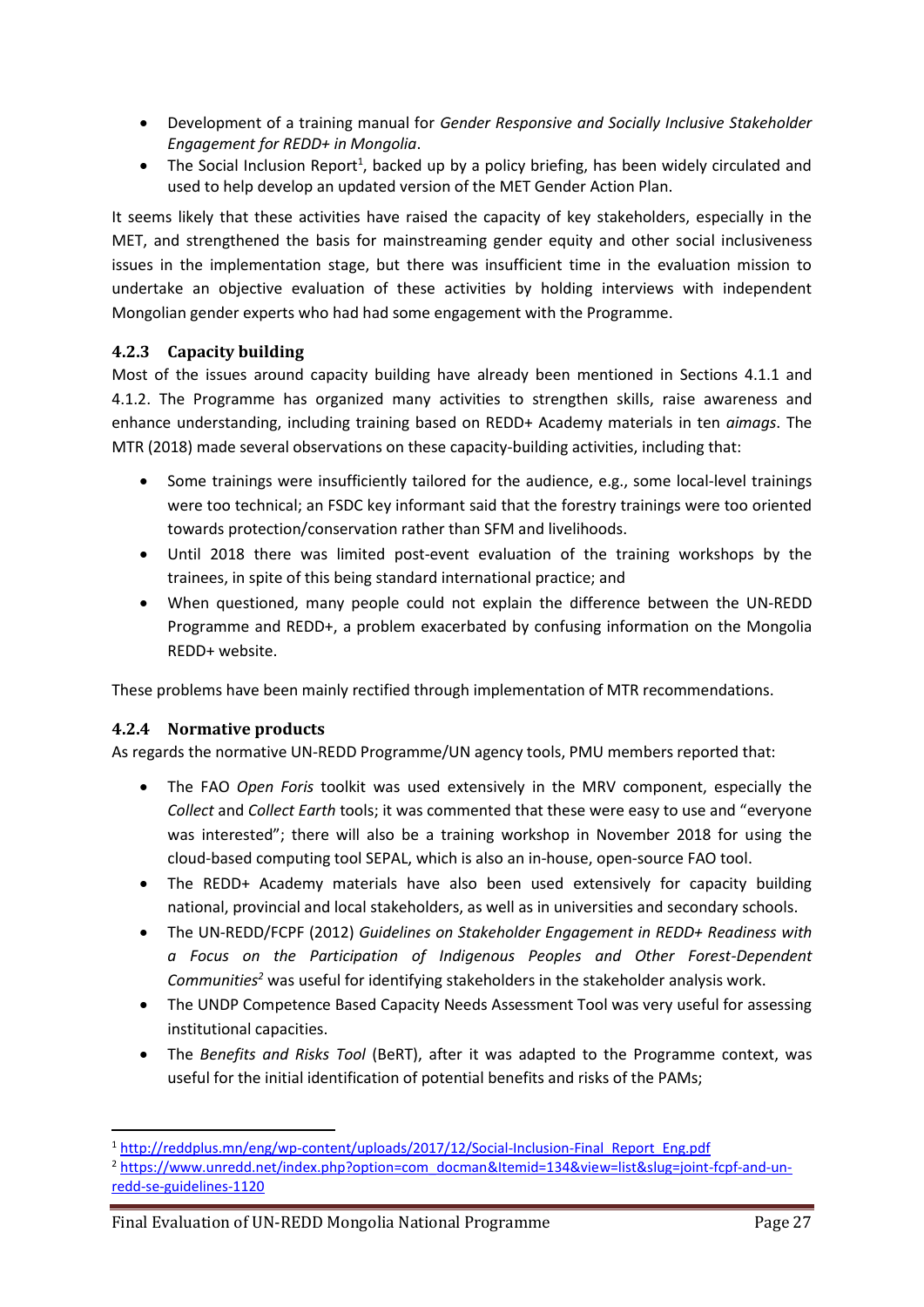- Development of a training manual for *Gender Responsive and Socially Inclusive Stakeholder Engagement for REDD+ in Mongolia*.
- The Social Inclusion Report[1], backed up by a policy briefing, has been widely circulated and used to help develop an updated version of the MET Gender Action Plan.

It seems likely that these activities have raised the capacity of key stakeholders, especially in the MET, and strengthened the basis for mainstreaming gender equity and other social inclusiveness issues in the implementation stage, but there was insufficient time in the evaluation mission to undertake an objective evaluation of these activities by holding interviews with independent Mongolian gender experts who had had some engagement with the Programme.

### 4.2.3 Capacity building

Most of the issues around capacity building have already been mentioned in Sections 4.1.1 and 4.1.2. The Programme has organized many activities to strengthen skills, raise awareness and enhance understanding, including training based on REDD+ Academy materials in ten *aimags*. The MTR (2018) made several observations on these capacity-building activities, including that:

- Some trainings were insufficiently tailored for the audience, e.g., some local-level trainings were too technical; an FSDC key informant said that the forestry trainings were too oriented towards protection/conservation rather than SFM and livelihoods.
- Until 2018 there was limited post-event evaluation of the training workshops by the trainees, in spite of this being standard international practice; and
- When questioned, many people could not explain the difference between the UN-REDD Programme and REDD+, a problem exacerbated by confusing information on the Mongolia REDD+ website.

These problems have been mainly rectified through implementation of MTR recommendations.

### 4.2.4 Normative products

As regards the normative UN-REDD Programme/UN agency tools, PMU members reported that:

- The FAO *Open Foris* toolkit was used extensively in the MRV component, especially the *Collect* and *Collect Earth* tools; it was commented that these were easy to use and "everyone was interested"; there will also be a training workshop in November 2018 for using the cloud-based computing tool SEPAL, which is also an in-house, open-source FAO tool.
- The REDD+ Academy materials have also been used extensively for capacity building national, provincial and local stakeholders, as well as in universities and secondary schools.
- The UN-REDD/FCPF (2012) *Guidelines on Stakeholder Engagement in REDD+ Readiness with a Focus on the Participation of Indigenous Peoples and Other Forest-Dependent Communities*[2] was useful for identifying stakeholders in the stakeholder analysis work.
- The UNDP Competence Based Capacity Needs Assessment Tool was very useful for assessing institutional capacities.
- The *Benefits and Risks Tool* (BeRT), after it was adapted to the Programme context, was useful for the initial identification of potential benefits and risks of the PAMs;

[1] http://reddplus.mn/eng/wp-content/uploads/2017/12/Social-Inclusion-Final_Report_Eng.pdf

[2] https://www.unredd.net/index.php?option=com_docman&Itemid=134&view=list&slug=joint-fcpf-and-un-redd-se-guidelines-1120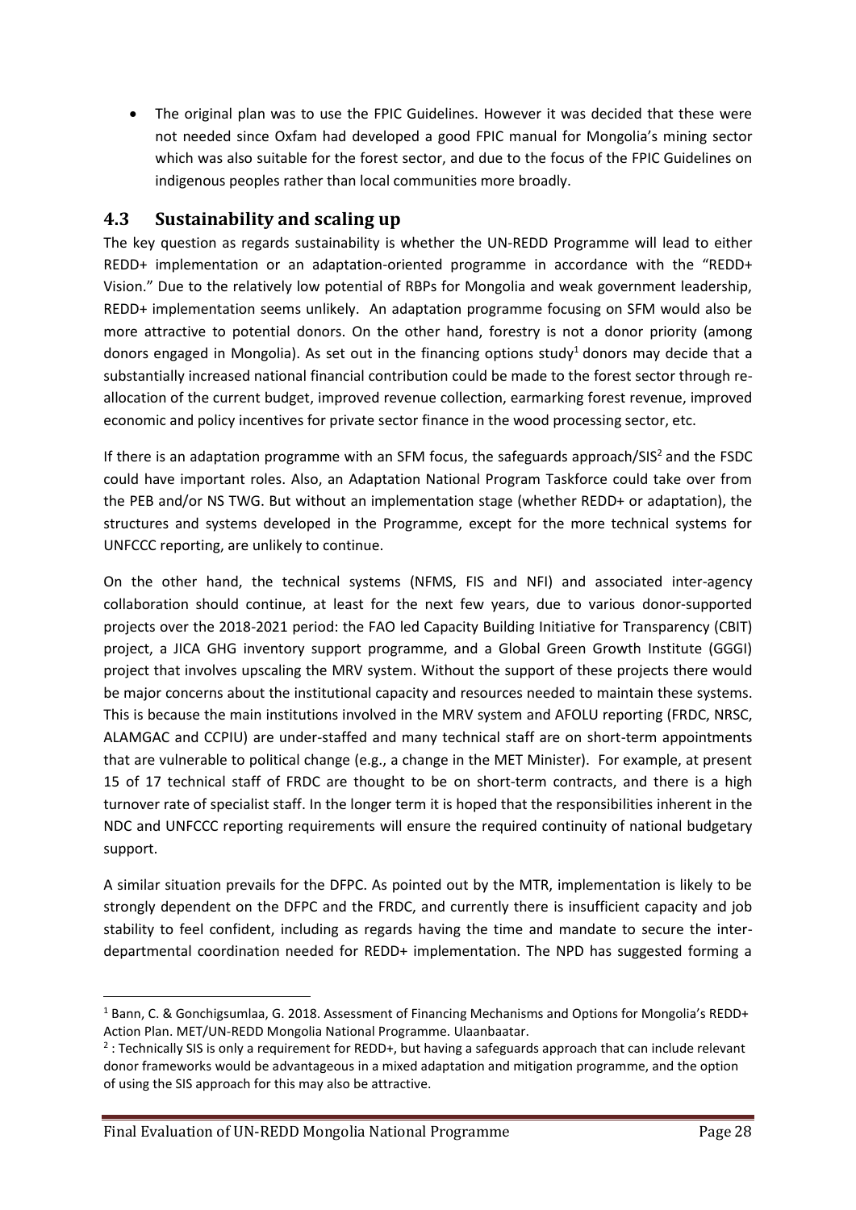- The original plan was to use the FPIC Guidelines. However it was decided that these were not needed since Oxfam had developed a good FPIC manual for Mongolia's mining sector which was also suitable for the forest sector, and due to the focus of the FPIC Guidelines on indigenous peoples rather than local communities more broadly.

## 4.3 Sustainability and scaling up

The key question as regards sustainability is whether the UN-REDD Programme will lead to either REDD+ implementation or an adaptation-oriented programme in accordance with the "REDD+ Vision." Due to the relatively low potential of RBPs for Mongolia and weak government leadership, REDD+ implementation seems unlikely. An adaptation programme focusing on SFM would also be more attractive to potential donors. On the other hand, forestry is not a donor priority (among donors engaged in Mongolia). As set out in the financing options study[1] donors may decide that a substantially increased national financial contribution could be made to the forest sector through re-allocation of the current budget, improved revenue collection, earmarking forest revenue, improved economic and policy incentives for private sector finance in the wood processing sector, etc.

If there is an adaptation programme with an SFM focus, the safeguards approach/SIS[2] and the FSDC could have important roles. Also, an Adaptation National Program Taskforce could take over from the PEB and/or NS TWG. But without an implementation stage (whether REDD+ or adaptation), the structures and systems developed in the Programme, except for the more technical systems for UNFCCC reporting, are unlikely to continue.

On the other hand, the technical systems (NFMS, FIS and NFI) and associated inter-agency collaboration should continue, at least for the next few years, due to various donor-supported projects over the 2018-2021 period: the FAO led Capacity Building Initiative for Transparency (CBIT) project, a JICA GHG inventory support programme, and a Global Green Growth Institute (GGGI) project that involves upscaling the MRV system. Without the support of these projects there would be major concerns about the institutional capacity and resources needed to maintain these systems. This is because the main institutions involved in the MRV system and AFOLU reporting (FRDC, NRSC, ALAMGAC and CCPIU) are under-staffed and many technical staff are on short-term appointments that are vulnerable to political change (e.g., a change in the MET Minister). For example, at present 15 of 17 technical staff of FRDC are thought to be on short-term contracts, and there is a high turnover rate of specialist staff. In the longer term it is hoped that the responsibilities inherent in the NDC and UNFCCC reporting requirements will ensure the required continuity of national budgetary support.

A similar situation prevails for the DFPC. As pointed out by the MTR, implementation is likely to be strongly dependent on the DFPC and the FRDC, and currently there is insufficient capacity and job stability to feel confident, including as regards having the time and mandate to secure the inter-departmental coordination needed for REDD+ implementation. The NPD has suggested forming a

[1] Bann, C. & Gonchigsumlaa, G. 2018. Assessment of Financing Mechanisms and Options for Mongolia's REDD+ Action Plan. MET/UN-REDD Mongolia National Programme. Ulaanbaatar.

[2] : Technically SIS is only a requirement for REDD+, but having a safeguards approach that can include relevant donor frameworks would be advantageous in a mixed adaptation and mitigation programme, and the option of using the SIS approach for this may also be attractive.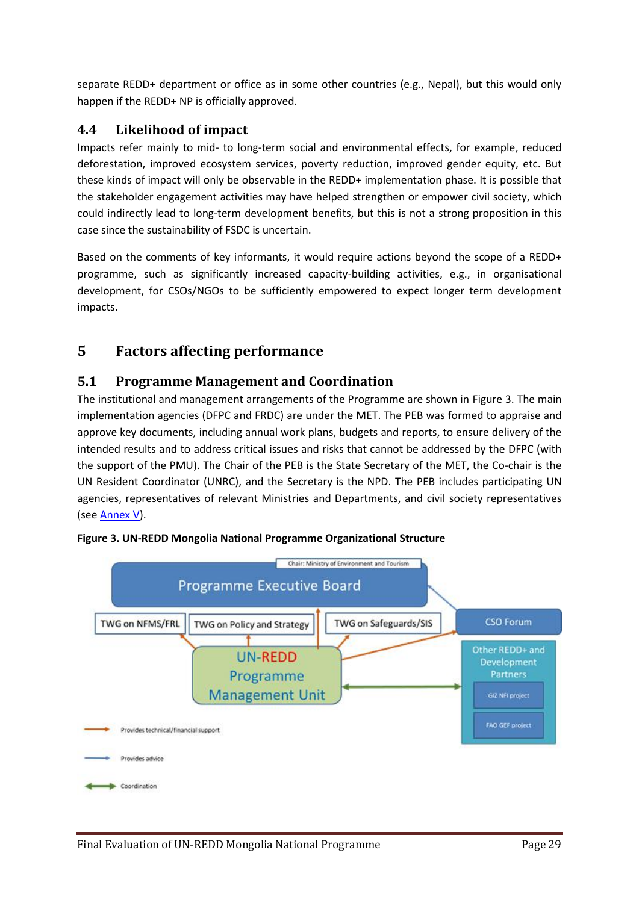separate REDD+ department or office as in some other countries (e.g., Nepal), but this would only happen if the REDD+ NP is officially approved.

## 4.4 Likelihood of impact

Impacts refer mainly to mid- to long-term social and environmental effects, for example, reduced deforestation, improved ecosystem services, poverty reduction, improved gender equity, etc. But these kinds of impact will only be observable in the REDD+ implementation phase. It is possible that the stakeholder engagement activities may have helped strengthen or empower civil society, which could indirectly lead to long-term development benefits, but this is not a strong proposition in this case since the sustainability of FSDC is uncertain.

Based on the comments of key informants, it would require actions beyond the scope of a REDD+ programme, such as significantly increased capacity-building activities, e.g., in organisational development, for CSOs/NGOs to be sufficiently empowered to expect longer term development impacts.

# 5 Factors affecting performance

## 5.1 Programme Management and Coordination

The institutional and management arrangements of the Programme are shown in Figure 3. The main implementation agencies (DFPC and FRDC) are under the MET. The PEB was formed to appraise and approve key documents, including annual work plans, budgets and reports, to ensure delivery of the intended results and to address critical issues and risks that cannot be addressed by the DFPC (with the support of the PMU). The Chair of the PEB is the State Secretary of the MET, the Co-chair is the UN Resident Coordinator (UNRC), and the Secretary is the NPD. The PEB includes participating UN agencies, representatives of relevant Ministries and Departments, and civil society representatives (see Annex V).

**Figure 3. UN-REDD Mongolia National Programme Organizational Structure**

Chair: Ministry of Environment and Tourism

Programme Executive Board

TWG on NFMS/FRL

TWG on Policy and Strategy

TWG on Safeguards/SIS

CSO Forum

UN-REDD Programme Management Unit

Other REDD+ and Development Partners

GIZ NFI project

FAO GEF project

Provides technical/financial support

Provides advice

Coordination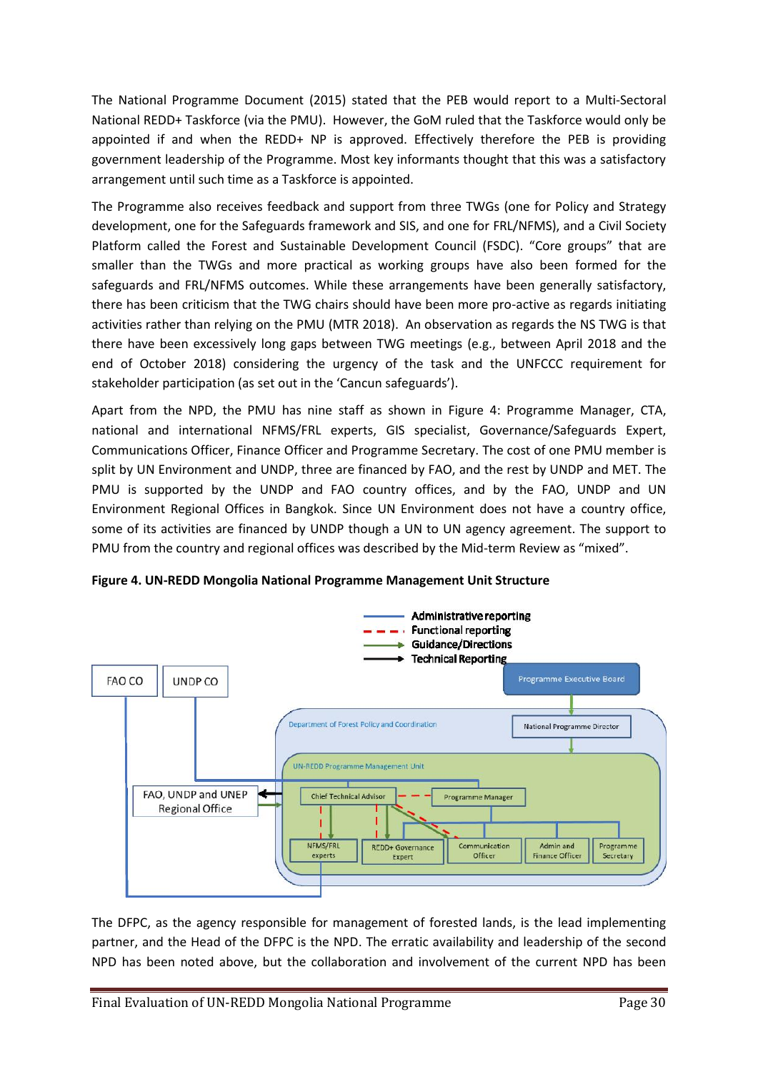The National Programme Document (2015) stated that the PEB would report to a Multi-Sectoral National REDD+ Taskforce (via the PMU). However, the GoM ruled that the Taskforce would only be appointed if and when the REDD+ NP is approved. Effectively therefore the PEB is providing government leadership of the Programme. Most key informants thought that this was a satisfactory arrangement until such time as a Taskforce is appointed.

The Programme also receives feedback and support from three TWGs (one for Policy and Strategy development, one for the Safeguards framework and SIS, and one for FRL/NFMS), and a Civil Society Platform called the Forest and Sustainable Development Council (FSDC). "Core groups" that are smaller than the TWGs and more practical as working groups have also been formed for the safeguards and FRL/NFMS outcomes. While these arrangements have been generally satisfactory, there has been criticism that the TWG chairs should have been more pro-active as regards initiating activities rather than relying on the PMU (MTR 2018). An observation as regards the NS TWG is that there have been excessively long gaps between TWG meetings (e.g., between April 2018 and the end of October 2018) considering the urgency of the task and the UNFCCC requirement for stakeholder participation (as set out in the 'Cancun safeguards').

Apart from the NPD, the PMU has nine staff as shown in Figure 4: Programme Manager, CTA, national and international NFMS/FRL experts, GIS specialist, Governance/Safeguards Expert, Communications Officer, Finance Officer and Programme Secretary. The cost of one PMU member is split by UN Environment and UNDP, three are financed by FAO, and the rest by UNDP and MET. The PMU is supported by the UNDP and FAO country offices, and by the FAO, UNDP and UN Environment Regional Offices in Bangkok. Since UN Environment does not have a country office, some of its activities are financed by UNDP though a UN to UN agency agreement. The support to PMU from the country and regional offices was described by the Mid-term Review as "mixed".

**Figure 4. UN-REDD Mongolia National Programme Management Unit Structure**

Administrative reporting
Functional reporting
Guidance/Directions
Technical Reporting

FAO CO
UNDP CO
Programme Executive Board
Department of Forest Policy and Coordination
National Programme Director
UN-REDD Programme Management Unit
FAO, UNDP and UNEP Regional Office
Chief Technical Advisor
Programme Manager
NFMS/FRL experts
REDD+ Governance Expert
Communication Officer
Admin and Finance Officer
Programme Secretary

The DFPC, as the agency responsible for management of forested lands, is the lead implementing partner, and the Head of the DFPC is the NPD. The erratic availability and leadership of the second NPD has been noted above, but the collaboration and involvement of the current NPD has been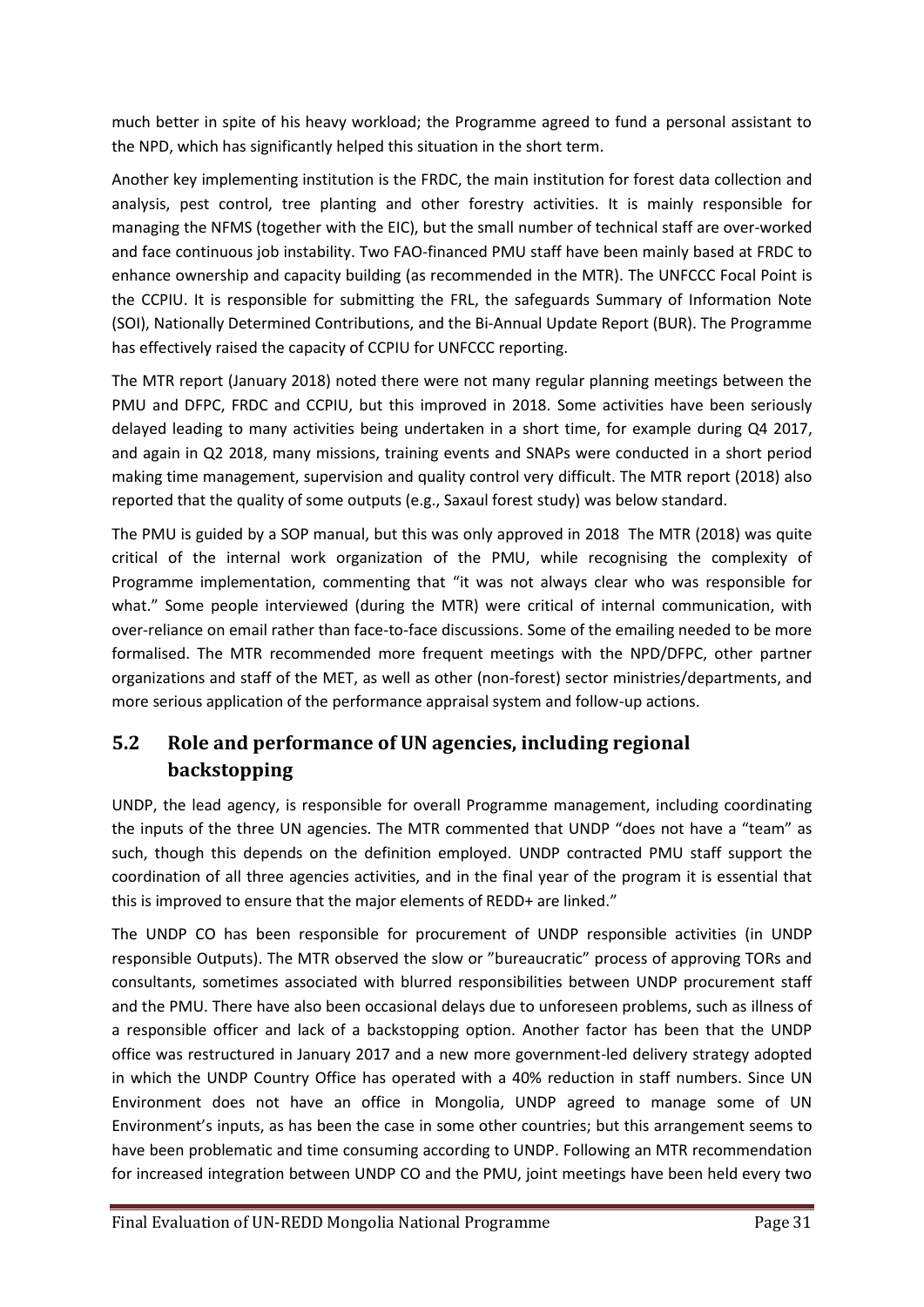much better in spite of his heavy workload; the Programme agreed to fund a personal assistant to the NPD, which has significantly helped this situation in the short term.

Another key implementing institution is the FRDC, the main institution for forest data collection and analysis, pest control, tree planting and other forestry activities. It is mainly responsible for managing the NFMS (together with the EIC), but the small number of technical staff are over-worked and face continuous job instability. Two FAO-financed PMU staff have been mainly based at FRDC to enhance ownership and capacity building (as recommended in the MTR). The UNFCCC Focal Point is the CCPIU. It is responsible for submitting the FRL, the safeguards Summary of Information Note (SOI), Nationally Determined Contributions, and the Bi-Annual Update Report (BUR). The Programme has effectively raised the capacity of CCPIU for UNFCCC reporting.

The MTR report (January 2018) noted there were not many regular planning meetings between the PMU and DFPC, FRDC and CCPIU, but this improved in 2018. Some activities have been seriously delayed leading to many activities being undertaken in a short time, for example during Q4 2017, and again in Q2 2018, many missions, training events and SNAPs were conducted in a short period making time management, supervision and quality control very difficult. The MTR report (2018) also reported that the quality of some outputs (e.g., Saxaul forest study) was below standard.

The PMU is guided by a SOP manual, but this was only approved in 2018 The MTR (2018) was quite critical of the internal work organization of the PMU, while recognising the complexity of Programme implementation, commenting that "it was not always clear who was responsible for what." Some people interviewed (during the MTR) were critical of internal communication, with over-reliance on email rather than face-to-face discussions. Some of the emailing needed to be more formalised. The MTR recommended more frequent meetings with the NPD/DFPC, other partner organizations and staff of the MET, as well as other (non-forest) sector ministries/departments, and more serious application of the performance appraisal system and follow-up actions.

## 5.2 Role and performance of UN agencies, including regional backstopping

UNDP, the lead agency, is responsible for overall Programme management, including coordinating the inputs of the three UN agencies. The MTR commented that UNDP "does not have a "team" as such, though this depends on the definition employed. UNDP contracted PMU staff support the coordination of all three agencies activities, and in the final year of the program it is essential that this is improved to ensure that the major elements of REDD+ are linked."

The UNDP CO has been responsible for procurement of UNDP responsible activities (in UNDP responsible Outputs). The MTR observed the slow or "bureaucratic" process of approving TORs and consultants, sometimes associated with blurred responsibilities between UNDP procurement staff and the PMU. There have also been occasional delays due to unforeseen problems, such as illness of a responsible officer and lack of a backstopping option. Another factor has been that the UNDP office was restructured in January 2017 and a new more government-led delivery strategy adopted in which the UNDP Country Office has operated with a 40% reduction in staff numbers. Since UN Environment does not have an office in Mongolia, UNDP agreed to manage some of UN Environment's inputs, as has been the case in some other countries; but this arrangement seems to have been problematic and time consuming according to UNDP. Following an MTR recommendation for increased integration between UNDP CO and the PMU, joint meetings have been held every two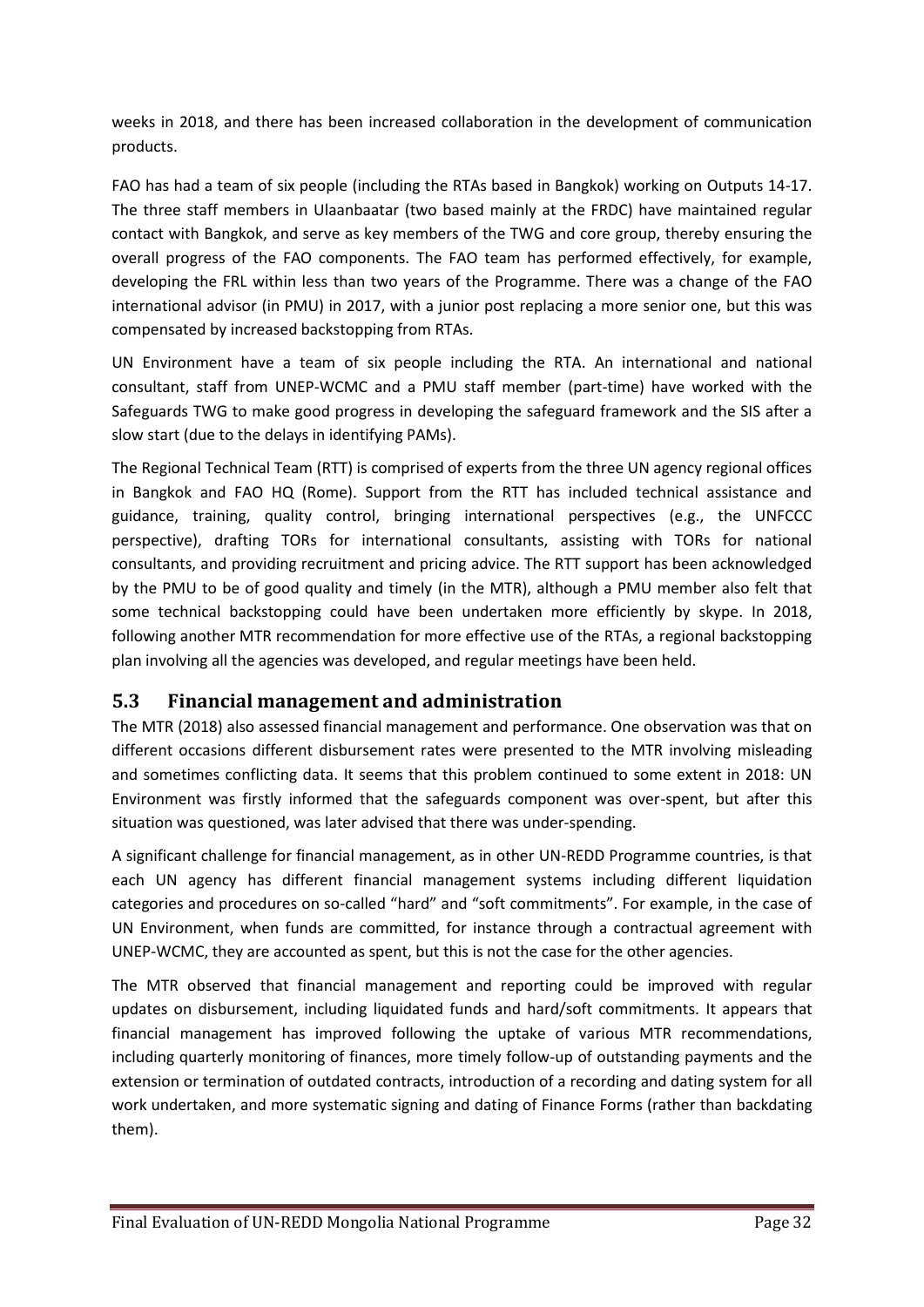weeks in 2018, and there has been increased collaboration in the development of communication products.

FAO has had a team of six people (including the RTAs based in Bangkok) working on Outputs 14-17. The three staff members in Ulaanbaatar (two based mainly at the FRDC) have maintained regular contact with Bangkok, and serve as key members of the TWG and core group, thereby ensuring the overall progress of the FAO components. The FAO team has performed effectively, for example, developing the FRL within less than two years of the Programme. There was a change of the FAO international advisor (in PMU) in 2017, with a junior post replacing a more senior one, but this was compensated by increased backstopping from RTAs.

UN Environment have a team of six people including the RTA. An international and national consultant, staff from UNEP-WCMC and a PMU staff member (part-time) have worked with the Safeguards TWG to make good progress in developing the safeguard framework and the SIS after a slow start (due to the delays in identifying PAMs).

The Regional Technical Team (RTT) is comprised of experts from the three UN agency regional offices in Bangkok and FAO HQ (Rome). Support from the RTT has included technical assistance and guidance, training, quality control, bringing international perspectives (e.g., the UNFCCC perspective), drafting TORs for international consultants, assisting with TORs for national consultants, and providing recruitment and pricing advice. The RTT support has been acknowledged by the PMU to be of good quality and timely (in the MTR), although a PMU member also felt that some technical backstopping could have been undertaken more efficiently by skype. In 2018, following another MTR recommendation for more effective use of the RTAs, a regional backstopping plan involving all the agencies was developed, and regular meetings have been held.

## 5.3 Financial management and administration

The MTR (2018) also assessed financial management and performance. One observation was that on different occasions different disbursement rates were presented to the MTR involving misleading and sometimes conflicting data. It seems that this problem continued to some extent in 2018: UN Environment was firstly informed that the safeguards component was over-spent, but after this situation was questioned, was later advised that there was under-spending.

A significant challenge for financial management, as in other UN-REDD Programme countries, is that each UN agency has different financial management systems including different liquidation categories and procedures on so-called "hard" and "soft commitments". For example, in the case of UN Environment, when funds are committed, for instance through a contractual agreement with UNEP-WCMC, they are accounted as spent, but this is not the case for the other agencies.

The MTR observed that financial management and reporting could be improved with regular updates on disbursement, including liquidated funds and hard/soft commitments. It appears that financial management has improved following the uptake of various MTR recommendations, including quarterly monitoring of finances, more timely follow-up of outstanding payments and the extension or termination of outdated contracts, introduction of a recording and dating system for all work undertaken, and more systematic signing and dating of Finance Forms (rather than backdating them).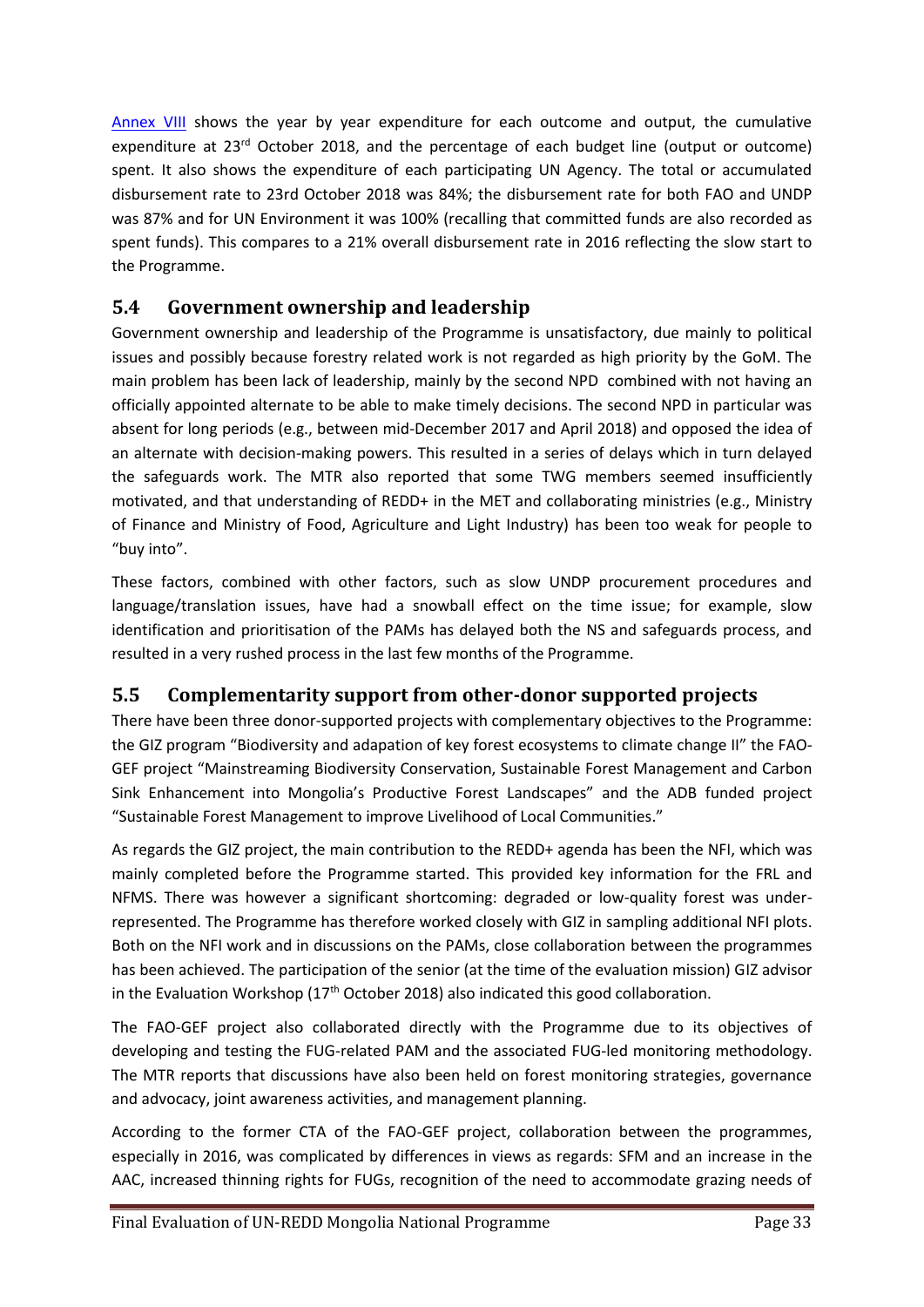Annex VIII shows the year by year expenditure for each outcome and output, the cumulative expenditure at 23rd October 2018, and the percentage of each budget line (output or outcome) spent. It also shows the expenditure of each participating UN Agency. The total or accumulated disbursement rate to 23rd October 2018 was 84%; the disbursement rate for both FAO and UNDP was 87% and for UN Environment it was 100% (recalling that committed funds are also recorded as spent funds). This compares to a 21% overall disbursement rate in 2016 reflecting the slow start to the Programme.

## 5.4 Government ownership and leadership

Government ownership and leadership of the Programme is unsatisfactory, due mainly to political issues and possibly because forestry related work is not regarded as high priority by the GoM. The main problem has been lack of leadership, mainly by the second NPD combined with not having an officially appointed alternate to be able to make timely decisions. The second NPD in particular was absent for long periods (e.g., between mid-December 2017 and April 2018) and opposed the idea of an alternate with decision-making powers. This resulted in a series of delays which in turn delayed the safeguards work. The MTR also reported that some TWG members seemed insufficiently motivated, and that understanding of REDD+ in the MET and collaborating ministries (e.g., Ministry of Finance and Ministry of Food, Agriculture and Light Industry) has been too weak for people to "buy into".

These factors, combined with other factors, such as slow UNDP procurement procedures and language/translation issues, have had a snowball effect on the time issue; for example, slow identification and prioritisation of the PAMs has delayed both the NS and safeguards process, and resulted in a very rushed process in the last few months of the Programme.

## 5.5 Complementarity support from other-donor supported projects

There have been three donor-supported projects with complementary objectives to the Programme: the GIZ program "Biodiversity and adapation of key forest ecosystems to climate change II" the FAO-GEF project "Mainstreaming Biodiversity Conservation, Sustainable Forest Management and Carbon Sink Enhancement into Mongolia's Productive Forest Landscapes" and the ADB funded project "Sustainable Forest Management to improve Livelihood of Local Communities."

As regards the GIZ project, the main contribution to the REDD+ agenda has been the NFI, which was mainly completed before the Programme started. This provided key information for the FRL and NFMS. There was however a significant shortcoming: degraded or low-quality forest was under-represented. The Programme has therefore worked closely with GIZ in sampling additional NFI plots. Both on the NFI work and in discussions on the PAMs, close collaboration between the programmes has been achieved. The participation of the senior (at the time of the evaluation mission) GIZ advisor in the Evaluation Workshop (17th October 2018) also indicated this good collaboration.

The FAO-GEF project also collaborated directly with the Programme due to its objectives of developing and testing the FUG-related PAM and the associated FUG-led monitoring methodology. The MTR reports that discussions have also been held on forest monitoring strategies, governance and advocacy, joint awareness activities, and management planning.

According to the former CTA of the FAO-GEF project, collaboration between the programmes, especially in 2016, was complicated by differences in views as regards: SFM and an increase in the AAC, increased thinning rights for FUGs, recognition of the need to accommodate grazing needs of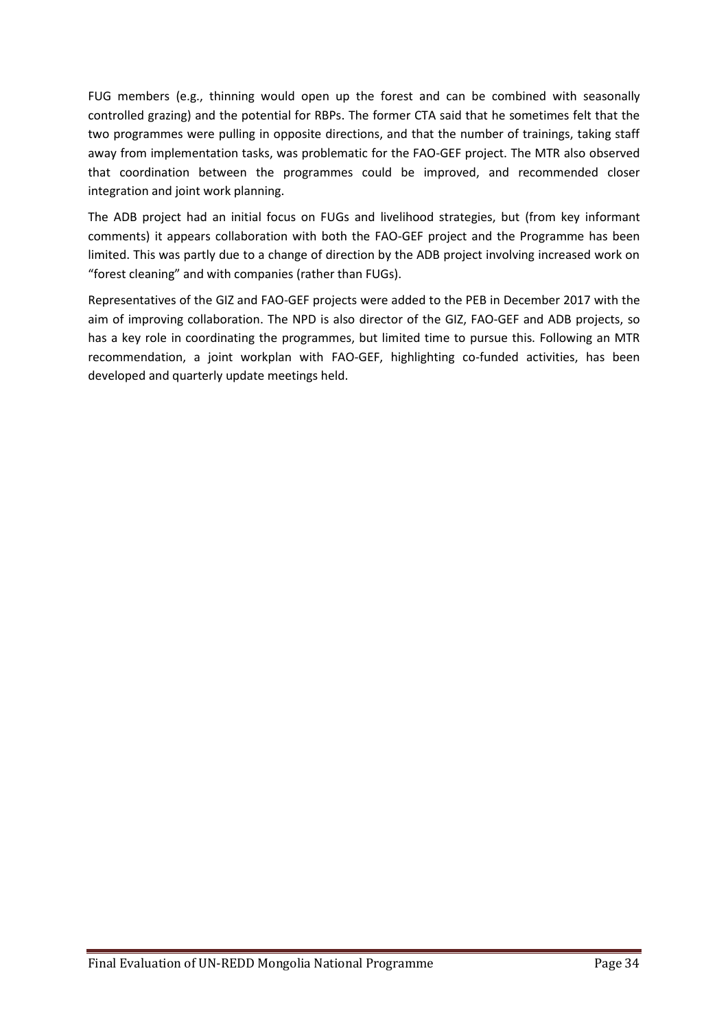FUG members (e.g., thinning would open up the forest and can be combined with seasonally controlled grazing) and the potential for RBPs. The former CTA said that he sometimes felt that the two programmes were pulling in opposite directions, and that the number of trainings, taking staff away from implementation tasks, was problematic for the FAO-GEF project. The MTR also observed that coordination between the programmes could be improved, and recommended closer integration and joint work planning.

The ADB project had an initial focus on FUGs and livelihood strategies, but (from key informant comments) it appears collaboration with both the FAO-GEF project and the Programme has been limited. This was partly due to a change of direction by the ADB project involving increased work on "forest cleaning" and with companies (rather than FUGs).

Representatives of the GIZ and FAO-GEF projects were added to the PEB in December 2017 with the aim of improving collaboration. The NPD is also director of the GIZ, FAO-GEF and ADB projects, so has a key role in coordinating the programmes, but limited time to pursue this. Following an MTR recommendation, a joint workplan with FAO-GEF, highlighting co-funded activities, has been developed and quarterly update meetings held.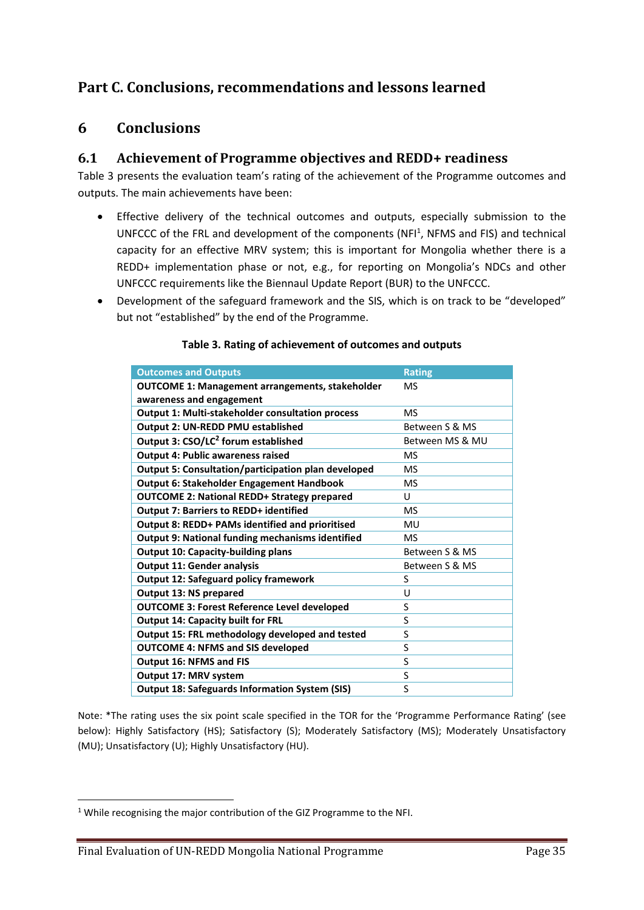# Part C. Conclusions, recommendations and lessons learned

## 6 Conclusions

### 6.1 Achievement of Programme objectives and REDD+ readiness

Table 3 presents the evaluation team's rating of the achievement of the Programme outcomes and outputs. The main achievements have been:

- Effective delivery of the technical outcomes and outputs, especially submission to the UNFCCC of the FRL and development of the components (NFI[1], NFMS and FIS) and technical capacity for an effective MRV system; this is important for Mongolia whether there is a REDD+ implementation phase or not, e.g., for reporting on Mongolia's NDCs and other UNFCCC requirements like the Biennaul Update Report (BUR) to the UNFCCC.
- Development of the safeguard framework and the SIS, which is on track to be "developed" but not "established" by the end of the Programme.

**Table 3. Rating of achievement of outcomes and outputs**

| Outcomes and Outputs | Rating |
|---|---|
| **OUTCOME 1: Management arrangements, stakeholder awareness and engagement** | MS |
| **Output 1: Multi-stakeholder consultation process** | MS |
| **Output 2: UN-REDD PMU established** | Between S & MS |
| **Output 3: CSO/LC[2] forum established** | Between MS & MU |
| **Output 4: Public awareness raised** | MS |
| **Output 5: Consultation/participation plan developed** | MS |
| **Output 6: Stakeholder Engagement Handbook** | MS |
| **OUTCOME 2: National REDD+ Strategy prepared** | U |
| **Output 7: Barriers to REDD+ identified** | MS |
| **Output 8: REDD+ PAMs identified and prioritised** | MU |
| **Output 9: National funding mechanisms identified** | MS |
| **Output 10: Capacity-building plans** | Between S & MS |
| **Output 11: Gender analysis** | Between S & MS |
| **Output 12: Safeguard policy framework** | S |
| **Output 13: NS prepared** | U |
| **OUTCOME 3: Forest Reference Level developed** | S |
| **Output 14: Capacity built for FRL** | S |
| **Output 15: FRL methodology developed and tested** | S |
| **OUTCOME 4: NFMS and SIS developed** | S |
| **Output 16: NFMS and FIS** | S |
| **Output 17: MRV system** | S |
| **Output 18: Safeguards Information System (SIS)** | S |

Note: *The rating uses the six point scale specified in the TOR for the 'Programme Performance Rating' (see below): Highly Satisfactory (HS); Satisfactory (S); Moderately Satisfactory (MS); Moderately Unsatisfactory (MU); Unsatisfactory (U); Highly Unsatisfactory (HU).

[1] While recognising the major contribution of the GIZ Programme to the NFI.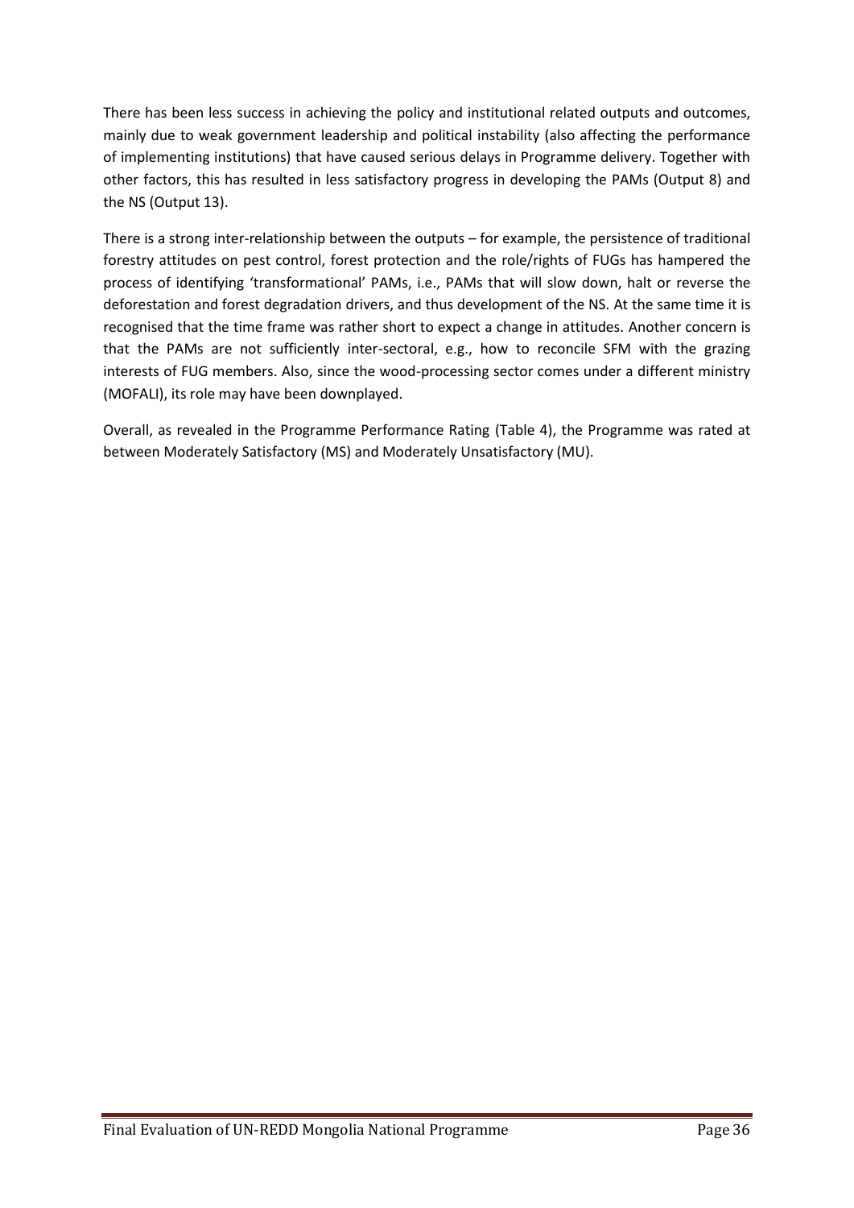There has been less success in achieving the policy and institutional related outputs and outcomes, mainly due to weak government leadership and political instability (also affecting the performance of implementing institutions) that have caused serious delays in Programme delivery. Together with other factors, this has resulted in less satisfactory progress in developing the PAMs (Output 8) and the NS (Output 13).

There is a strong inter-relationship between the outputs – for example, the persistence of traditional forestry attitudes on pest control, forest protection and the role/rights of FUGs has hampered the process of identifying 'transformational' PAMs, i.e., PAMs that will slow down, halt or reverse the deforestation and forest degradation drivers, and thus development of the NS. At the same time it is recognised that the time frame was rather short to expect a change in attitudes. Another concern is that the PAMs are not sufficiently inter-sectoral, e.g., how to reconcile SFM with the grazing interests of FUG members. Also, since the wood-processing sector comes under a different ministry (MOFALI), its role may have been downplayed.

Overall, as revealed in the Programme Performance Rating (Table 4), the Programme was rated at between Moderately Satisfactory (MS) and Moderately Unsatisfactory (MU).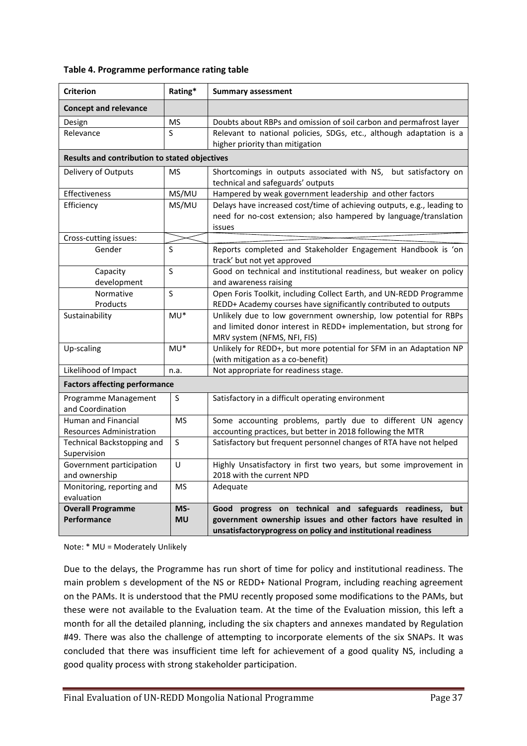**Table 4. Programme performance rating table**

| Criterion | Rating* | Summary assessment |
|---|---|---|
| **Concept and relevance** | | |
| Design | MS | Doubts about RBPs and omission of soil carbon and permafrost layer |
| Relevance | S | Relevant to national policies, SDGs, etc., although adaptation is a higher priority than mitigation |
| **Results and contribution to stated objectives** | | |
| Delivery of Outputs | MS | Shortcomings in outputs associated with NS, but satisfactory on technical and safeguards' outputs |
| Effectiveness | MS/MU | Hampered by weak government leadership and other factors |
| Efficiency | MS/MU | Delays have increased cost/time of achieving outputs, e.g., leading to need for no-cost extension; also hampered by language/translation issues |
| Cross-cutting issues: | | |
| Gender | S | Reports completed and Stakeholder Engagement Handbook is 'on track' but not yet approved |
| Capacity development | S | Good on technical and institutional readiness, but weaker on policy and awareness raising |
| Normative Products | S | Open Foris Toolkit, including Collect Earth, and UN-REDD Programme REDD+ Academy courses have significantly contributed to outputs |
| Sustainability | MU* | Unlikely due to low government ownership, low potential for RBPs and limited donor interest in REDD+ implementation, but strong for MRV system (NFMS, NFI, FIS) |
| Up-scaling | MU* | Unlikely for REDD+, but more potential for SFM in an Adaptation NP (with mitigation as a co-benefit) |
| Likelihood of Impact | n.a. | Not appropriate for readiness stage. |
| **Factors affecting performance** | | |
| Programme Management and Coordination | S | Satisfactory in a difficult operating environment |
| Human and Financial Resources Administration | MS | Some accounting problems, partly due to different UN agency accounting practices, but better in 2018 following the MTR |
| Technical Backstopping and Supervision | S | Satisfactory but frequent personnel changes of RTA have not helped |
| Government participation and ownership | U | Highly Unsatisfactory in first two years, but some improvement in 2018 with the current NPD |
| Monitoring, reporting and evaluation | MS | Adequate |
| **Overall Programme Performance** | **MS-MU** | **Good progress on technical and safeguards readiness, but government ownership issues and other factors have resulted in unsatisfactoryprogress on policy and institutional readiness** |

Note: * MU = Moderately Unlikely

Due to the delays, the Programme has run short of time for policy and institutional readiness. The main problem s development of the NS or REDD+ National Program, including reaching agreement on the PAMs. It is understood that the PMU recently proposed some modifications to the PAMs, but these were not available to the Evaluation team. At the time of the Evaluation mission, this left a month for all the detailed planning, including the six chapters and annexes mandated by Regulation #49. There was also the challenge of attempting to incorporate elements of the six SNAPs. It was concluded that there was insufficient time left for achievement of a good quality NS, including a good quality process with strong stakeholder participation.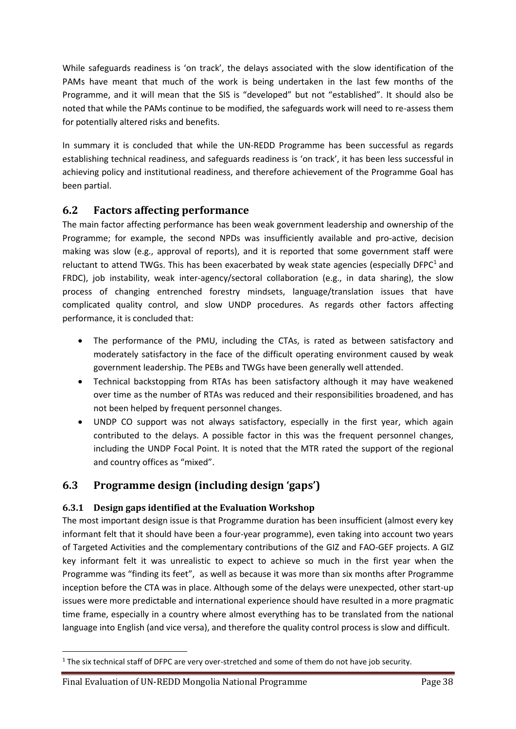While safeguards readiness is 'on track', the delays associated with the slow identification of the PAMs have meant that much of the work is being undertaken in the last few months of the Programme, and it will mean that the SIS is "developed" but not "established". It should also be noted that while the PAMs continue to be modified, the safeguards work will need to re-assess them for potentially altered risks and benefits.

In summary it is concluded that while the UN-REDD Programme has been successful as regards establishing technical readiness, and safeguards readiness is 'on track', it has been less successful in achieving policy and institutional readiness, and therefore achievement of the Programme Goal has been partial.

## 6.2 Factors affecting performance

The main factor affecting performance has been weak government leadership and ownership of the Programme; for example, the second NPDs was insufficiently available and pro-active, decision making was slow (e.g., approval of reports), and it is reported that some government staff were reluctant to attend TWGs. This has been exacerbated by weak state agencies (especially DFPC[1] and FRDC), job instability, weak inter-agency/sectoral collaboration (e.g., in data sharing), the slow process of changing entrenched forestry mindsets, language/translation issues that have complicated quality control, and slow UNDP procedures. As regards other factors affecting performance, it is concluded that:

- The performance of the PMU, including the CTAs, is rated as between satisfactory and moderately satisfactory in the face of the difficult operating environment caused by weak government leadership. The PEBs and TWGs have been generally well attended.
- Technical backstopping from RTAs has been satisfactory although it may have weakened over time as the number of RTAs was reduced and their responsibilities broadened, and has not been helped by frequent personnel changes.
- UNDP CO support was not always satisfactory, especially in the first year, which again contributed to the delays. A possible factor in this was the frequent personnel changes, including the UNDP Focal Point. It is noted that the MTR rated the support of the regional and country offices as "mixed".

## 6.3 Programme design (including design 'gaps')

### 6.3.1 Design gaps identified at the Evaluation Workshop

The most important design issue is that Programme duration has been insufficient (almost every key informant felt that it should have been a four-year programme), even taking into account two years of Targeted Activities and the complementary contributions of the GIZ and FAO-GEF projects. A GIZ key informant felt it was unrealistic to expect to achieve so much in the first year when the Programme was "finding its feet", as well as because it was more than six months after Programme inception before the CTA was in place. Although some of the delays were unexpected, other start-up issues were more predictable and international experience should have resulted in a more pragmatic time frame, especially in a country where almost everything has to be translated from the national language into English (and vice versa), and therefore the quality control process is slow and difficult.

[1] The six technical staff of DFPC are very over-stretched and some of them do not have job security.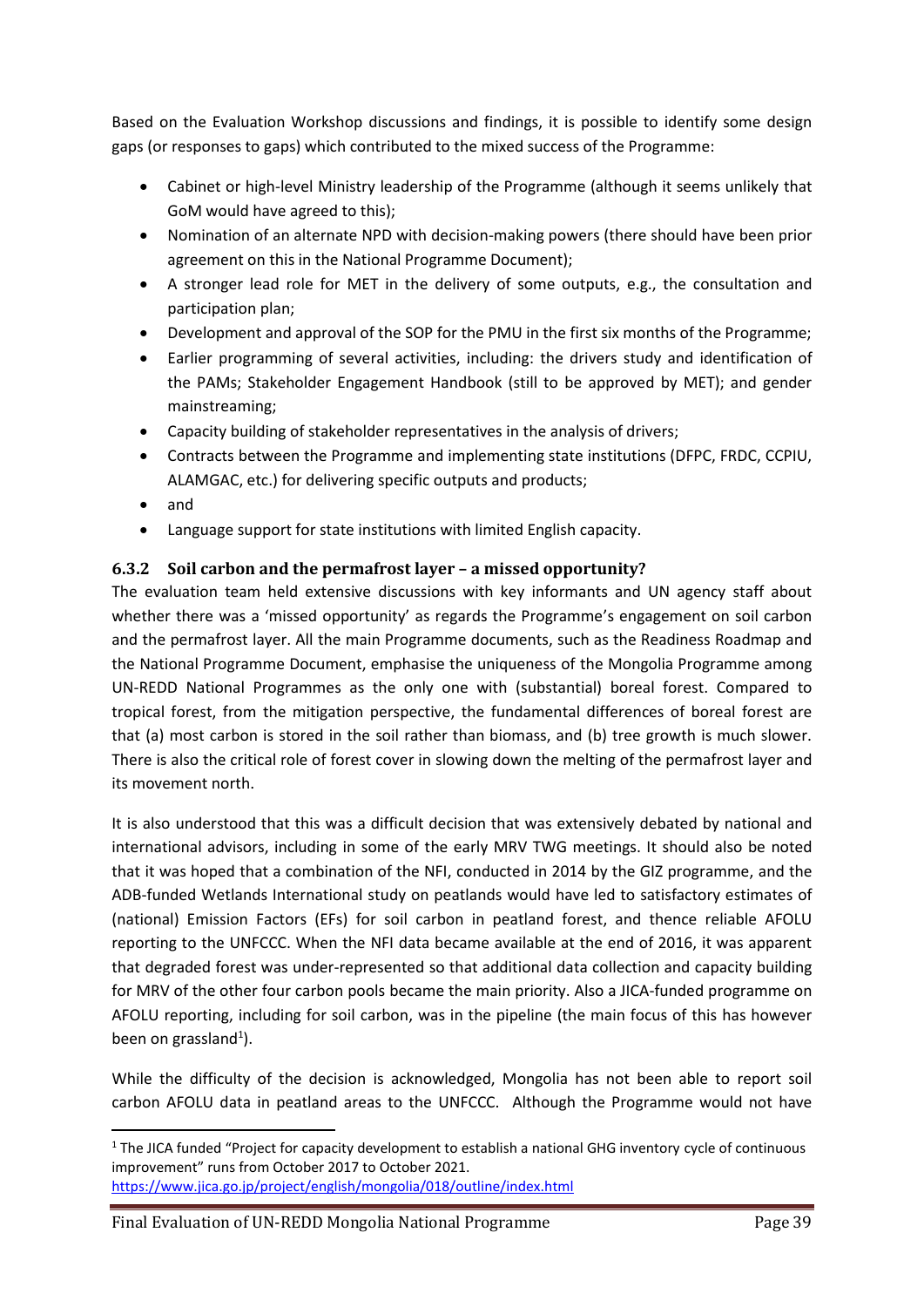Based on the Evaluation Workshop discussions and findings, it is possible to identify some design gaps (or responses to gaps) which contributed to the mixed success of the Programme:

- Cabinet or high-level Ministry leadership of the Programme (although it seems unlikely that GoM would have agreed to this);
- Nomination of an alternate NPD with decision-making powers (there should have been prior agreement on this in the National Programme Document);
- A stronger lead role for MET in the delivery of some outputs, e.g., the consultation and participation plan;
- Development and approval of the SOP for the PMU in the first six months of the Programme;
- Earlier programming of several activities, including: the drivers study and identification of the PAMs; Stakeholder Engagement Handbook (still to be approved by MET); and gender mainstreaming;
- Capacity building of stakeholder representatives in the analysis of drivers;
- Contracts between the Programme and implementing state institutions (DFPC, FRDC, CCPIU, ALAMGAC, etc.) for delivering specific outputs and products;
- and
- Language support for state institutions with limited English capacity.

### 6.3.2 Soil carbon and the permafrost layer – a missed opportunity?

The evaluation team held extensive discussions with key informants and UN agency staff about whether there was a 'missed opportunity' as regards the Programme's engagement on soil carbon and the permafrost layer. All the main Programme documents, such as the Readiness Roadmap and the National Programme Document, emphasise the uniqueness of the Mongolia Programme among UN-REDD National Programmes as the only one with (substantial) boreal forest. Compared to tropical forest, from the mitigation perspective, the fundamental differences of boreal forest are that (a) most carbon is stored in the soil rather than biomass, and (b) tree growth is much slower. There is also the critical role of forest cover in slowing down the melting of the permafrost layer and its movement north.

It is also understood that this was a difficult decision that was extensively debated by national and international advisors, including in some of the early MRV TWG meetings. It should also be noted that it was hoped that a combination of the NFI, conducted in 2014 by the GIZ programme, and the ADB-funded Wetlands International study on peatlands would have led to satisfactory estimates of (national) Emission Factors (EFs) for soil carbon in peatland forest, and thence reliable AFOLU reporting to the UNFCCC. When the NFI data became available at the end of 2016, it was apparent that degraded forest was under-represented so that additional data collection and capacity building for MRV of the other four carbon pools became the main priority. Also a JICA-funded programme on AFOLU reporting, including for soil carbon, was in the pipeline (the main focus of this has however been on grassland[1]).

While the difficulty of the decision is acknowledged, Mongolia has not been able to report soil carbon AFOLU data in peatland areas to the UNFCCC. Although the Programme would not have

[1] The JICA funded "Project for capacity development to establish a national GHG inventory cycle of continuous improvement" runs from October 2017 to October 2021. https://www.jica.go.jp/project/english/mongolia/018/outline/index.html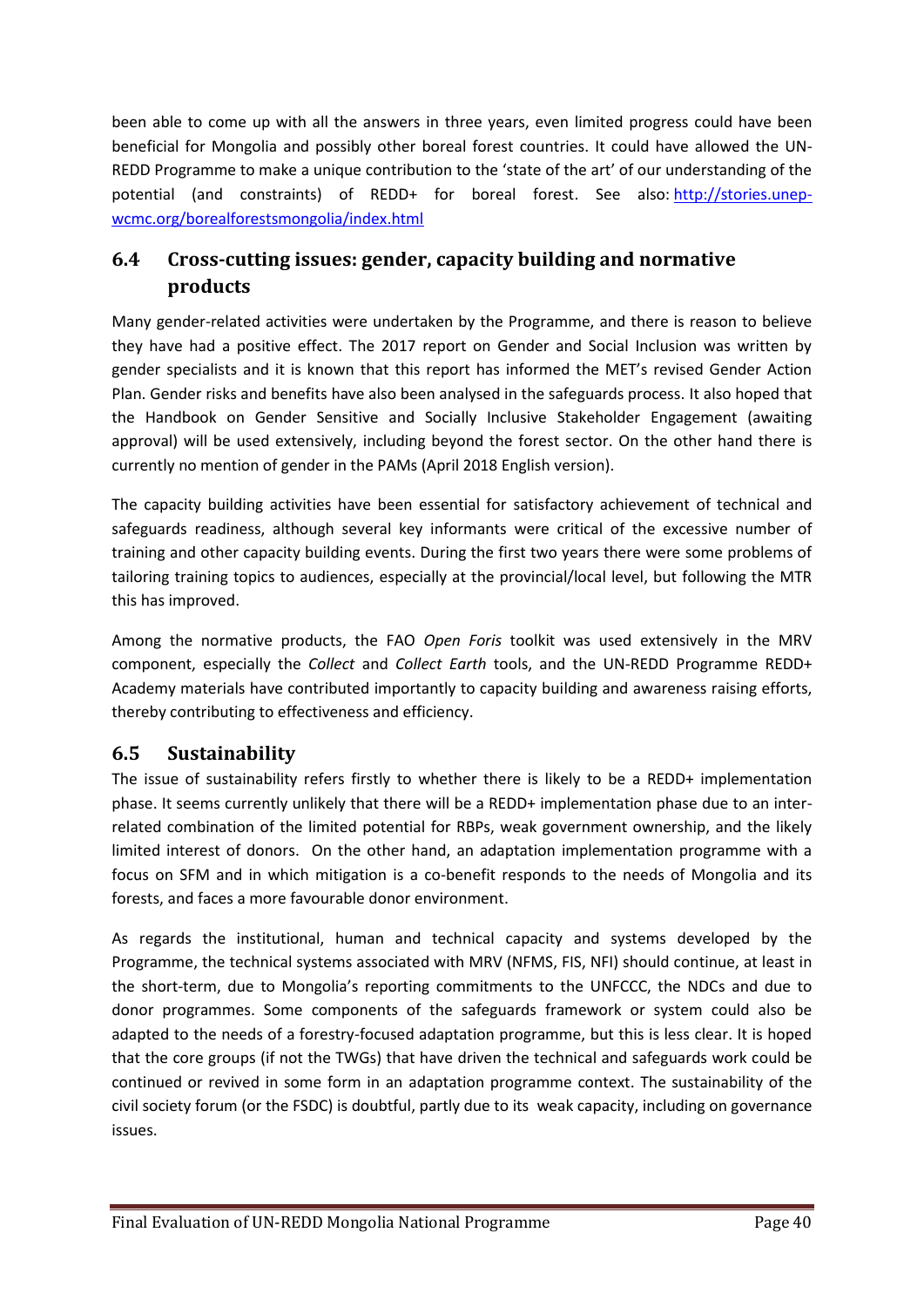been able to come up with all the answers in three years, even limited progress could have been beneficial for Mongolia and possibly other boreal forest countries. It could have allowed the UN-REDD Programme to make a unique contribution to the 'state of the art' of our understanding of the potential (and constraints) of REDD+ for boreal forest. See also: [http://stories.unep-wcmc.org/borealforestsmongolia/index.html](http://stories.unep-wcmc.org/borealforestsmongolia/index.html)

## 6.4 Cross-cutting issues: gender, capacity building and normative products

Many gender-related activities were undertaken by the Programme, and there is reason to believe they have had a positive effect. The 2017 report on Gender and Social Inclusion was written by gender specialists and it is known that this report has informed the MET's revised Gender Action Plan. Gender risks and benefits have also been analysed in the safeguards process. It also hoped that the Handbook on Gender Sensitive and Socially Inclusive Stakeholder Engagement (awaiting approval) will be used extensively, including beyond the forest sector. On the other hand there is currently no mention of gender in the PAMs (April 2018 English version).

The capacity building activities have been essential for satisfactory achievement of technical and safeguards readiness, although several key informants were critical of the excessive number of training and other capacity building events. During the first two years there were some problems of tailoring training topics to audiences, especially at the provincial/local level, but following the MTR this has improved.

Among the normative products, the FAO *Open Foris* toolkit was used extensively in the MRV component, especially the *Collect* and *Collect Earth* tools, and the UN-REDD Programme REDD+ Academy materials have contributed importantly to capacity building and awareness raising efforts, thereby contributing to effectiveness and efficiency.

## 6.5 Sustainability

The issue of sustainability refers firstly to whether there is likely to be a REDD+ implementation phase. It seems currently unlikely that there will be a REDD+ implementation phase due to an inter-related combination of the limited potential for RBPs, weak government ownership, and the likely limited interest of donors. On the other hand, an adaptation implementation programme with a focus on SFM and in which mitigation is a co-benefit responds to the needs of Mongolia and its forests, and faces a more favourable donor environment.

As regards the institutional, human and technical capacity and systems developed by the Programme, the technical systems associated with MRV (NFMS, FIS, NFI) should continue, at least in the short-term, due to Mongolia's reporting commitments to the UNFCCC, the NDCs and due to donor programmes. Some components of the safeguards framework or system could also be adapted to the needs of a forestry-focused adaptation programme, but this is less clear. It is hoped that the core groups (if not the TWGs) that have driven the technical and safeguards work could be continued or revived in some form in an adaptation programme context. The sustainability of the civil society forum (or the FSDC) is doubtful, partly due to its weak capacity, including on governance issues.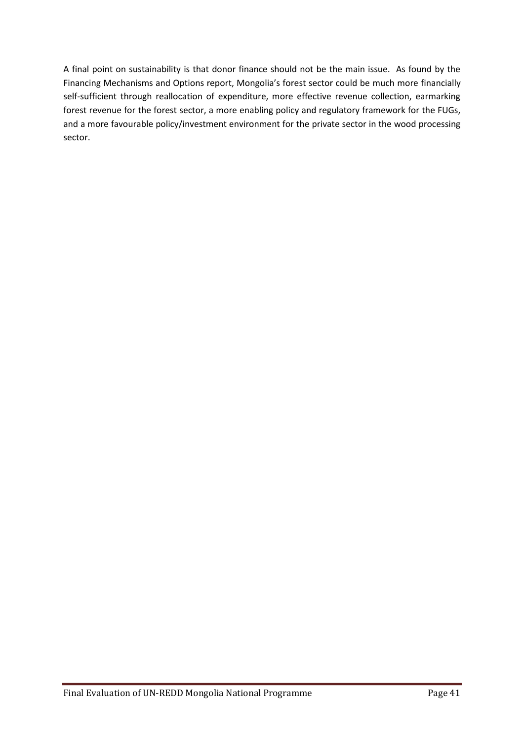A final point on sustainability is that donor finance should not be the main issue. As found by the Financing Mechanisms and Options report, Mongolia's forest sector could be much more financially self-sufficient through reallocation of expenditure, more effective revenue collection, earmarking forest revenue for the forest sector, a more enabling policy and regulatory framework for the FUGs, and a more favourable policy/investment environment for the private sector in the wood processing sector.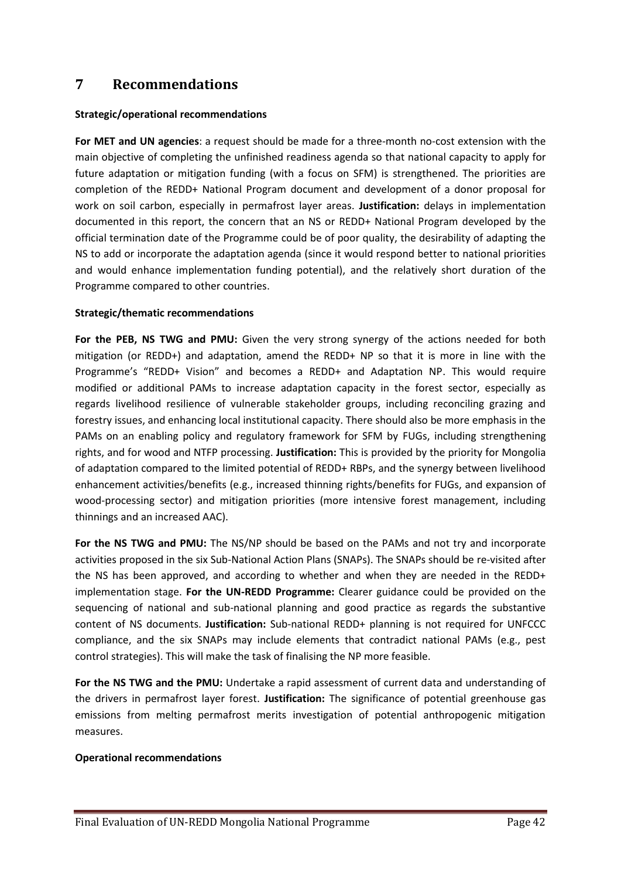# 7 Recommendations

**Strategic/operational recommendations**

**For MET and UN agencies**: a request should be made for a three-month no-cost extension with the main objective of completing the unfinished readiness agenda so that national capacity to apply for future adaptation or mitigation funding (with a focus on SFM) is strengthened. The priorities are completion of the REDD+ National Program document and development of a donor proposal for work on soil carbon, especially in permafrost layer areas. **Justification:** delays in implementation documented in this report, the concern that an NS or REDD+ National Program developed by the official termination date of the Programme could be of poor quality, the desirability of adapting the NS to add or incorporate the adaptation agenda (since it would respond better to national priorities and would enhance implementation funding potential), and the relatively short duration of the Programme compared to other countries.

**Strategic/thematic recommendations**

**For the PEB, NS TWG and PMU:** Given the very strong synergy of the actions needed for both mitigation (or REDD+) and adaptation, amend the REDD+ NP so that it is more in line with the Programme's "REDD+ Vision" and becomes a REDD+ and Adaptation NP. This would require modified or additional PAMs to increase adaptation capacity in the forest sector, especially as regards livelihood resilience of vulnerable stakeholder groups, including reconciling grazing and forestry issues, and enhancing local institutional capacity. There should also be more emphasis in the PAMs on an enabling policy and regulatory framework for SFM by FUGs, including strengthening rights, and for wood and NTFP processing. **Justification:** This is provided by the priority for Mongolia of adaptation compared to the limited potential of REDD+ RBPs, and the synergy between livelihood enhancement activities/benefits (e.g., increased thinning rights/benefits for FUGs, and expansion of wood-processing sector) and mitigation priorities (more intensive forest management, including thinnings and an increased AAC).

**For the NS TWG and PMU:** The NS/NP should be based on the PAMs and not try and incorporate activities proposed in the six Sub-National Action Plans (SNAPs). The SNAPs should be re-visited after the NS has been approved, and according to whether and when they are needed in the REDD+ implementation stage. **For the UN-REDD Programme:** Clearer guidance could be provided on the sequencing of national and sub-national planning and good practice as regards the substantive content of NS documents. **Justification:** Sub-national REDD+ planning is not required for UNFCCC compliance, and the six SNAPs may include elements that contradict national PAMs (e.g., pest control strategies). This will make the task of finalising the NP more feasible.

**For the NS TWG and the PMU:** Undertake a rapid assessment of current data and understanding of the drivers in permafrost layer forest. **Justification:** The significance of potential greenhouse gas emissions from melting permafrost merits investigation of potential anthropogenic mitigation measures.

**Operational recommendations**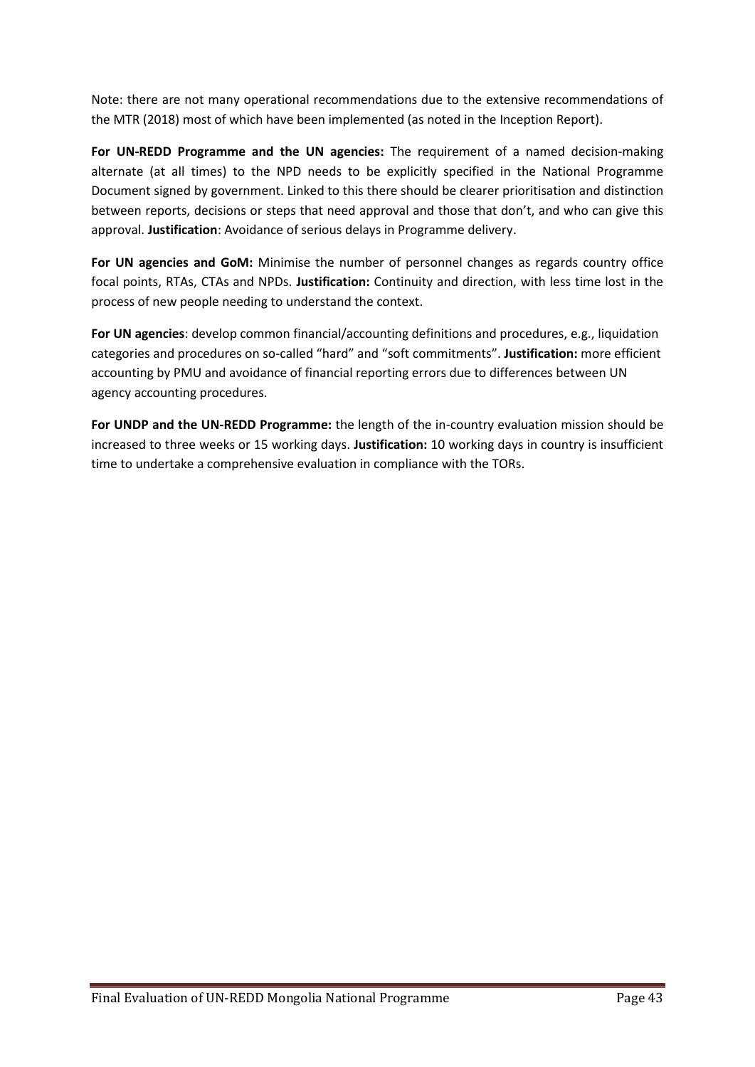Note: there are not many operational recommendations due to the extensive recommendations of the MTR (2018) most of which have been implemented (as noted in the Inception Report).

**For UN-REDD Programme and the UN agencies:** The requirement of a named decision-making alternate (at all times) to the NPD needs to be explicitly specified in the National Programme Document signed by government. Linked to this there should be clearer prioritisation and distinction between reports, decisions or steps that need approval and those that don't, and who can give this approval. **Justification**: Avoidance of serious delays in Programme delivery.

**For UN agencies and GoM:** Minimise the number of personnel changes as regards country office focal points, RTAs, CTAs and NPDs. **Justification:** Continuity and direction, with less time lost in the process of new people needing to understand the context.

**For UN agencies**: develop common financial/accounting definitions and procedures, e.g., liquidation categories and procedures on so-called "hard" and "soft commitments". **Justification:** more efficient accounting by PMU and avoidance of financial reporting errors due to differences between UN agency accounting procedures.

**For UNDP and the UN-REDD Programme:** the length of the in-country evaluation mission should be increased to three weeks or 15 working days. **Justification:** 10 working days in country is insufficient time to undertake a comprehensive evaluation in compliance with the TORs.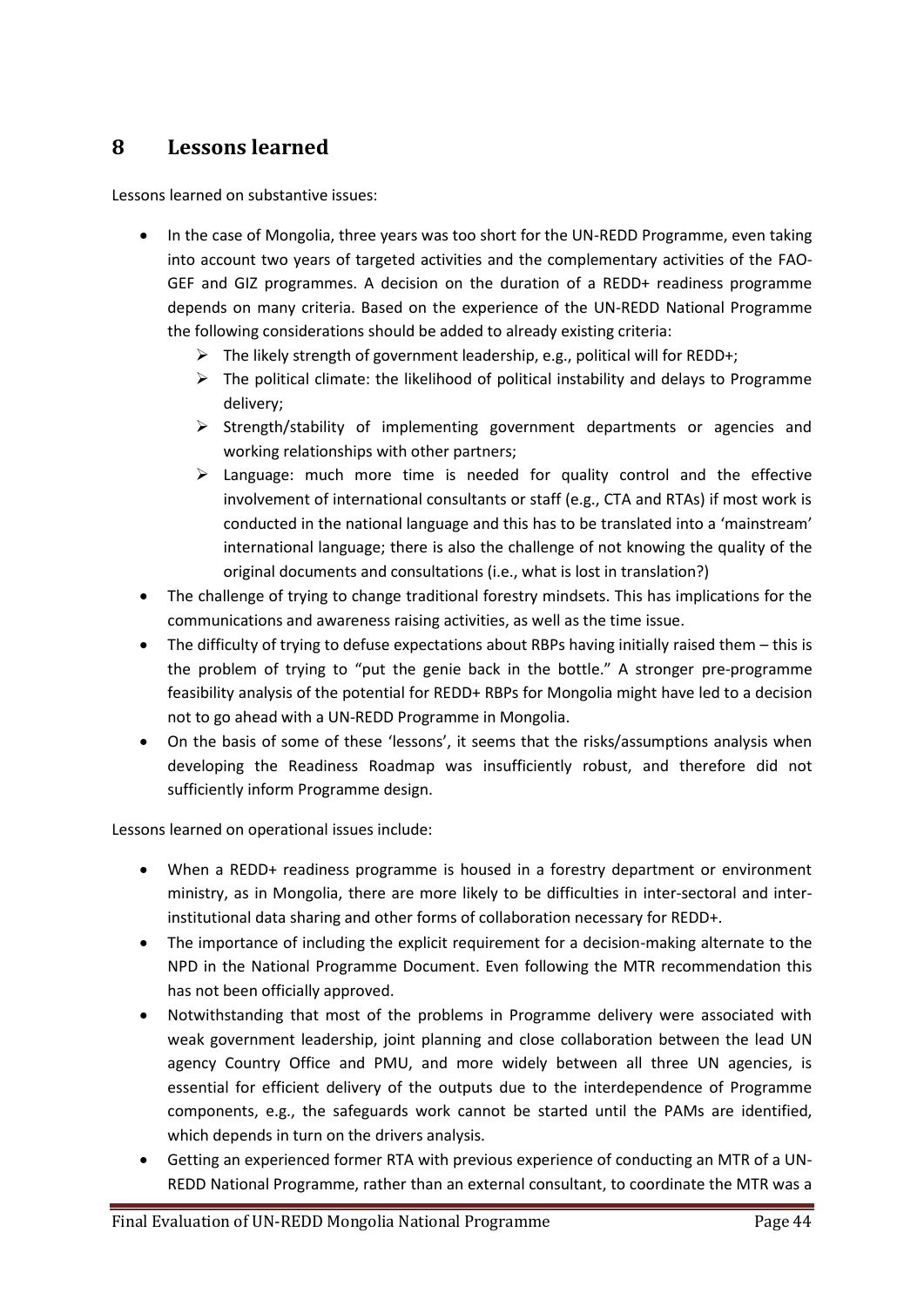# 8 Lessons learned

Lessons learned on substantive issues:

- In the case of Mongolia, three years was too short for the UN-REDD Programme, even taking into account two years of targeted activities and the complementary activities of the FAO-GEF and GIZ programmes. A decision on the duration of a REDD+ readiness programme depends on many criteria. Based on the experience of the UN-REDD National Programme the following considerations should be added to already existing criteria:
    - The likely strength of government leadership, e.g., political will for REDD+;
    - The political climate: the likelihood of political instability and delays to Programme delivery;
    - Strength/stability of implementing government departments or agencies and working relationships with other partners;
    - Language: much more time is needed for quality control and the effective involvement of international consultants or staff (e.g., CTA and RTAs) if most work is conducted in the national language and this has to be translated into a 'mainstream' international language; there is also the challenge of not knowing the quality of the original documents and consultations (i.e., what is lost in translation?)
- The challenge of trying to change traditional forestry mindsets. This has implications for the communications and awareness raising activities, as well as the time issue.
- The difficulty of trying to defuse expectations about RBPs having initially raised them – this is the problem of trying to "put the genie back in the bottle." A stronger pre-programme feasibility analysis of the potential for REDD+ RBPs for Mongolia might have led to a decision not to go ahead with a UN-REDD Programme in Mongolia.
- On the basis of some of these 'lessons', it seems that the risks/assumptions analysis when developing the Readiness Roadmap was insufficiently robust, and therefore did not sufficiently inform Programme design.

Lessons learned on operational issues include:

- When a REDD+ readiness programme is housed in a forestry department or environment ministry, as in Mongolia, there are more likely to be difficulties in inter-sectoral and inter-institutional data sharing and other forms of collaboration necessary for REDD+.
- The importance of including the explicit requirement for a decision-making alternate to the NPD in the National Programme Document. Even following the MTR recommendation this has not been officially approved.
- Notwithstanding that most of the problems in Programme delivery were associated with weak government leadership, joint planning and close collaboration between the lead UN agency Country Office and PMU, and more widely between all three UN agencies, is essential for efficient delivery of the outputs due to the interdependence of Programme components, e.g., the safeguards work cannot be started until the PAMs are identified, which depends in turn on the drivers analysis.
- Getting an experienced former RTA with previous experience of conducting an MTR of a UN-REDD National Programme, rather than an external consultant, to coordinate the MTR was a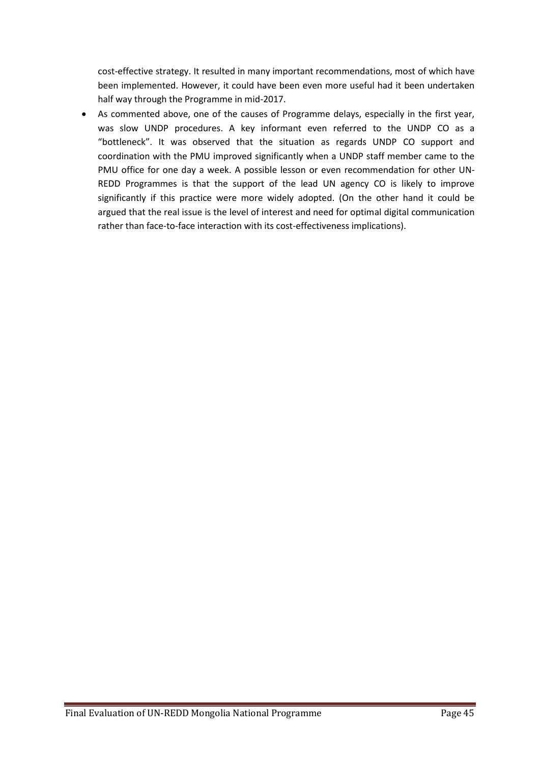cost-effective strategy. It resulted in many important recommendations, most of which have been implemented. However, it could have been even more useful had it been undertaken half way through the Programme in mid-2017.

- As commented above, one of the causes of Programme delays, especially in the first year, was slow UNDP procedures. A key informant even referred to the UNDP CO as a "bottleneck". It was observed that the situation as regards UNDP CO support and coordination with the PMU improved significantly when a UNDP staff member came to the PMU office for one day a week. A possible lesson or even recommendation for other UN-REDD Programmes is that the support of the lead UN agency CO is likely to improve significantly if this practice were more widely adopted. (On the other hand it could be argued that the real issue is the level of interest and need for optimal digital communication rather than face-to-face interaction with its cost-effectiveness implications).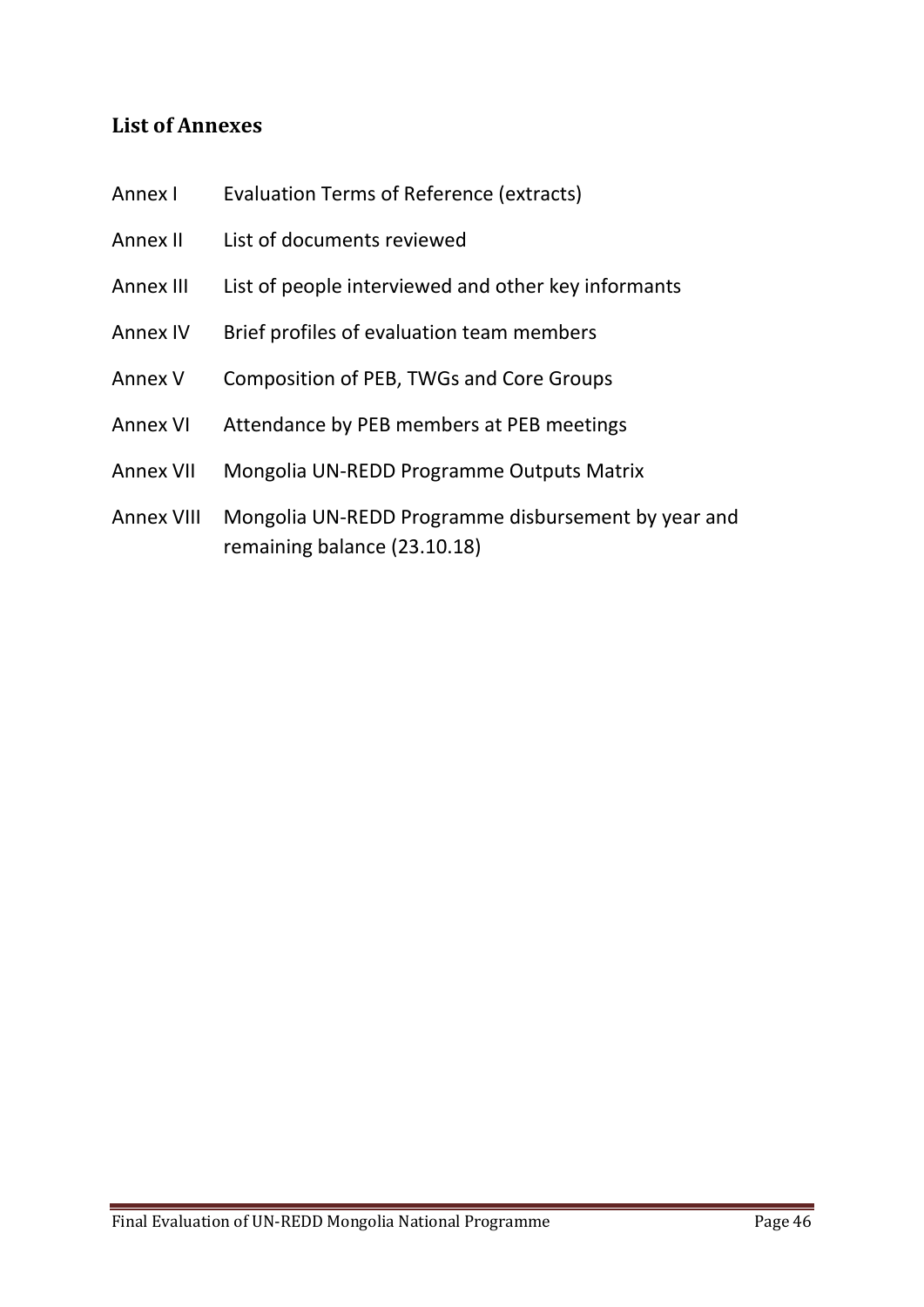## List of Annexes

| | |
|---|---|
| Annex I | Evaluation Terms of Reference (extracts) |
| Annex II | List of documents reviewed |
| Annex III | List of people interviewed and other key informants |
| Annex IV | Brief profiles of evaluation team members |
| Annex V | Composition of PEB, TWGs and Core Groups |
| Annex VI | Attendance by PEB members at PEB meetings |
| Annex VII | Mongolia UN-REDD Programme Outputs Matrix |
| Annex VIII | Mongolia UN-REDD Programme disbursement by year and remaining balance (23.10.18) |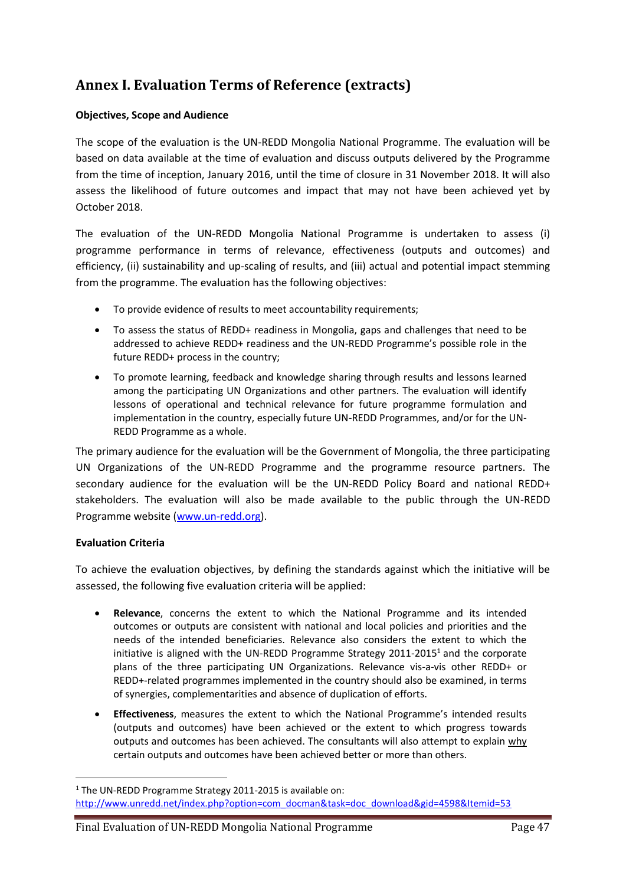# Annex I. Evaluation Terms of Reference (extracts)

**Objectives, Scope and Audience**

The scope of the evaluation is the UN-REDD Mongolia National Programme. The evaluation will be based on data available at the time of evaluation and discuss outputs delivered by the Programme from the time of inception, January 2016, until the time of closure in 31 November 2018. It will also assess the likelihood of future outcomes and impact that may not have been achieved yet by October 2018.

The evaluation of the UN-REDD Mongolia National Programme is undertaken to assess (i) programme performance in terms of relevance, effectiveness (outputs and outcomes) and efficiency, (ii) sustainability and up-scaling of results, and (iii) actual and potential impact stemming from the programme. The evaluation has the following objectives:

- To provide evidence of results to meet accountability requirements;
- To assess the status of REDD+ readiness in Mongolia, gaps and challenges that need to be addressed to achieve REDD+ readiness and the UN-REDD Programme's possible role in the future REDD+ process in the country;
- To promote learning, feedback and knowledge sharing through results and lessons learned among the participating UN Organizations and other partners. The evaluation will identify lessons of operational and technical relevance for future programme formulation and implementation in the country, especially future UN-REDD Programmes, and/or for the UN-REDD Programme as a whole.

The primary audience for the evaluation will be the Government of Mongolia, the three participating UN Organizations of the UN-REDD Programme and the programme resource partners. The secondary audience for the evaluation will be the UN-REDD Policy Board and national REDD+ stakeholders. The evaluation will also be made available to the public through the UN-REDD Programme website (www.un-redd.org).

**Evaluation Criteria**

To achieve the evaluation objectives, by defining the standards against which the initiative will be assessed, the following five evaluation criteria will be applied:

- **Relevance**, concerns the extent to which the National Programme and its intended outcomes or outputs are consistent with national and local policies and priorities and the needs of the intended beneficiaries. Relevance also considers the extent to which the initiative is aligned with the UN-REDD Programme Strategy 2011-2015[1] and the corporate plans of the three participating UN Organizations. Relevance vis-a-vis other REDD+ or REDD+-related programmes implemented in the country should also be examined, in terms of synergies, complementarities and absence of duplication of efforts.
- **Effectiveness**, measures the extent to which the National Programme's intended results (outputs and outcomes) have been achieved or the extent to which progress towards outputs and outcomes has been achieved. The consultants will also attempt to explain why certain outputs and outcomes have been achieved better or more than others.

[1] The UN-REDD Programme Strategy 2011-2015 is available on: http://www.unredd.net/index.php?option=com_docman&task=doc_download&gid=4598&Itemid=53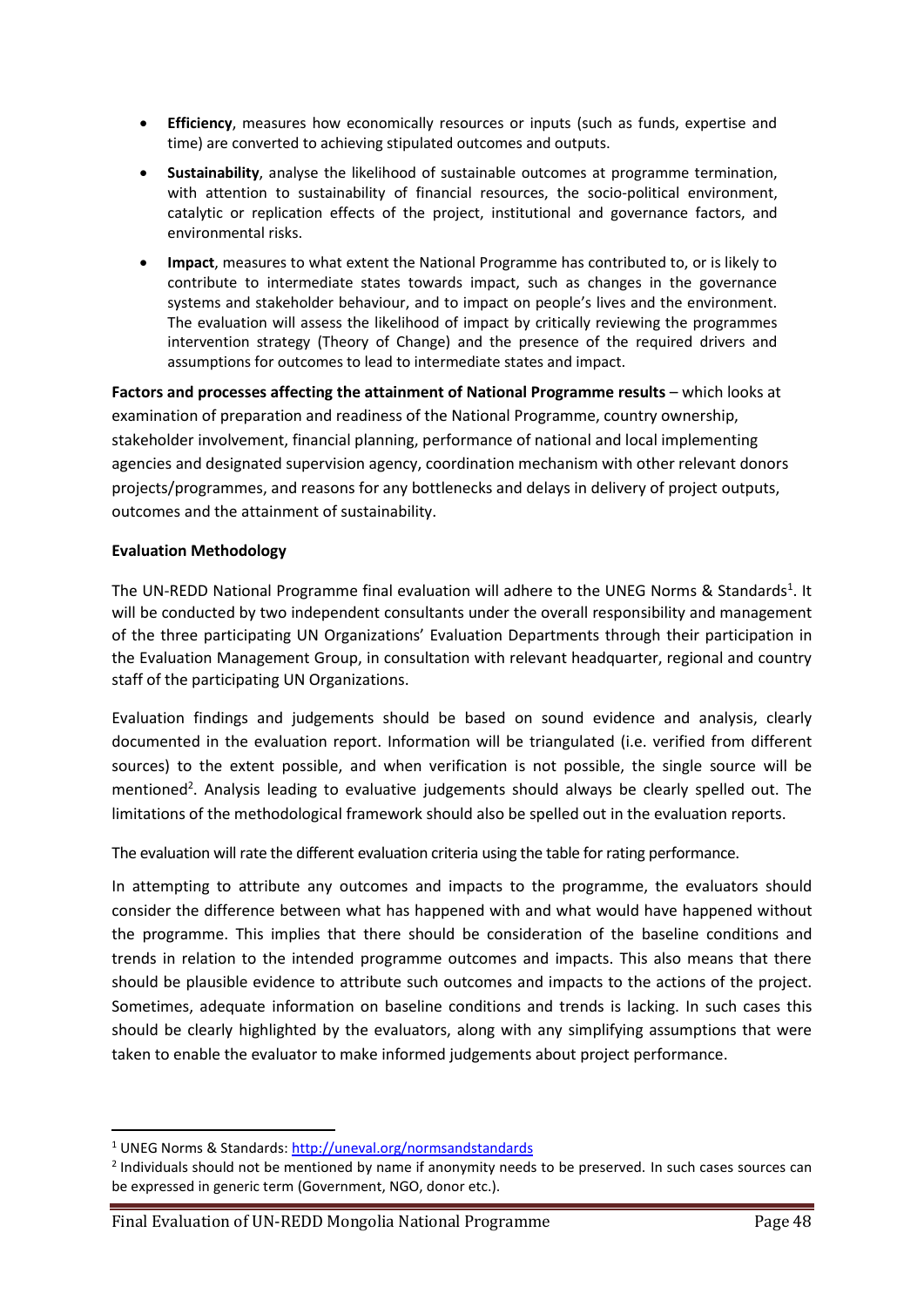- **Efficiency**, measures how economically resources or inputs (such as funds, expertise and time) are converted to achieving stipulated outcomes and outputs.
- **Sustainability**, analyse the likelihood of sustainable outcomes at programme termination, with attention to sustainability of financial resources, the socio-political environment, catalytic or replication effects of the project, institutional and governance factors, and environmental risks.
- **Impact**, measures to what extent the National Programme has contributed to, or is likely to contribute to intermediate states towards impact, such as changes in the governance systems and stakeholder behaviour, and to impact on people's lives and the environment. The evaluation will assess the likelihood of impact by critically reviewing the programmes intervention strategy (Theory of Change) and the presence of the required drivers and assumptions for outcomes to lead to intermediate states and impact.

**Factors and processes affecting the attainment of National Programme results** – which looks at examination of preparation and readiness of the National Programme, country ownership, stakeholder involvement, financial planning, performance of national and local implementing agencies and designated supervision agency, coordination mechanism with other relevant donors projects/programmes, and reasons for any bottlenecks and delays in delivery of project outputs, outcomes and the attainment of sustainability.

**Evaluation Methodology**

The UN-REDD National Programme final evaluation will adhere to the UNEG Norms & Standards[1]. It will be conducted by two independent consultants under the overall responsibility and management of the three participating UN Organizations' Evaluation Departments through their participation in the Evaluation Management Group, in consultation with relevant headquarter, regional and country staff of the participating UN Organizations.

Evaluation findings and judgements should be based on sound evidence and analysis, clearly documented in the evaluation report. Information will be triangulated (i.e. verified from different sources) to the extent possible, and when verification is not possible, the single source will be mentioned[2]. Analysis leading to evaluative judgements should always be clearly spelled out. The limitations of the methodological framework should also be spelled out in the evaluation reports.

The evaluation will rate the different evaluation criteria using the table for rating performance.

In attempting to attribute any outcomes and impacts to the programme, the evaluators should consider the difference between what has happened with and what would have happened without the programme. This implies that there should be consideration of the baseline conditions and trends in relation to the intended programme outcomes and impacts. This also means that there should be plausible evidence to attribute such outcomes and impacts to the actions of the project. Sometimes, adequate information on baseline conditions and trends is lacking. In such cases this should be clearly highlighted by the evaluators, along with any simplifying assumptions that were taken to enable the evaluator to make informed judgements about project performance.

[1] UNEG Norms & Standards: http://uneval.org/normsandstandards

[2] Individuals should not be mentioned by name if anonymity needs to be preserved. In such cases sources can be expressed in generic term (Government, NGO, donor etc.).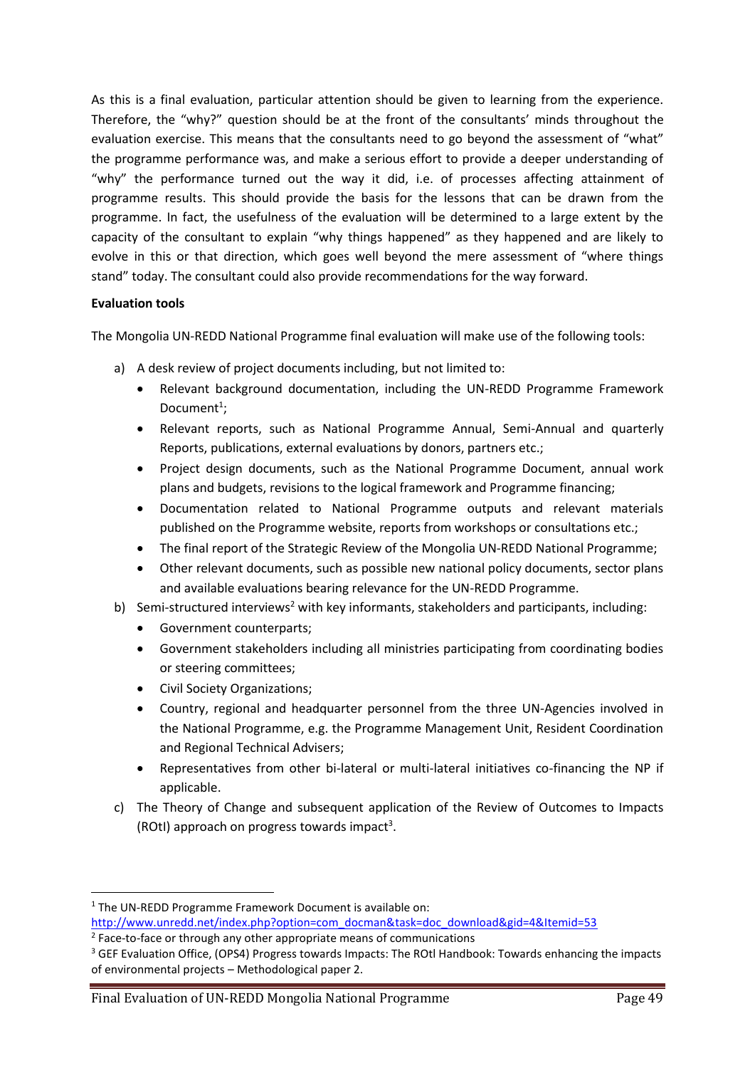As this is a final evaluation, particular attention should be given to learning from the experience. Therefore, the "why?" question should be at the front of the consultants' minds throughout the evaluation exercise. This means that the consultants need to go beyond the assessment of "what" the programme performance was, and make a serious effort to provide a deeper understanding of "why" the performance turned out the way it did, i.e. of processes affecting attainment of programme results. This should provide the basis for the lessons that can be drawn from the programme. In fact, the usefulness of the evaluation will be determined to a large extent by the capacity of the consultant to explain "why things happened" as they happened and are likely to evolve in this or that direction, which goes well beyond the mere assessment of "where things stand" today. The consultant could also provide recommendations for the way forward.

**Evaluation tools**

The Mongolia UN-REDD National Programme final evaluation will make use of the following tools:

a) A desk review of project documents including, but not limited to:
   - Relevant background documentation, including the UN-REDD Programme Framework Document[1];
   - Relevant reports, such as National Programme Annual, Semi-Annual and quarterly Reports, publications, external evaluations by donors, partners etc.;
   - Project design documents, such as the National Programme Document, annual work plans and budgets, revisions to the logical framework and Programme financing;
   - Documentation related to National Programme outputs and relevant materials published on the Programme website, reports from workshops or consultations etc.;
   - The final report of the Strategic Review of the Mongolia UN-REDD National Programme;
   - Other relevant documents, such as possible new national policy documents, sector plans and available evaluations bearing relevance for the UN-REDD Programme.
b) Semi-structured interviews[2] with key informants, stakeholders and participants, including:
   - Government counterparts;
   - Government stakeholders including all ministries participating from coordinating bodies or steering committees;
   - Civil Society Organizations;
   - Country, regional and headquarter personnel from the three UN-Agencies involved in the National Programme, e.g. the Programme Management Unit, Resident Coordination and Regional Technical Advisers;
   - Representatives from other bi-lateral or multi-lateral initiatives co-financing the NP if applicable.
c) The Theory of Change and subsequent application of the Review of Outcomes to Impacts (ROtI) approach on progress towards impact[3].

---

[1] The UN-REDD Programme Framework Document is available on: http://www.unredd.net/index.php?option=com_docman&task=doc_download&gid=4&Itemid=53

[2] Face-to-face or through any other appropriate means of communications

[3] GEF Evaluation Office, (OPS4) Progress towards Impacts: The ROtI Handbook: Towards enhancing the impacts of environmental projects – Methodological paper 2.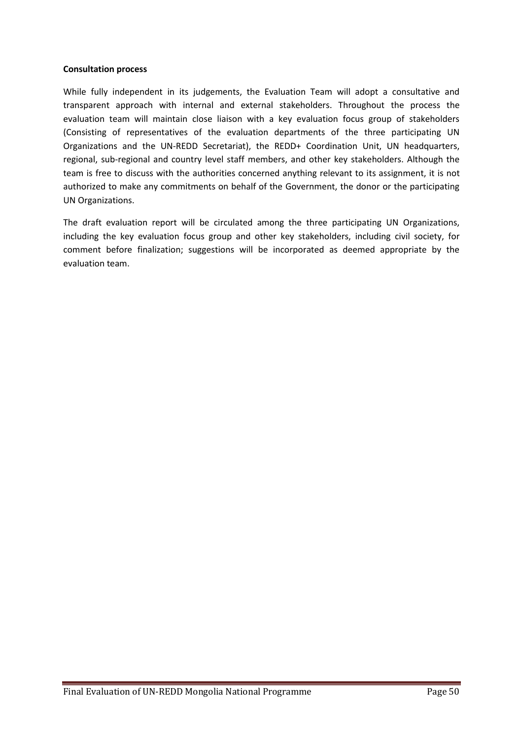**Consultation process**

While fully independent in its judgements, the Evaluation Team will adopt a consultative and transparent approach with internal and external stakeholders. Throughout the process the evaluation team will maintain close liaison with a key evaluation focus group of stakeholders (Consisting of representatives of the evaluation departments of the three participating UN Organizations and the UN-REDD Secretariat), the REDD+ Coordination Unit, UN headquarters, regional, sub-regional and country level staff members, and other key stakeholders. Although the team is free to discuss with the authorities concerned anything relevant to its assignment, it is not authorized to make any commitments on behalf of the Government, the donor or the participating UN Organizations.

The draft evaluation report will be circulated among the three participating UN Organizations, including the key evaluation focus group and other key stakeholders, including civil society, for comment before finalization; suggestions will be incorporated as deemed appropriate by the evaluation team.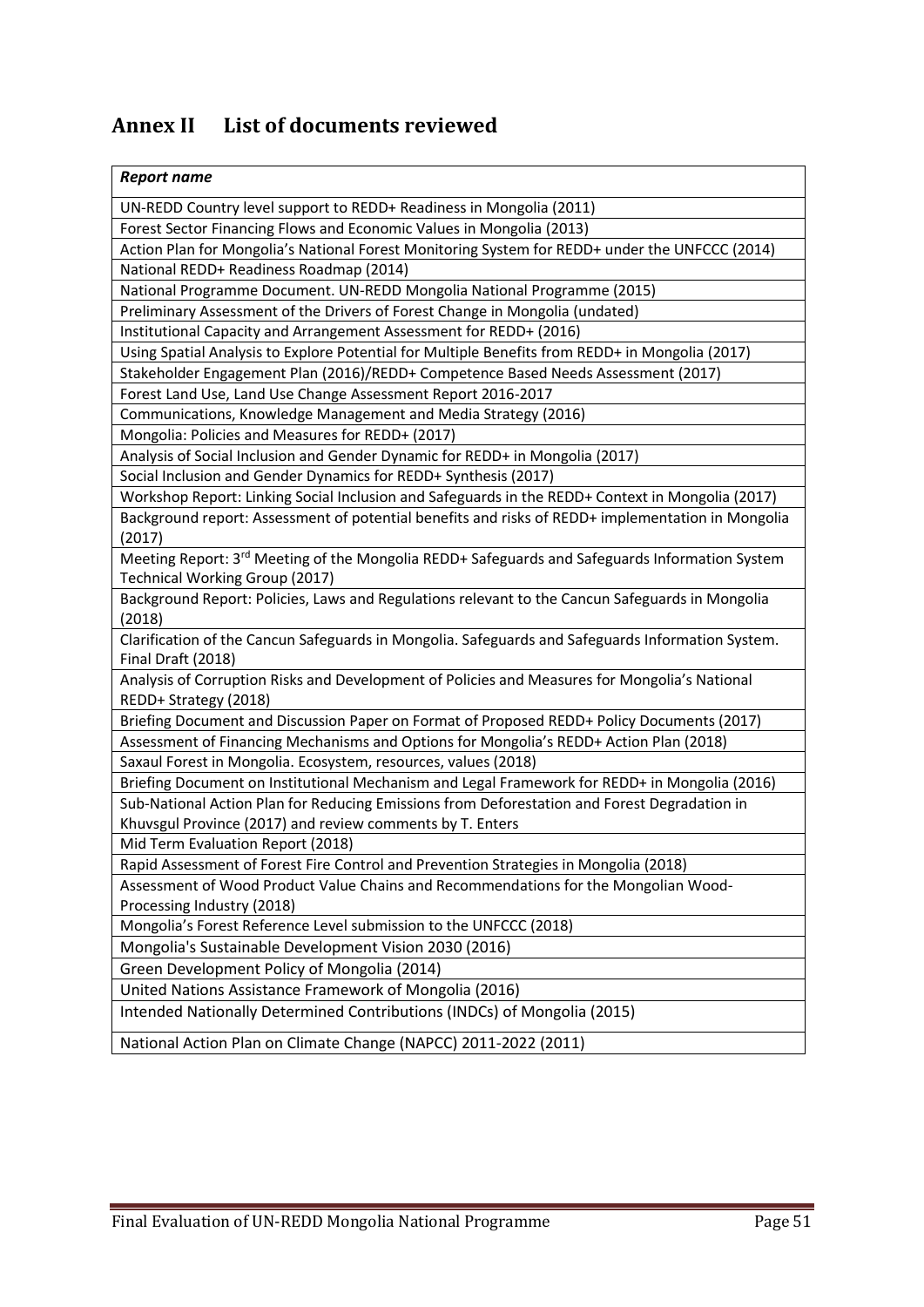# Annex II List of documents reviewed

| *Report name* |
|---|
| UN-REDD Country level support to REDD+ Readiness in Mongolia (2011) |
| Forest Sector Financing Flows and Economic Values in Mongolia (2013) |
| Action Plan for Mongolia's National Forest Monitoring System for REDD+ under the UNFCCC (2014) |
| National REDD+ Readiness Roadmap (2014) |
| National Programme Document. UN-REDD Mongolia National Programme (2015) |
| Preliminary Assessment of the Drivers of Forest Change in Mongolia (undated) |
| Institutional Capacity and Arrangement Assessment for REDD+ (2016) |
| Using Spatial Analysis to Explore Potential for Multiple Benefits from REDD+ in Mongolia (2017) |
| Stakeholder Engagement Plan (2016)/REDD+ Competence Based Needs Assessment (2017) |
| Forest Land Use, Land Use Change Assessment Report 2016-2017 |
| Communications, Knowledge Management and Media Strategy (2016) |
| Mongolia: Policies and Measures for REDD+ (2017) |
| Analysis of Social Inclusion and Gender Dynamic for REDD+ in Mongolia (2017) |
| Social Inclusion and Gender Dynamics for REDD+ Synthesis (2017) |
| Workshop Report: Linking Social Inclusion and Safeguards in the REDD+ Context in Mongolia (2017) |
| Background report: Assessment of potential benefits and risks of REDD+ implementation in Mongolia (2017) |
| Meeting Report: 3rd Meeting of the Mongolia REDD+ Safeguards and Safeguards Information System Technical Working Group (2017) |
| Background Report: Policies, Laws and Regulations relevant to the Cancun Safeguards in Mongolia (2018) |
| Clarification of the Cancun Safeguards in Mongolia. Safeguards and Safeguards Information System. Final Draft (2018) |
| Analysis of Corruption Risks and Development of Policies and Measures for Mongolia's National REDD+ Strategy (2018) |
| Briefing Document and Discussion Paper on Format of Proposed REDD+ Policy Documents (2017) |
| Assessment of Financing Mechanisms and Options for Mongolia's REDD+ Action Plan (2018) |
| Saxaul Forest in Mongolia. Ecosystem, resources, values (2018) |
| Briefing Document on Institutional Mechanism and Legal Framework for REDD+ in Mongolia (2016) |
| Sub-National Action Plan for Reducing Emissions from Deforestation and Forest Degradation in Khuvsgul Province (2017) and review comments by T. Enters |
| Mid Term Evaluation Report (2018) |
| Rapid Assessment of Forest Fire Control and Prevention Strategies in Mongolia (2018) |
| Assessment of Wood Product Value Chains and Recommendations for the Mongolian Wood-Processing Industry (2018) |
| Mongolia's Forest Reference Level submission to the UNFCCC (2018) |
| Mongolia's Sustainable Development Vision 2030 (2016) |
| Green Development Policy of Mongolia (2014) |
| United Nations Assistance Framework of Mongolia (2016) |
| Intended Nationally Determined Contributions (INDCs) of Mongolia (2015) |
| National Action Plan on Climate Change (NAPCC) 2011-2022 (2011) |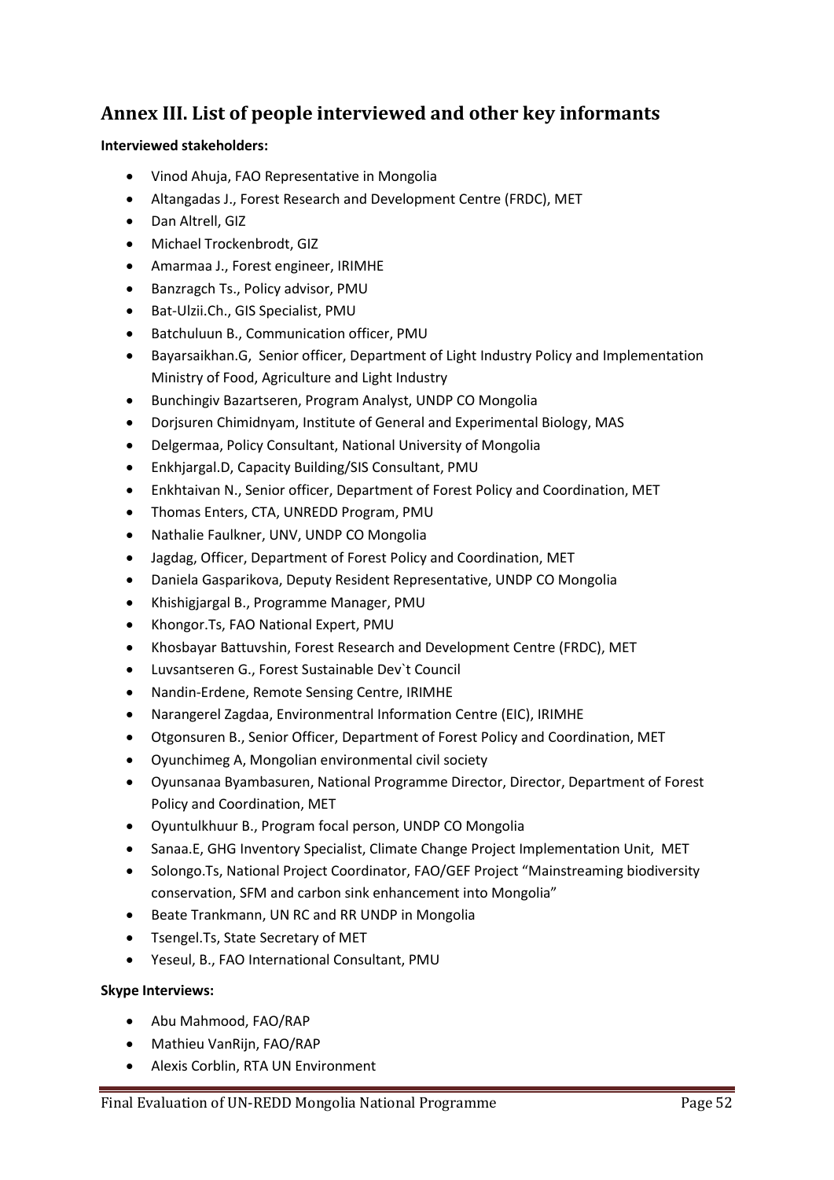## Annex III. List of people interviewed and other key informants

**Interviewed stakeholders:**

- Vinod Ahuja, FAO Representative in Mongolia
- Altangadas J., Forest Research and Development Centre (FRDC), MET
- Dan Altrell, GIZ
- Michael Trockenbrodt, GIZ
- Amarmaa J., Forest engineer, IRIMHE
- Banzragch Ts., Policy advisor, PMU
- Bat-Ulzii.Ch., GIS Specialist, PMU
- Batchuluun B., Communication officer, PMU
- Bayarsaikhan.G, Senior officer, Department of Light Industry Policy and Implementation Ministry of Food, Agriculture and Light Industry
- Bunchingiv Bazartseren, Program Analyst, UNDP CO Mongolia
- Dorjsuren Chimidnyam, Institute of General and Experimental Biology, MAS
- Delgermaa, Policy Consultant, National University of Mongolia
- Enkhjargal.D, Capacity Building/SIS Consultant, PMU
- Enkhtaivan N., Senior officer, Department of Forest Policy and Coordination, MET
- Thomas Enters, CTA, UNREDD Program, PMU
- Nathalie Faulkner, UNV, UNDP CO Mongolia
- Jagdag, Officer, Department of Forest Policy and Coordination, MET
- Daniela Gasparikova, Deputy Resident Representative, UNDP CO Mongolia
- Khishigjargal B., Programme Manager, PMU
- Khongor.Ts, FAO National Expert, PMU
- Khosbayar Battuvshin, Forest Research and Development Centre (FRDC), MET
- Luvsantseren G., Forest Sustainable Dev`t Council
- Nandin-Erdene, Remote Sensing Centre, IRIMHE
- Narangerel Zagdaa, Environmentral Information Centre (EIC), IRIMHE
- Otgonsuren B., Senior Officer, Department of Forest Policy and Coordination, MET
- Oyunchimeg A, Mongolian environmental civil society
- Oyunsanaa Byambasuren, National Programme Director, Director, Department of Forest Policy and Coordination, MET
- Oyuntulkhuur B., Program focal person, UNDP CO Mongolia
- Sanaa.E, GHG Inventory Specialist, Climate Change Project Implementation Unit, MET
- Solongo.Ts, National Project Coordinator, FAO/GEF Project "Mainstreaming biodiversity conservation, SFM and carbon sink enhancement into Mongolia"
- Beate Trankmann, UN RC and RR UNDP in Mongolia
- Tsengel.Ts, State Secretary of MET
- Yeseul, B., FAO International Consultant, PMU

**Skype Interviews:**

- Abu Mahmood, FAO/RAP
- Mathieu VanRijn, FAO/RAP
- Alexis Corblin, RTA UN Environment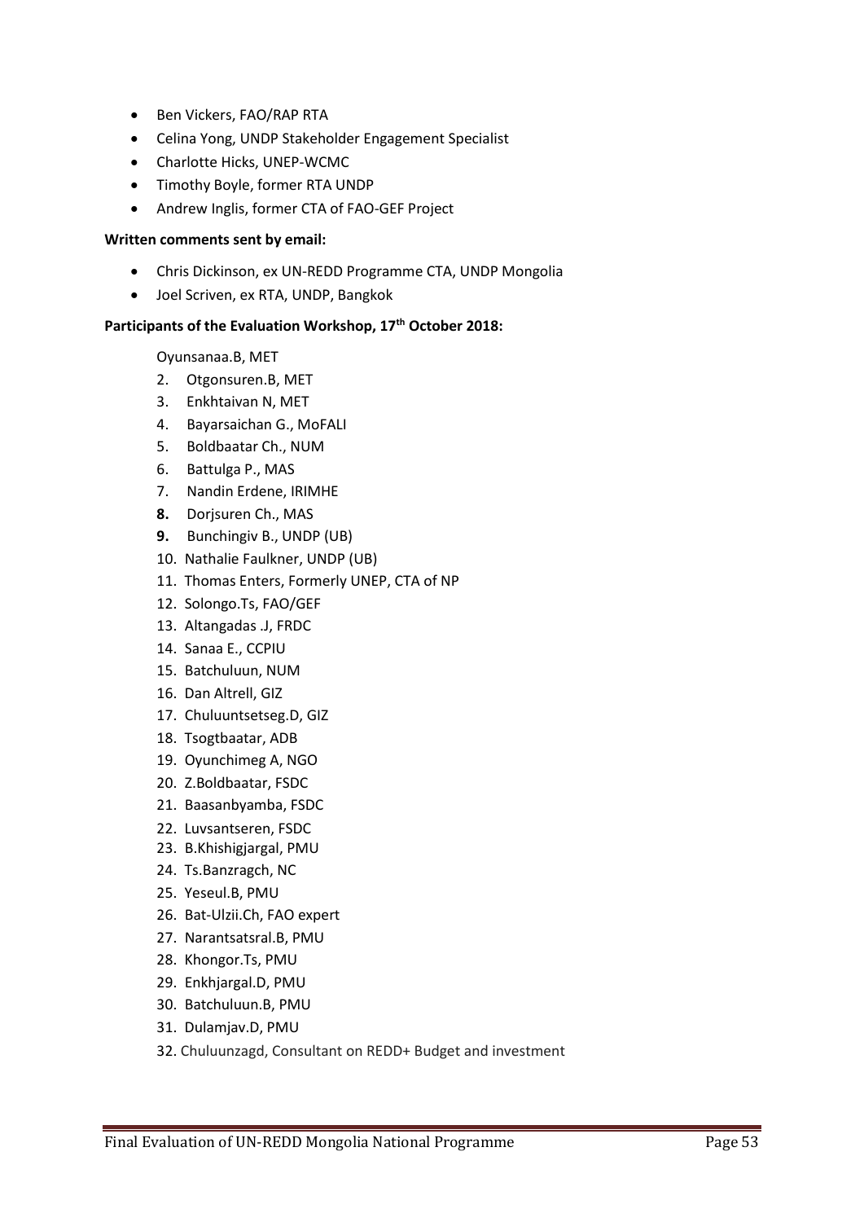- Ben Vickers, FAO/RAP RTA
- Celina Yong, UNDP Stakeholder Engagement Specialist
- Charlotte Hicks, UNEP-WCMC
- Timothy Boyle, former RTA UNDP
- Andrew Inglis, former CTA of FAO-GEF Project

**Written comments sent by email:**

- Chris Dickinson, ex UN-REDD Programme CTA, UNDP Mongolia
- Joel Scriven, ex RTA, UNDP, Bangkok

**Participants of the Evaluation Workshop, 17th October 2018:**

Oyunsanaa.B, MET

2. Otgonsuren.B, MET
3. Enkhtaivan N, MET
4. Bayarsaichan G., MoFALI
5. Boldbaatar Ch., NUM
6. Battulga P., MAS
7. Nandin Erdene, IRIMHE
8. Dorjsuren Ch., MAS
9. Bunchingiv B., UNDP (UB)
10. Nathalie Faulkner, UNDP (UB)
11. Thomas Enters, Formerly UNEP, CTA of NP
12. Solongo.Ts, FAO/GEF
13. Altangadas .J, FRDC
14. Sanaa E., CCPIU
15. Batchuluun, NUM
16. Dan Altrell, GIZ
17. Chuluuntsetseg.D, GIZ
18. Tsogtbaatar, ADB
19. Oyunchimeg A, NGO
20. Z.Boldbaatar, FSDC
21. Baasanbyamba, FSDC
22. Luvsantseren, FSDC
23. B.Khishigjargal, PMU
24. Ts.Banzragch, NC
25. Yeseul.B, PMU
26. Bat-Ulzii.Ch, FAO expert
27. Narantsatsral.B, PMU
28. Khongor.Ts, PMU
29. Enkhjargal.D, PMU
30. Batchuluun.B, PMU
31. Dulamjav.D, PMU
32. Chuluunzagd, Consultant on REDD+ Budget and investment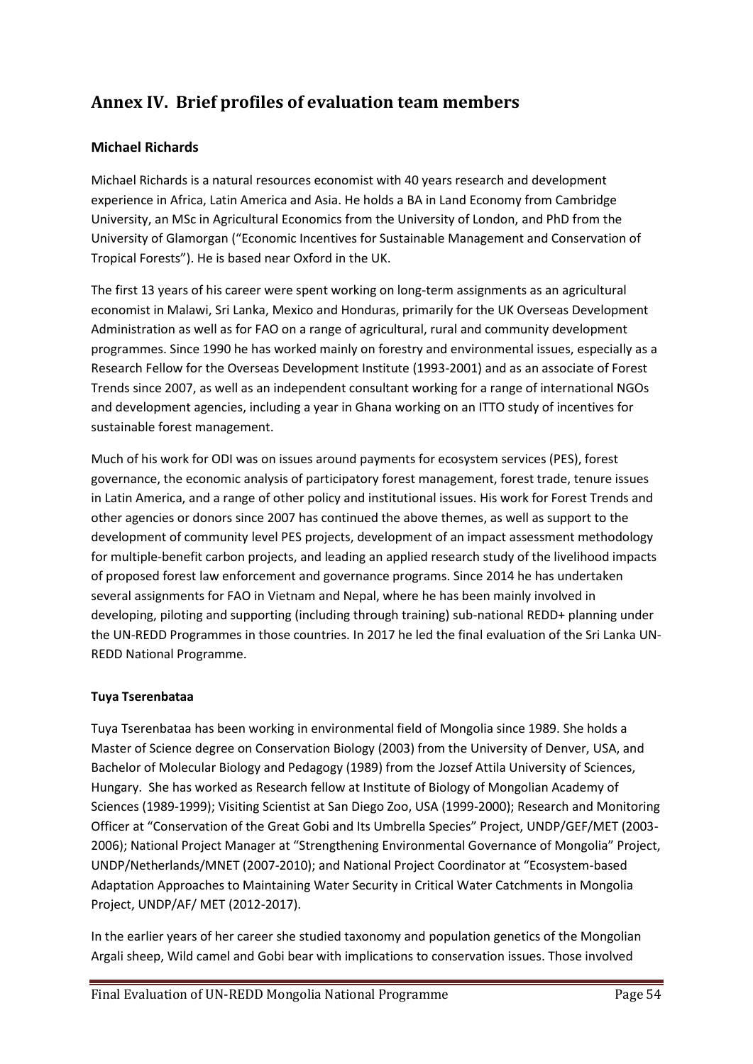## Annex IV. Brief profiles of evaluation team members

### Michael Richards

Michael Richards is a natural resources economist with 40 years research and development experience in Africa, Latin America and Asia. He holds a BA in Land Economy from Cambridge University, an MSc in Agricultural Economics from the University of London, and PhD from the University of Glamorgan ("Economic Incentives for Sustainable Management and Conservation of Tropical Forests"). He is based near Oxford in the UK.

The first 13 years of his career were spent working on long-term assignments as an agricultural economist in Malawi, Sri Lanka, Mexico and Honduras, primarily for the UK Overseas Development Administration as well as for FAO on a range of agricultural, rural and community development programmes. Since 1990 he has worked mainly on forestry and environmental issues, especially as a Research Fellow for the Overseas Development Institute (1993-2001) and as an associate of Forest Trends since 2007, as well as an independent consultant working for a range of international NGOs and development agencies, including a year in Ghana working on an ITTO study of incentives for sustainable forest management.

Much of his work for ODI was on issues around payments for ecosystem services (PES), forest governance, the economic analysis of participatory forest management, forest trade, tenure issues in Latin America, and a range of other policy and institutional issues. His work for Forest Trends and other agencies or donors since 2007 has continued the above themes, as well as support to the development of community level PES projects, development of an impact assessment methodology for multiple-benefit carbon projects, and leading an applied research study of the livelihood impacts of proposed forest law enforcement and governance programs. Since 2014 he has undertaken several assignments for FAO in Vietnam and Nepal, where he has been mainly involved in developing, piloting and supporting (including through training) sub-national REDD+ planning under the UN-REDD Programmes in those countries. In 2017 he led the final evaluation of the Sri Lanka UN-REDD National Programme.

### Tuya Tserenbataa

Tuya Tserenbataa has been working in environmental field of Mongolia since 1989. She holds a Master of Science degree on Conservation Biology (2003) from the University of Denver, USA, and Bachelor of Molecular Biology and Pedagogy (1989) from the Jozsef Attila University of Sciences, Hungary. She has worked as Research fellow at Institute of Biology of Mongolian Academy of Sciences (1989-1999); Visiting Scientist at San Diego Zoo, USA (1999-2000); Research and Monitoring Officer at "Conservation of the Great Gobi and Its Umbrella Species" Project, UNDP/GEF/MET (2003-2006); National Project Manager at "Strengthening Environmental Governance of Mongolia" Project, UNDP/Netherlands/MNET (2007-2010); and National Project Coordinator at "Ecosystem-based Adaptation Approaches to Maintaining Water Security in Critical Water Catchments in Mongolia Project, UNDP/AF/ MET (2012-2017).

In the earlier years of her career she studied taxonomy and population genetics of the Mongolian Argali sheep, Wild camel and Gobi bear with implications to conservation issues. Those involved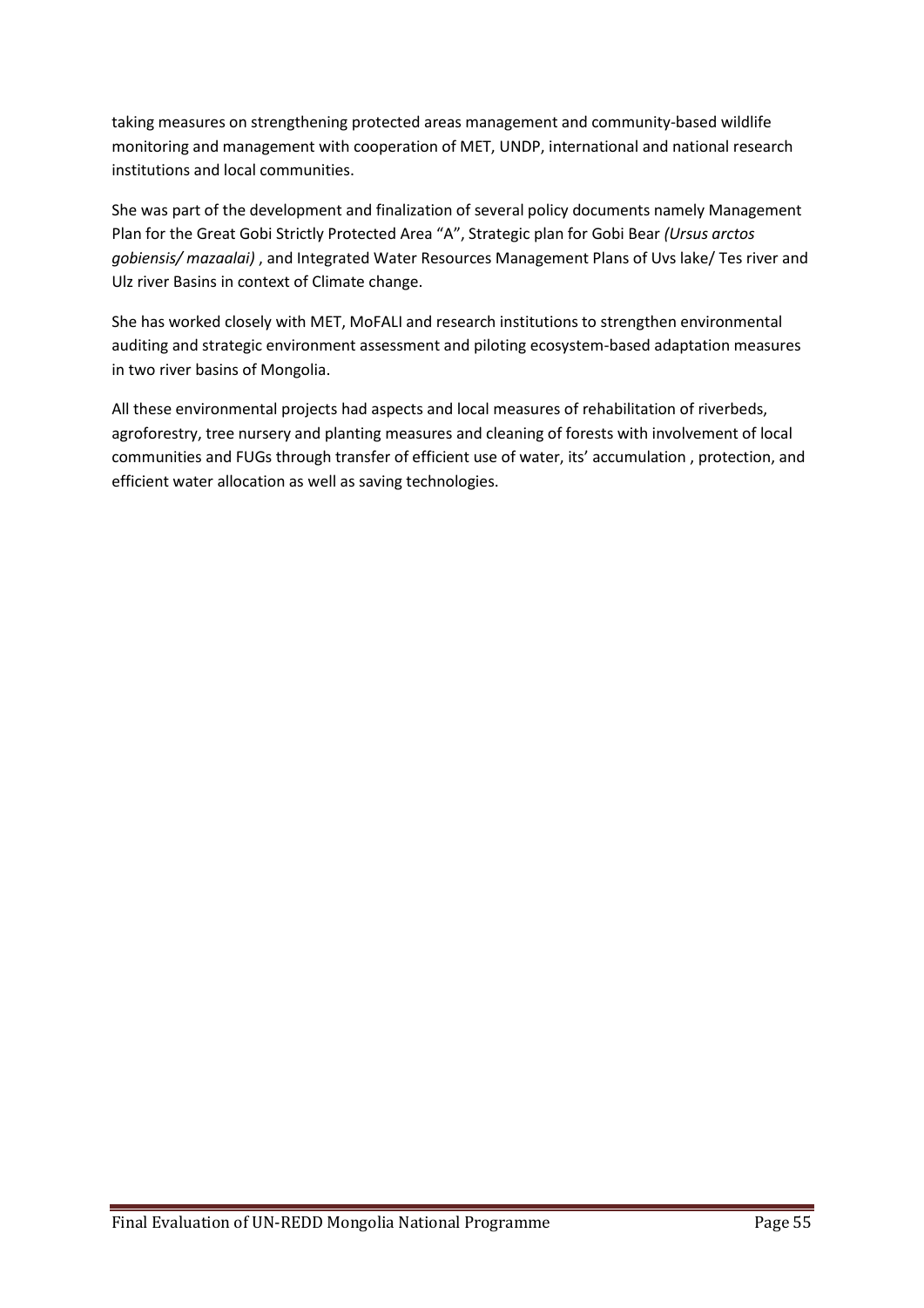taking measures on strengthening protected areas management and community-based wildlife monitoring and management with cooperation of MET, UNDP, international and national research institutions and local communities.

She was part of the development and finalization of several policy documents namely Management Plan for the Great Gobi Strictly Protected Area "A", Strategic plan for Gobi Bear *(Ursus arctos gobiensis/ mazaalai)* , and Integrated Water Resources Management Plans of Uvs lake/ Tes river and Ulz river Basins in context of Climate change.

She has worked closely with MET, MoFALI and research institutions to strengthen environmental auditing and strategic environment assessment and piloting ecosystem-based adaptation measures in two river basins of Mongolia.

All these environmental projects had aspects and local measures of rehabilitation of riverbeds, agroforestry, tree nursery and planting measures and cleaning of forests with involvement of local communities and FUGs through transfer of efficient use of water, its' accumulation , protection, and efficient water allocation as well as saving technologies.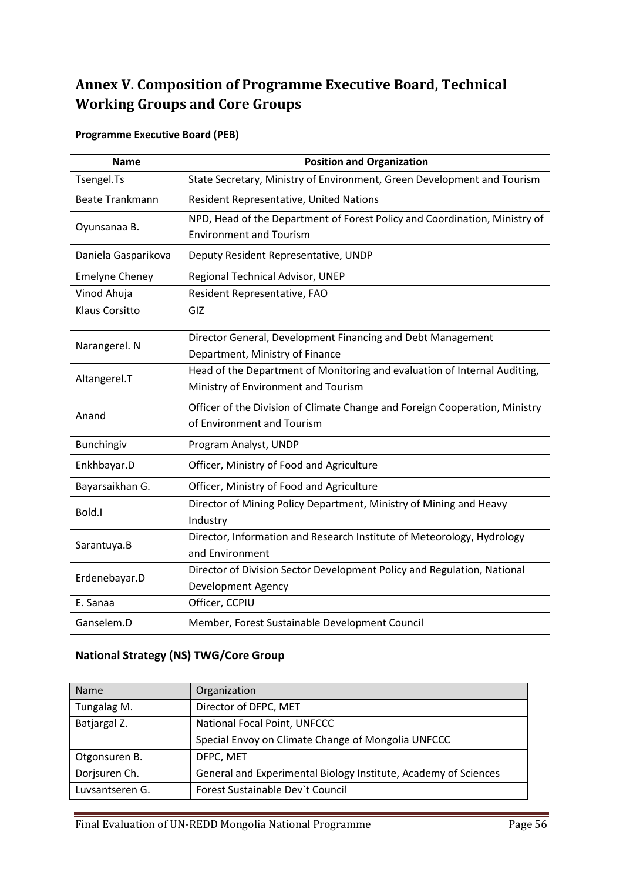## Annex V. Composition of Programme Executive Board, Technical Working Groups and Core Groups

**Programme Executive Board (PEB)**

| Name | Position and Organization |
|---|---|
| Tsengel.Ts | State Secretary, Ministry of Environment, Green Development and Tourism |
| Beate Trankmann | Resident Representative, United Nations |
| Oyunsanaa B. | NPD, Head of the Department of Forest Policy and Coordination, Ministry of Environment and Tourism |
| Daniela Gasparikova | Deputy Resident Representative, UNDP |
| Emelyne Cheney | Regional Technical Advisor, UNEP |
| Vinod Ahuja | Resident Representative, FAO |
| Klaus Corsitto | GIZ |
| Narangerel. N | Director General, Development Financing and Debt Management Department, Ministry of Finance |
| Altangerel.T | Head of the Department of Monitoring and evaluation of Internal Auditing, Ministry of Environment and Tourism |
| Anand | Officer of the Division of Climate Change and Foreign Cooperation, Ministry of Environment and Tourism |
| Bunchingiv | Program Analyst, UNDP |
| Enkhbayar.D | Officer, Ministry of Food and Agriculture |
| Bayarsaikhan G. | Officer, Ministry of Food and Agriculture |
| Bold.I | Director of Mining Policy Department, Ministry of Mining and Heavy Industry |
| Sarantuya.B | Director, Information and Research Institute of Meteorology, Hydrology and Environment |
| Erdenebayar.D | Director of Division Sector Development Policy and Regulation, National Development Agency |
| E. Sanaa | Officer, CCPIU |
| Ganselem.D | Member, Forest Sustainable Development Council |

### National Strategy (NS) TWG/Core Group

| Name | Organization |
|---|---|
| Tungalag M. | Director of DFPC, MET |
| Batjargal Z. | National Focal Point, UNFCCC<br>Special Envoy on Climate Change of Mongolia UNFCCC |
| Otgonsuren B. | DFPC, MET |
| Dorjsuren Ch. | General and Experimental Biology Institute, Academy of Sciences |
| Luvsantseren G. | Forest Sustainable Dev`t Council |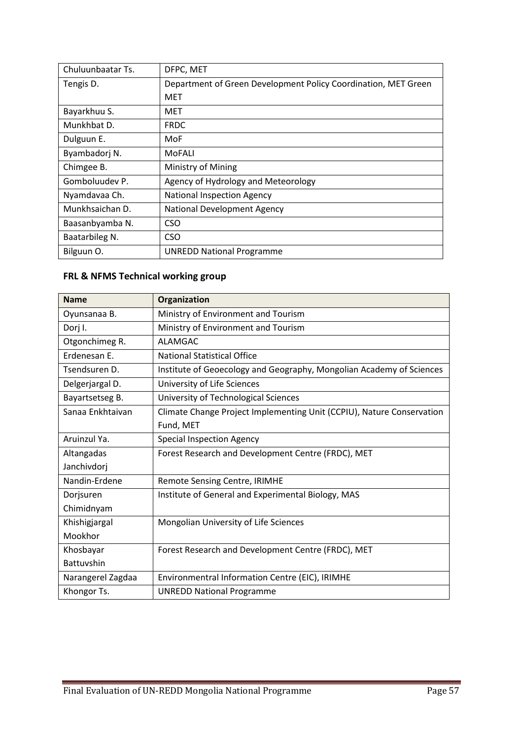| | |
|---|---|
| Chuluunbaatar Ts. | DFPC, MET |
| Tengis D. | Department of Green Development Policy Coordination, MET Green MET |
| Bayarkhuu S. | MET |
| Munkhbat D. | FRDC |
| Dulguun E. | MoF |
| Byambadorj N. | MoFALI |
| Chimgee B. | Ministry of Mining |
| Gomboluudev P. | Agency of Hydrology and Meteorology |
| Nyamdavaa Ch. | National Inspection Agency |
| Munkhsaichan D. | National Development Agency |
| Baasanbyamba N. | CSO |
| Baatarbileg N. | CSO |
| Bilguun O. | UNREDD National Programme |

**FRL & NFMS Technical working group**

| Name | Organization |
|---|---|
| Oyunsanaa B. | Ministry of Environment and Tourism |
| Dorj I. | Ministry of Environment and Tourism |
| Otgonchimeg R. | ALAMGAC |
| Erdenesan E. | National Statistical Office |
| Tsendsuren D. | Institute of Geoecology and Geography, Mongolian Academy of Sciences |
| Delgerjargal D. | University of Life Sciences |
| Bayartsetseg B. | University of Technological Sciences |
| Sanaa Enkhtaivan | Climate Change Project Implementing Unit (CCPIU), Nature Conservation Fund, MET |
| Aruinzul Ya. | Special Inspection Agency |
| Altangadas Janchivdorj | Forest Research and Development Centre (FRDC), MET |
| Nandin-Erdene | Remote Sensing Centre, IRIMHE |
| Dorjsuren Chimidnyam | Institute of General and Experimental Biology, MAS |
| Khishigjargal Mookhor | Mongolian University of Life Sciences |
| Khosbayar Battuvshin | Forest Research and Development Centre (FRDC), MET |
| Narangerel Zagdaa | Environmentral Information Centre (EIC), IRIMHE |
| Khongor Ts. | UNREDD National Programme |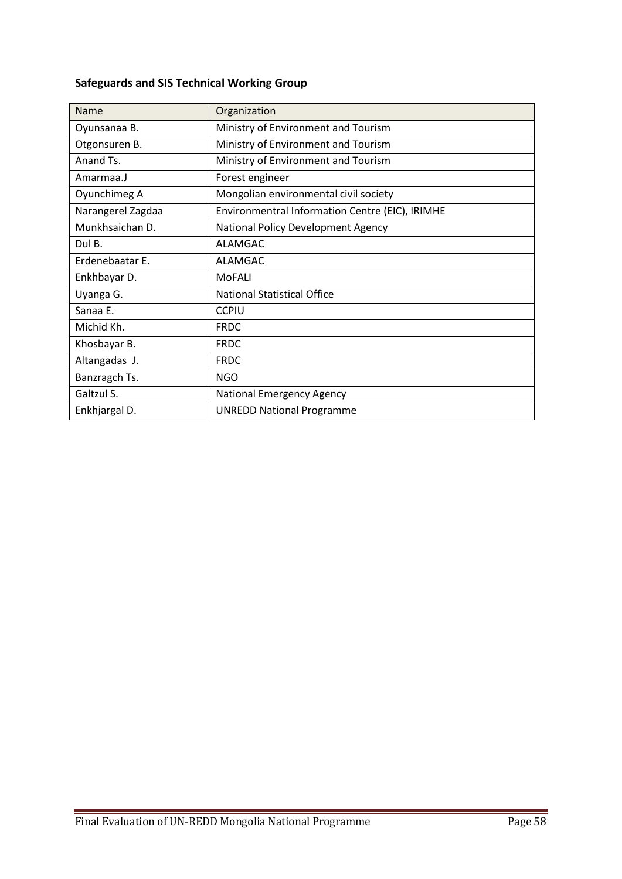**Safeguards and SIS Technical Working Group**

| Name | Organization |
|---|---|
| Oyunsanaa B. | Ministry of Environment and Tourism |
| Otgonsuren B. | Ministry of Environment and Tourism |
| Anand Ts. | Ministry of Environment and Tourism |
| Amarmaa.J | Forest engineer |
| Oyunchimeg A | Mongolian environmental civil society |
| Narangerel Zagdaa | Environmentral Information Centre (EIC), IRIMHE |
| Munkhsaichan D. | National Policy Development Agency |
| Dul B. | ALAMGAC |
| Erdenebaatar E. | ALAMGAC |
| Enkhbayar D. | MoFALI |
| Uyanga G. | National Statistical Office |
| Sanaa E. | CCPIU |
| Michid Kh. | FRDC |
| Khosbayar B. | FRDC |
| Altangadas J. | FRDC |
| Banzragch Ts. | NGO |
| Galtzul S. | National Emergency Agency |
| Enkhjargal D. | UNREDD National Programme |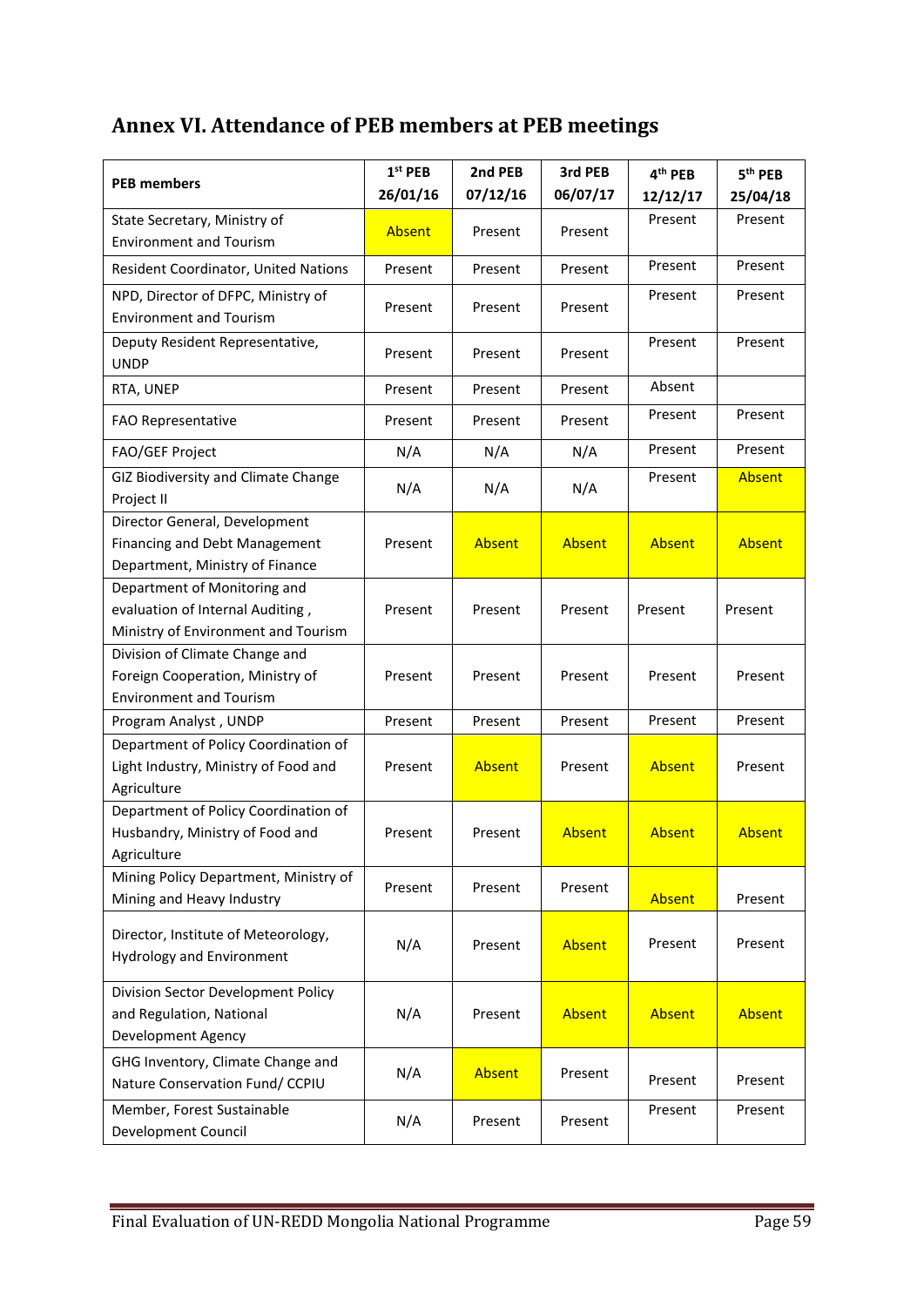## Annex VI. Attendance of PEB members at PEB meetings

| PEB members | 1st PEB 26/01/16 | 2nd PEB 07/12/16 | 3rd PEB 06/07/17 | 4th PEB 12/12/17 | 5th PEB 25/04/18 |
|---|---|---|---|---|---|
| State Secretary, Ministry of Environment and Tourism | Absent | Present | Present | Present | Present |
| Resident Coordinator, United Nations | Present | Present | Present | Present | Present |
| NPD, Director of DFPC, Ministry of Environment and Tourism | Present | Present | Present | Present | Present |
| Deputy Resident Representative, UNDP | Present | Present | Present | Present | Present |
| RTA, UNEP | Present | Present | Present | Absent | |
| FAO Representative | Present | Present | Present | Present | Present |
| FAO/GEF Project | N/A | N/A | N/A | Present | Present |
| GIZ Biodiversity and Climate Change Project II | N/A | N/A | N/A | Present | Absent |
| Director General, Development Financing and Debt Management Department, Ministry of Finance | Present | Absent | Absent | Absent | Absent |
| Department of Monitoring and evaluation of Internal Auditing , Ministry of Environment and Tourism | Present | Present | Present | Present | Present |
| Division of Climate Change and Foreign Cooperation, Ministry of Environment and Tourism | Present | Present | Present | Present | Present |
| Program Analyst , UNDP | Present | Present | Present | Present | Present |
| Department of Policy Coordination of Light Industry, Ministry of Food and Agriculture | Present | Absent | Present | Absent | Present |
| Department of Policy Coordination of Husbandry, Ministry of Food and Agriculture | Present | Present | Absent | Absent | Absent |
| Mining Policy Department, Ministry of Mining and Heavy Industry | Present | Present | Present | Absent | Present |
| Director, Institute of Meteorology, Hydrology and Environment | N/A | Present | Absent | Present | Present |
| Division Sector Development Policy and Regulation, National Development Agency | N/A | Present | Absent | Absent | Absent |
| GHG Inventory, Climate Change and Nature Conservation Fund/ CCPIU | N/A | Absent | Present | Present | Present |
| Member, Forest Sustainable Development Council | N/A | Present | Present | Present | Present |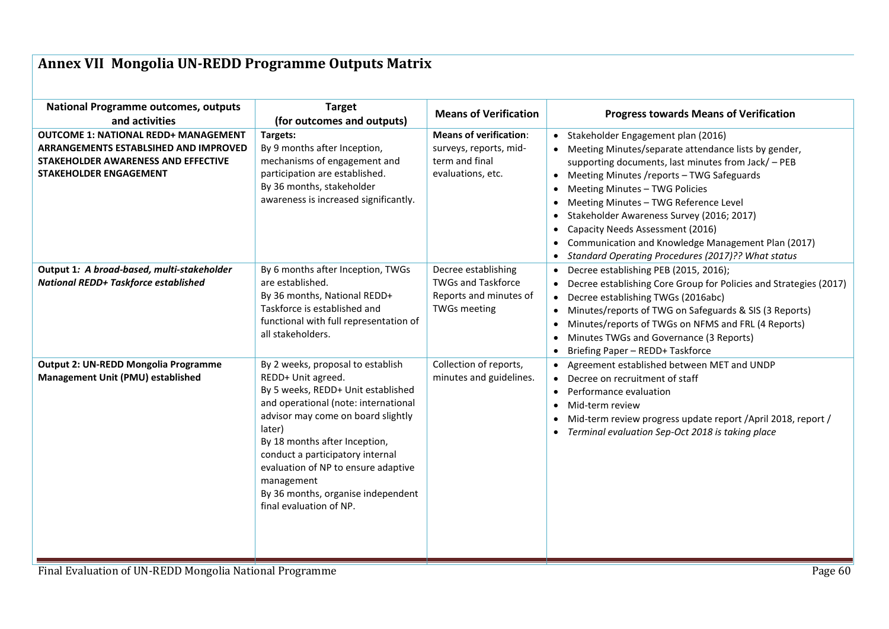# Annex VII Mongolia UN-REDD Programme Outputs Matrix

| National Programme outcomes, outputs and activities | Target (for outcomes and outputs) | Means of Verification | Progress towards Means of Verification |
|---|---|---|---|
| **OUTCOME 1: NATIONAL REDD+ MANAGEMENT ARRANGEMENTS ESTABLSIHED AND IMPROVED STAKEHOLDER AWARENESS AND EFFECTIVE STAKEHOLDER ENGAGEMENT** | **Targets:**<br>By 9 months after Inception, mechanisms of engagement and participation are established.<br>By 36 months, stakeholder awareness is increased significantly. | **Means of verification**: surveys, reports, mid-term and final evaluations, etc. | • Stakeholder Engagement plan (2016)<br>• Meeting Minutes/separate attendance lists by gender, supporting documents, last minutes from Jack/ – PEB<br>• Meeting Minutes /reports – TWG Safeguards<br>• Meeting Minutes – TWG Policies<br>• Meeting Minutes – TWG Reference Level<br>• Stakeholder Awareness Survey (2016; 2017)<br>• Capacity Needs Assessment (2016)<br>• Communication and Knowledge Management Plan (2017)<br>• *Standard Operating Procedures (2017)?? What status* |
| **Output 1:** ***A broad-based, multi-stakeholder National REDD+ Taskforce established*** | By 6 months after Inception, TWGs are established.<br>By 36 months, National REDD+ Taskforce is established and functional with full representation of all stakeholders. | Decree establishing TWGs and Taskforce Reports and minutes of TWGs meeting | • Decree establishing PEB (2015, 2016);<br>• Decree establishing Core Group for Policies and Strategies (2017)<br>• Decree establishing TWGs (2016abc)<br>• Minutes/reports of TWG on Safeguards & SIS (3 Reports)<br>• Minutes/reports of TWGs on NFMS and FRL (4 Reports)<br>• Minutes TWGs and Governance (3 Reports)<br>• Briefing Paper – REDD+ Taskforce |
| **Output 2: UN-REDD Mongolia Programme Management Unit (PMU) established** | By 2 weeks, proposal to establish REDD+ Unit agreed.<br>By 5 weeks, REDD+ Unit established and operational (note: international advisor may come on board slightly later)<br>By 18 months after Inception, conduct a participatory internal evaluation of NP to ensure adaptive management<br>By 36 months, organise independent final evaluation of NP. | Collection of reports, minutes and guidelines. | • Agreement established between MET and UNDP<br>• Decree on recruitment of staff<br>• Performance evaluation<br>• Mid-term review<br>• Mid-term review progress update report /April 2018, report /<br>• *Terminal evaluation Sep-Oct 2018 is taking place* |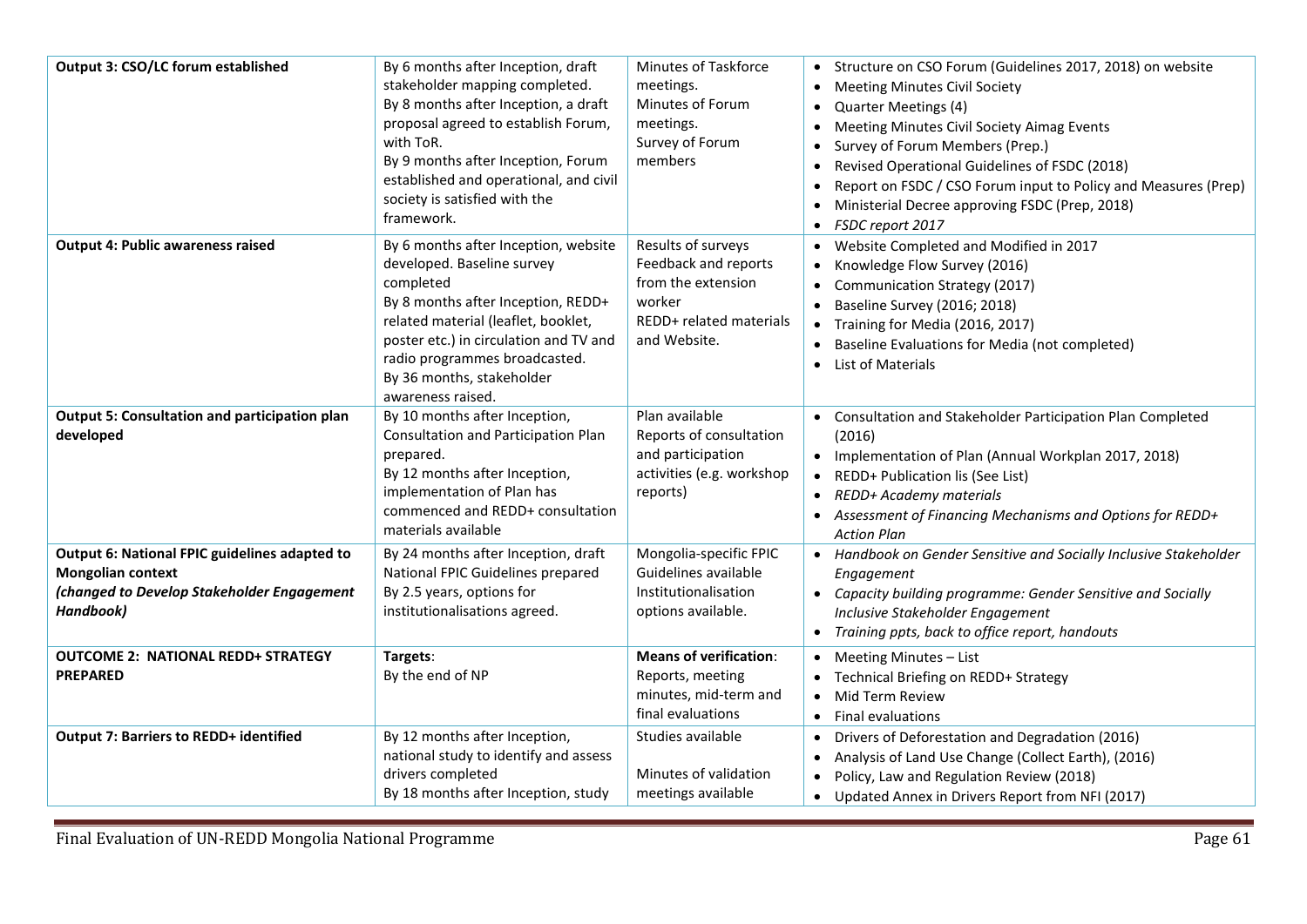| | | | |
|---|---|---|---|
| **Output 3: CSO/LC forum established** | By 6 months after Inception, draft stakeholder mapping completed.<br>By 8 months after Inception, a draft proposal agreed to establish Forum, with ToR.<br>By 9 months after Inception, Forum established and operational, and civil society is satisfied with the framework. | Minutes of Taskforce meetings.<br>Minutes of Forum meetings.<br>Survey of Forum members | • Structure on CSO Forum (Guidelines 2017, 2018) on website<br>• Meeting Minutes Civil Society<br>• Quarter Meetings (4)<br>• Meeting Minutes Civil Society Aimag Events<br>• Survey of Forum Members (Prep.)<br>• Revised Operational Guidelines of FSDC (2018)<br>• Report on FSDC / CSO Forum input to Policy and Measures (Prep)<br>• Ministerial Decree approving FSDC (Prep, 2018)<br>• *FSDC report 2017* |
| **Output 4: Public awareness raised** | By 6 months after Inception, website developed. Baseline survey completed<br>By 8 months after Inception, REDD+ related material (leaflet, booklet, poster etc.) in circulation and TV and radio programmes broadcasted.<br>By 36 months, stakeholder awareness raised. | Results of surveys<br>Feedback and reports from the extension worker<br>REDD+ related materials and Website. | • Website Completed and Modified in 2017<br>• Knowledge Flow Survey (2016)<br>• Communication Strategy (2017)<br>• Baseline Survey (2016; 2018)<br>• Training for Media (2016, 2017)<br>• Baseline Evaluations for Media (not completed)<br>• List of Materials |
| **Output 5: Consultation and participation plan developed** | By 10 months after Inception, Consultation and Participation Plan prepared.<br>By 12 months after Inception, implementation of Plan has commenced and REDD+ consultation materials available | Plan available<br>Reports of consultation and participation activities (e.g. workshop reports) | • Consultation and Stakeholder Participation Plan Completed (2016)<br>• Implementation of Plan (Annual Workplan 2017, 2018)<br>• REDD+ Publication lis (See List)<br>• *REDD+ Academy materials*<br>• *Assessment of Financing Mechanisms and Options for REDD+ Action Plan* |
| **Output 6: National FPIC guidelines adapted to Mongolian context**<br>***(changed to Develop Stakeholder Engagement Handbook)*** | By 24 months after Inception, draft National FPIC Guidelines prepared<br>By 2.5 years, options for institutionalisations agreed. | Mongolia-specific FPIC Guidelines available<br>Institutionalisation options available. | • *Handbook on Gender Sensitive and Socially Inclusive Stakeholder Engagement*<br>• *Capacity building programme: Gender Sensitive and Socially Inclusive Stakeholder Engagement*<br>• *Training ppts, back to office report, handouts* |
| **OUTCOME 2: NATIONAL REDD+ STRATEGY PREPARED** | **Targets**:<br>By the end of NP | **Means of verification**:<br>Reports, meeting minutes, mid-term and final evaluations | • Meeting Minutes – List<br>• Technical Briefing on REDD+ Strategy<br>• Mid Term Review<br>• Final evaluations |
| **Output 7: Barriers to REDD+ identified** | By 12 months after Inception, national study to identify and assess drivers completed<br>By 18 months after Inception, study | Studies available<br><br>Minutes of validation meetings available | • Drivers of Deforestation and Degradation (2016)<br>• Analysis of Land Use Change (Collect Earth), (2016)<br>• Policy, Law and Regulation Review (2018)<br>• Updated Annex in Drivers Report from NFI (2017) |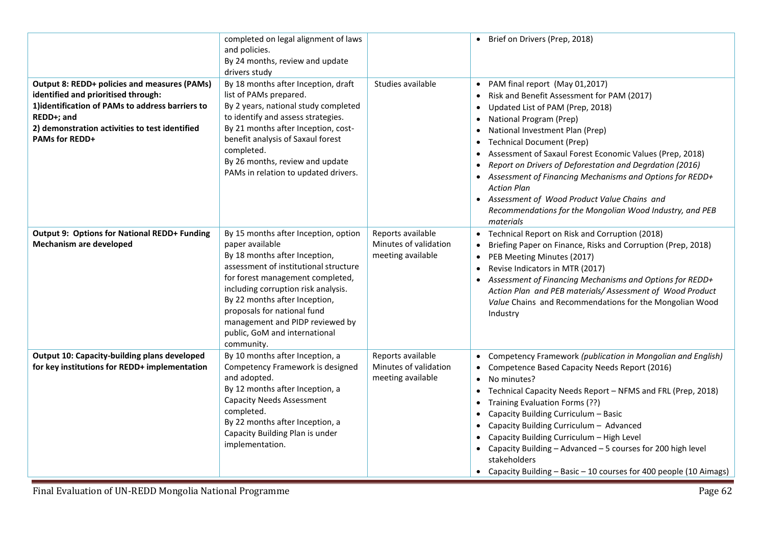| | | | |
|---|---|---|---|
| | completed on legal alignment of laws and policies.<br>By 24 months, review and update drivers study | | • Brief on Drivers (Prep, 2018) |
| **Output 8: REDD+ policies and measures (PAMs) identified and prioritised through:<br>1)identification of PAMs to address barriers to REDD+; and<br>2) demonstration activities to test identified PAMs for REDD+** | By 18 months after Inception, draft list of PAMs prepared.<br>By 2 years, national study completed to identify and assess strategies.<br>By 21 months after Inception, cost-benefit analysis of Saxaul forest completed.<br>By 26 months, review and update PAMs in relation to updated drivers. | Studies available | • PAM final report (May 01,2017)<br>• Risk and Benefit Assessment for PAM (2017)<br>• Updated List of PAM (Prep, 2018)<br>• National Program (Prep)<br>• National Investment Plan (Prep)<br>• Technical Document (Prep)<br>• Assessment of Saxaul Forest Economic Values (Prep, 2018)<br>• *Report on Drivers of Deforestation and Degrdation (2016)*<br>• *Assessment of Financing Mechanisms and Options for REDD+ Action Plan*<br>• *Assessment of Wood Product Value Chains and Recommendations for the Mongolian Wood Industry, and PEB materials* |
| **Output 9: Options for National REDD+ Funding Mechanism are developed** | By 15 months after Inception, option paper available<br>By 18 months after Inception, assessment of institutional structure for forest management completed, including corruption risk analysis.<br>By 22 months after Inception, proposals for national fund management and PIDP reviewed by public, GoM and international community. | Reports available<br>Minutes of validation meeting available | • Technical Report on Risk and Corruption (2018)<br>• Briefing Paper on Finance, Risks and Corruption (Prep, 2018)<br>• PEB Meeting Minutes (2017)<br>• Revise Indicators in MTR (2017)<br>• *Assessment of Financing Mechanisms and Options for REDD+ Action Plan and PEB materials/ Assessment of Wood Product Value* Chains and Recommendations for the Mongolian Wood Industry |
| **Output 10: Capacity-building plans developed for key institutions for REDD+ implementation** | By 10 months after Inception, a Competency Framework is designed and adopted.<br>By 12 months after Inception, a Capacity Needs Assessment completed.<br>By 22 months after Inception, a Capacity Building Plan is under implementation. | Reports available<br>Minutes of validation meeting available | • Competency Framework *(publication in Mongolian and English)*<br>• Competence Based Capacity Needs Report (2016)<br>• No minutes?<br>• Technical Capacity Needs Report – NFMS and FRL (Prep, 2018)<br>• Training Evaluation Forms (??)<br>• Capacity Building Curriculum – Basic<br>• Capacity Building Curriculum – Advanced<br>• Capacity Building Curriculum – High Level<br>• Capacity Building – Advanced – 5 courses for 200 high level stakeholders<br>• Capacity Building – Basic – 10 courses for 400 people (10 Aimags) |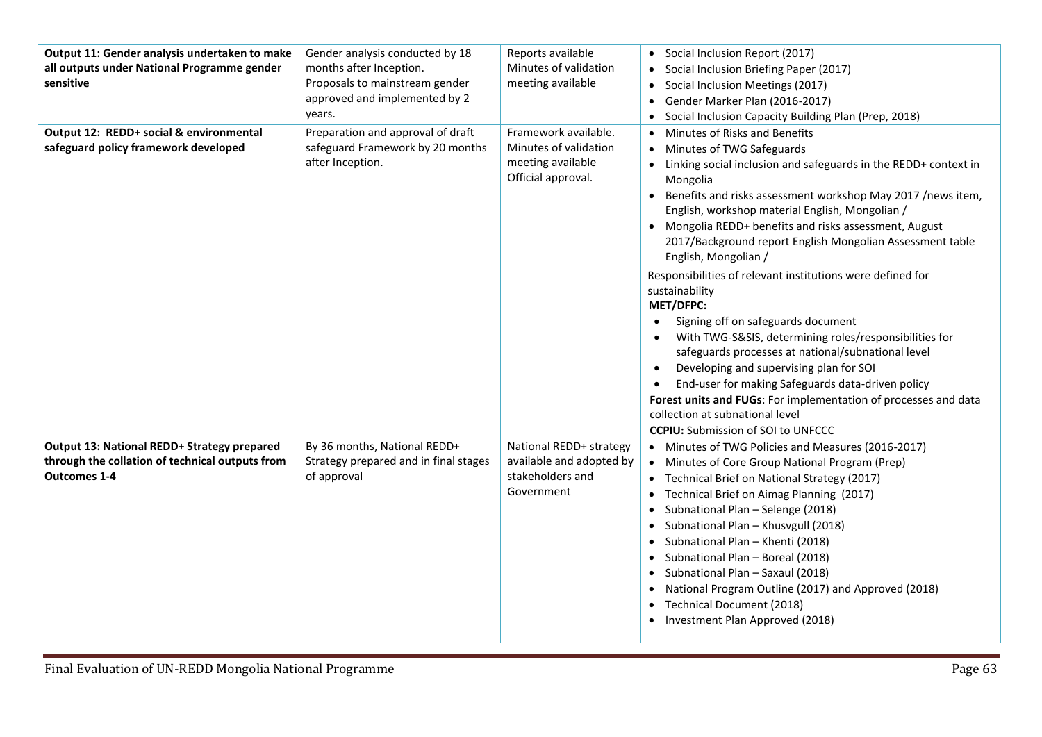| | | | |
|---|---|---|---|
| **Output 11: Gender analysis undertaken to make all outputs under National Programme gender sensitive** | Gender analysis conducted by 18 months after Inception.<br>Proposals to mainstream gender approved and implemented by 2 years. | Reports available<br>Minutes of validation meeting available | • Social Inclusion Report (2017)<br>• Social Inclusion Briefing Paper (2017)<br>• Social Inclusion Meetings (2017)<br>• Gender Marker Plan (2016-2017)<br>• Social Inclusion Capacity Building Plan (Prep, 2018) |
| **Output 12: REDD+ social & environmental safeguard policy framework developed** | Preparation and approval of draft safeguard Framework by 20 months after Inception. | Framework available.<br>Minutes of validation meeting available<br>Official approval. | • Minutes of Risks and Benefits<br>• Minutes of TWG Safeguards<br>• Linking social inclusion and safeguards in the REDD+ context in Mongolia<br>• Benefits and risks assessment workshop May 2017 /news item, English, workshop material English, Mongolian /<br>• Mongolia REDD+ benefits and risks assessment, August 2017/Background report English Mongolian Assessment table English, Mongolian /<br><br>Responsibilities of relevant institutions were defined for sustainability<br>**MET/DFPC:**<br>• Signing off on safeguards document<br>• With TWG-S&SIS, determining roles/responsibilities for safeguards processes at national/subnational level<br>• Developing and supervising plan for SOI<br>• End-user for making Safeguards data-driven policy<br>**Forest units and FUGs**: For implementation of processes and data collection at subnational level<br>**CCPIU:** Submission of SOI to UNFCCC |
| **Output 13: National REDD+ Strategy prepared through the collation of technical outputs from Outcomes 1-4** | By 36 months, National REDD+ Strategy prepared and in final stages of approval | National REDD+ strategy available and adopted by stakeholders and Government | • Minutes of TWG Policies and Measures (2016-2017)<br>• Minutes of Core Group National Program (Prep)<br>• Technical Brief on National Strategy (2017)<br>• Technical Brief on Aimag Planning (2017)<br>• Subnational Plan – Selenge (2018)<br>• Subnational Plan – Khusvgull (2018)<br>• Subnational Plan – Khenti (2018)<br>• Subnational Plan – Boreal (2018)<br>• Subnational Plan – Saxaul (2018)<br>• National Program Outline (2017) and Approved (2018)<br>• Technical Document (2018)<br>• Investment Plan Approved (2018) |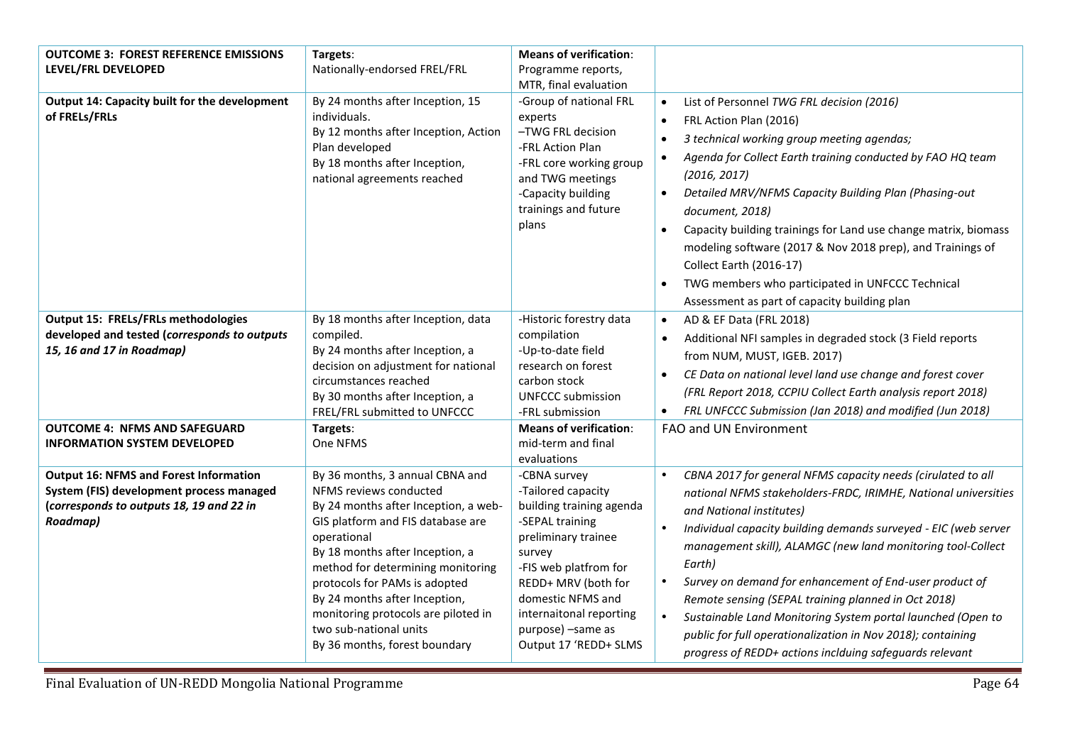| **OUTCOME 3: FOREST REFERENCE EMISSIONS LEVEL/FRL DEVELOPED** | **Targets**:<br>Nationally-endorsed FREL/FRL | **Means of verification**:<br>Programme reports, MTR, final evaluation | |
|---|---|---|---|
| **Output 14: Capacity built for the development of FRELs/FRLs** | By 24 months after Inception, 15 individuals.<br>By 12 months after Inception, Action Plan developed<br>By 18 months after Inception, national agreements reached | -Group of national FRL experts<br>–TWG FRL decision<br>-FRL Action Plan<br>-FRL core working group and TWG meetings<br>-Capacity building trainings and future plans | • List of Personnel *TWG FRL decision (2016)*<br>• FRL Action Plan (2016)<br>• *3 technical working group meeting agendas;*<br>• *Agenda for Collect Earth training conducted by FAO HQ team (2016, 2017)*<br>• *Detailed MRV/NFMS Capacity Building Plan (Phasing-out document, 2018)*<br>• Capacity building trainings for Land use change matrix, biomass modeling software (2017 & Nov 2018 prep), and Trainings of Collect Earth (2016-17)<br>• TWG members who participated in UNFCCC Technical Assessment as part of capacity building plan |
| **Output 15: FRELs/FRLs methodologies developed and tested (*corresponds to outputs 15, 16 and 17 in Roadmap*)** | By 18 months after Inception, data compiled.<br>By 24 months after Inception, a decision on adjustment for national circumstances reached<br>By 30 months after Inception, a FREL/FRL submitted to UNFCCC | -Historic forestry data compilation<br>-Up-to-date field research on forest carbon stock<br>UNFCCC submission<br>-FRL submission | • AD & EF Data (FRL 2018)<br>• Additional NFI samples in degraded stock (3 Field reports from NUM, MUST, IGEB. 2017)<br>• *CE Data on national level land use change and forest cover (FRL Report 2018, CCPIU Collect Earth analysis report 2018)*<br>• *FRL UNFCCC Submission (Jan 2018) and modified (Jun 2018)* |
| **OUTCOME 4: NFMS AND SAFEGUARD INFORMATION SYSTEM DEVELOPED** | **Targets**:<br>One NFMS | **Means of verification**:<br>mid-term and final evaluations | FAO and UN Environment |
| **Output 16: NFMS and Forest Information System (FIS) development process managed (*corresponds to outputs 18, 19 and 22 in Roadmap*)** | By 36 months, 3 annual CBNA and NFMS reviews conducted<br>By 24 months after Inception, a web-GIS platform and FIS database are operational<br>By 18 months after Inception, a method for determining monitoring protocols for PAMs is adopted<br>By 24 months after Inception, monitoring protocols are piloted in two sub-national units<br>By 36 months, forest boundary | -CBNA survey<br>-Tailored capacity building training agenda<br>-SEPAL training preliminary trainee survey<br>-FIS web platfrom for REDD+ MRV (both for domestic NFMS and internaitonal reporting purpose) –same as Output 17 'REDD+ SLMS | • *CBNA 2017 for general NFMS capacity needs (cirulated to all national NFMS stakeholders-FRDC, IRIMHE, National universities and National institutes)*<br>• *Individual capacity building demands surveyed - EIC (web server management skill), ALAMGC (new land monitoring tool-Collect Earth)*<br>• *Survey on demand for enhancement of End-user product of Remote sensing (SEPAL training planned in Oct 2018)*<br>• *Sustainable Land Monitoring System portal launched (Open to public for full operationalization in Nov 2018); containing progress of REDD+ actions inclduing safeguards relevant* |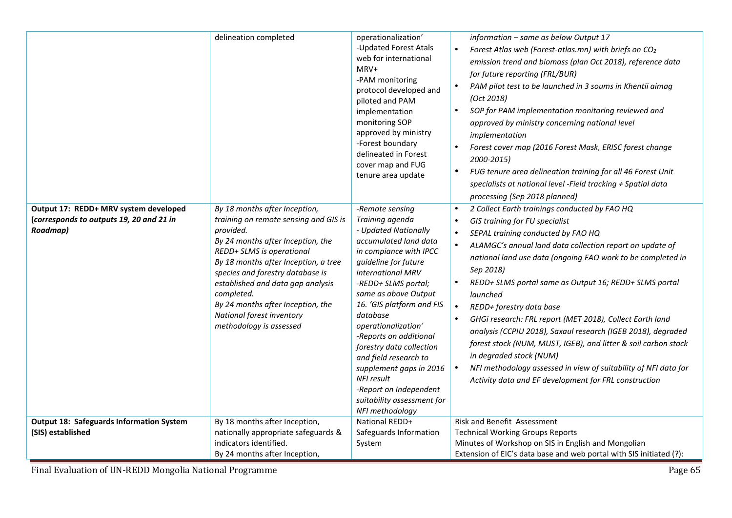| | | | |
|---|---|---|---|
| | delineation completed | operationalization'<br>-Updated Forest Atals web for international MRV+<br>-PAM monitoring protocol developed and piloted and PAM implementation monitoring SOP approved by ministry<br>-Forest boundary delineated in Forest cover map and FUG tenure area update | *information – same as below Output 17*<br>• *Forest Atlas web (Forest-atlas.mn) with briefs on $CO_2$ emission trend and biomass (plan Oct 2018), reference data for future reporting (FRL/BUR)*<br>• *PAM pilot test to be launched in 3 soums in Khentii aimag (Oct 2018)*<br>• *SOP for PAM implementation monitoring reviewed and approved by ministry concerning national level implementation*<br>• *Forest cover map (2016 Forest Mask, ERISC forest change 2000-2015)*<br>• *FUG tenure area delineation training for all 46 Forest Unit specialists at national level -Field tracking + Spatial data processing (Sep 2018 planned)* |
| **Output 17: REDD+ MRV system developed (corresponds to outputs 19, 20 and 21 in Roadmap)** | *By 18 months after Inception, training on remote sensing and GIS is provided.*<br>*By 24 months after Inception, the REDD+ SLMS is operational*<br>*By 18 months after Inception, a tree species and forestry database is established and data gap analysis completed.*<br>*By 24 months after Inception, the National forest inventory methodology is assessed* | *-Remote sensing Training agenda*<br>*- Updated Nationally accumulated land data in compiance with IPCC guideline for future international MRV*<br>*-REDD+ SLMS portal; same as above Output 16. 'GIS platform and FIS database operationalization'*<br>*-Reports on additional forestry data collection and field research to supplement gaps in 2016 NFI result*<br>*-Report on Independent suitability assessment for NFI methodology* | • *2 Collect Earth trainings conducted by FAO HQ*<br>• *GIS training for FU specialist*<br>• *SEPAL training conducted by FAO HQ*<br>• *ALAMGC's annual land data collection report on update of national land use data (ongoing FAO work to be completed in Sep 2018)*<br>• *REDD+ SLMS portal same as Output 16; REDD+ SLMS portal launched*<br>• *REDD+ forestry data base*<br>• *GHGi research: FRL report (MET 2018), Collect Earth land analysis (CCPIU 2018), Saxaul research (IGEB 2018), degraded forest stock (NUM, MUST, IGEB), and litter & soil carbon stock in degraded stock (NUM)*<br>• *NFI methodology assessed in view of suitability of NFI data for Activity data and EF development for FRL construction* |
| **Output 18: Safeguards Information System (SIS) established** | By 18 months after Inception, nationally appropriate safeguards & indicators identified.<br>By 24 months after Inception, | National REDD+ Safeguards Information System | Risk and Benefit Assessment<br>Technical Working Groups Reports<br>Minutes of Workshop on SIS in English and Mongolian<br>Extension of EIC's data base and web portal with SIS initiated (?): |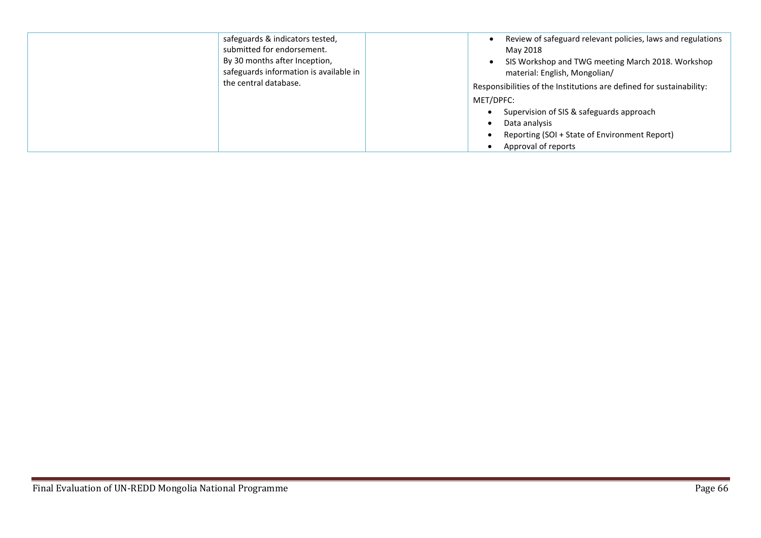|  |  |  |  |
|---|---|---|---|
|  | safeguards & indicators tested, submitted for endorsement.<br>By 30 months after Inception, safeguards information is available in the central database. |  | • Review of safeguard relevant policies, laws and regulations May 2018<br>• SIS Workshop and TWG meeting March 2018. Workshop material: English, Mongolian/<br><br>Responsibilities of the Institutions are defined for sustainability:<br><br>MET/DPFC:<br>• Supervision of SIS & safeguards approach<br>• Data analysis<br>• Reporting (SOI + State of Environment Report)<br>• Approval of reports |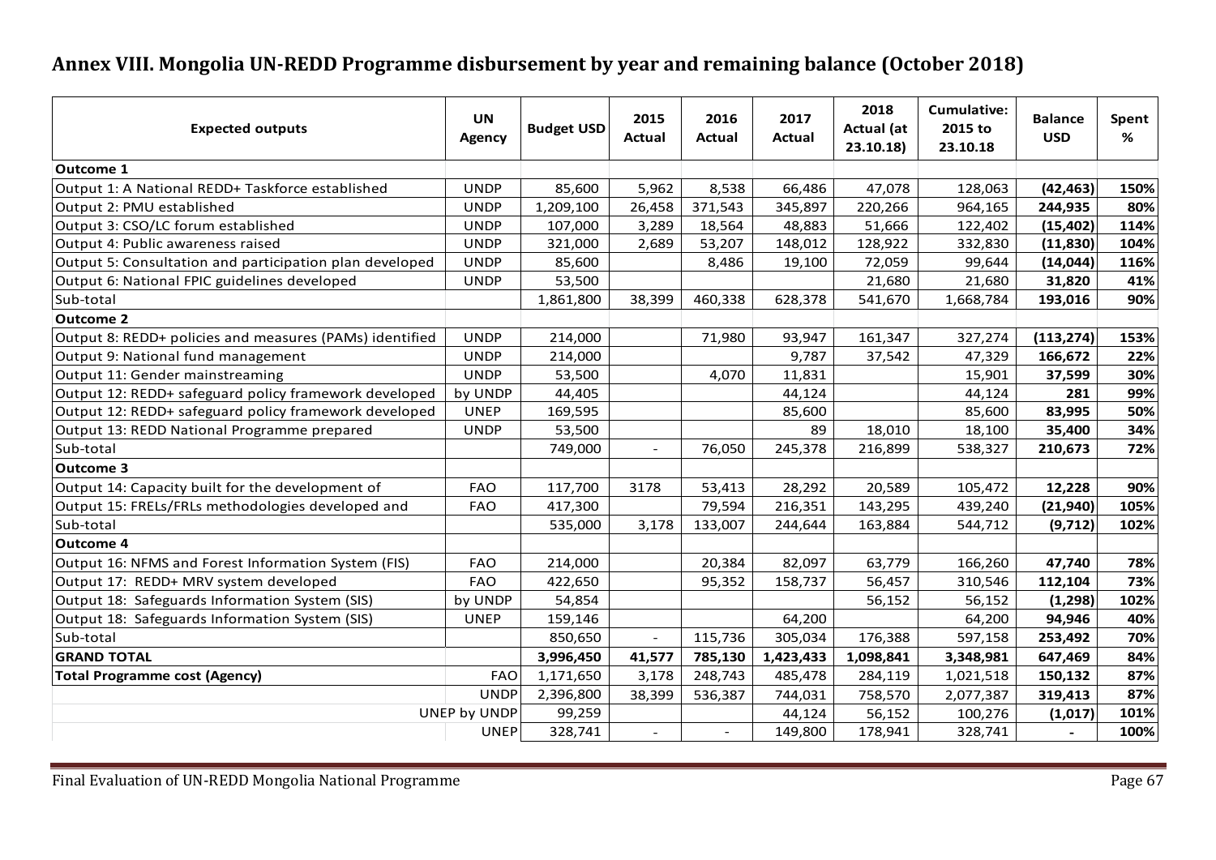# Annex VIII. Mongolia UN-REDD Programme disbursement by year and remaining balance (October 2018)

| Expected outputs | UN Agency | Budget USD | 2015 Actual | 2016 Actual | 2017 Actual | 2018 Actual (at 23.10.18) | Cumulative: 2015 to 23.10.18 | Balance USD | Spent % |
|---|---|---|---|---|---|---|---|---|---|
| **Outcome 1** | | | | | | | | | |
| Output 1: A National REDD+ Taskforce established | UNDP | 85,600 | 5,962 | 8,538 | 66,486 | 47,078 | 128,063 | **(42,463)** | **150%** |
| Output 2: PMU established | UNDP | 1,209,100 | 26,458 | 371,543 | 345,897 | 220,266 | 964,165 | **244,935** | **80%** |
| Output 3: CSO/LC forum established | UNDP | 107,000 | 3,289 | 18,564 | 48,883 | 51,666 | 122,402 | **(15,402)** | **114%** |
| Output 4: Public awareness raised | UNDP | 321,000 | 2,689 | 53,207 | 148,012 | 128,922 | 332,830 | **(11,830)** | **104%** |
| Output 5: Consultation and participation plan developed | UNDP | 85,600 | | 8,486 | 19,100 | 72,059 | 99,644 | **(14,044)** | **116%** |
| Output 6: National FPIC guidelines developed | UNDP | 53,500 | | | | 21,680 | 21,680 | **31,820** | **41%** |
| Sub-total | | 1,861,800 | 38,399 | 460,338 | 628,378 | 541,670 | 1,668,784 | **193,016** | **90%** |
| **Outcome 2** | | | | | | | | | |
| Output 8: REDD+ policies and measures (PAMs) identified | UNDP | 214,000 | | 71,980 | 93,947 | 161,347 | 327,274 | **(113,274)** | **153%** |
| Output 9: National fund management | UNDP | 214,000 | | | 9,787 | 37,542 | 47,329 | **166,672** | **22%** |
| Output 11: Gender mainstreaming | UNDP | 53,500 | | 4,070 | 11,831 | | 15,901 | **37,599** | **30%** |
| Output 12: REDD+ safeguard policy framework developed | by UNDP | 44,405 | | | 44,124 | | 44,124 | **281** | **99%** |
| Output 12: REDD+ safeguard policy framework developed | UNEP | 169,595 | | | 85,600 | | 85,600 | **83,995** | **50%** |
| Output 13: REDD National Programme prepared | UNDP | 53,500 | | | 89 | 18,010 | 18,100 | **35,400** | **34%** |
| Sub-total | | 749,000 | - | 76,050 | 245,378 | 216,899 | 538,327 | **210,673** | **72%** |
| **Outcome 3** | | | | | | | | | |
| Output 14: Capacity built for the development of | FAO | 117,700 | 3178 | 53,413 | 28,292 | 20,589 | 105,472 | **12,228** | **90%** |
| Output 15: FRELs/FRLs methodologies developed and | FAO | 417,300 | | 79,594 | 216,351 | 143,295 | 439,240 | **(21,940)** | **105%** |
| Sub-total | | 535,000 | 3,178 | 133,007 | 244,644 | 163,884 | 544,712 | **(9,712)** | **102%** |
| **Outcome 4** | | | | | | | | | |
| Output 16: NFMS and Forest Information System (FIS) | FAO | 214,000 | | 20,384 | 82,097 | 63,779 | 166,260 | **47,740** | **78%** |
| Output 17: REDD+ MRV system developed | FAO | 422,650 | | 95,352 | 158,737 | 56,457 | 310,546 | **112,104** | **73%** |
| Output 18: Safeguards Information System (SIS) | by UNDP | 54,854 | | | | 56,152 | 56,152 | **(1,298)** | **102%** |
| Output 18: Safeguards Information System (SIS) | UNEP | 159,146 | | | 64,200 | | 64,200 | **94,946** | **40%** |
| Sub-total | | 850,650 | - | 115,736 | 305,034 | 176,388 | 597,158 | **253,492** | **70%** |
| **GRAND TOTAL** | | **3,996,450** | **41,577** | **785,130** | **1,423,433** | **1,098,841** | **3,348,981** | **647,469** | **84%** |
| **Total Programme cost (Agency)** | FAO | 1,171,650 | 3,178 | 248,743 | 485,478 | 284,119 | 1,021,518 | **150,132** | **87%** |
| | UNDP | 2,396,800 | 38,399 | 536,387 | 744,031 | 758,570 | 2,077,387 | **319,413** | **87%** |
| | UNEP by UNDP | 99,259 | | | 44,124 | 56,152 | 100,276 | **(1,017)** | **101%** |
| | UNEP | 328,741 | - | - | 149,800 | 178,941 | 328,741 | **-** | **100%** |